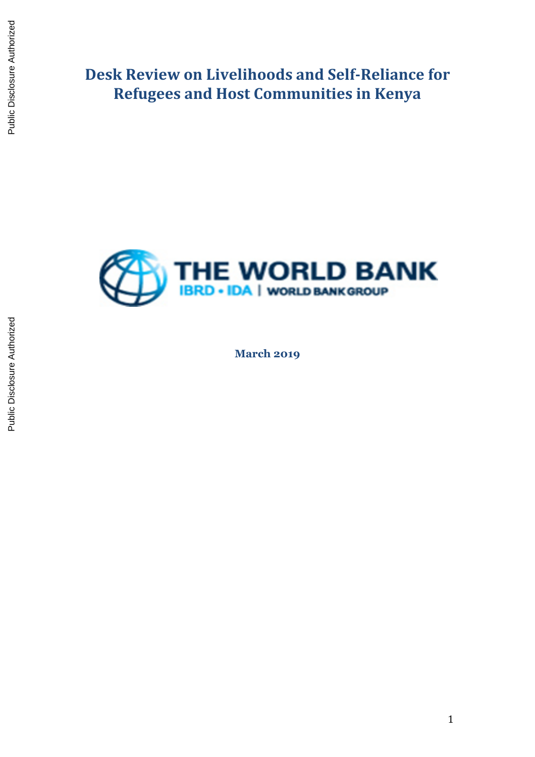# Desk Review on Livelihoods and Self-Reliance for Refugees and Host Communities in Kenya

**March 2019**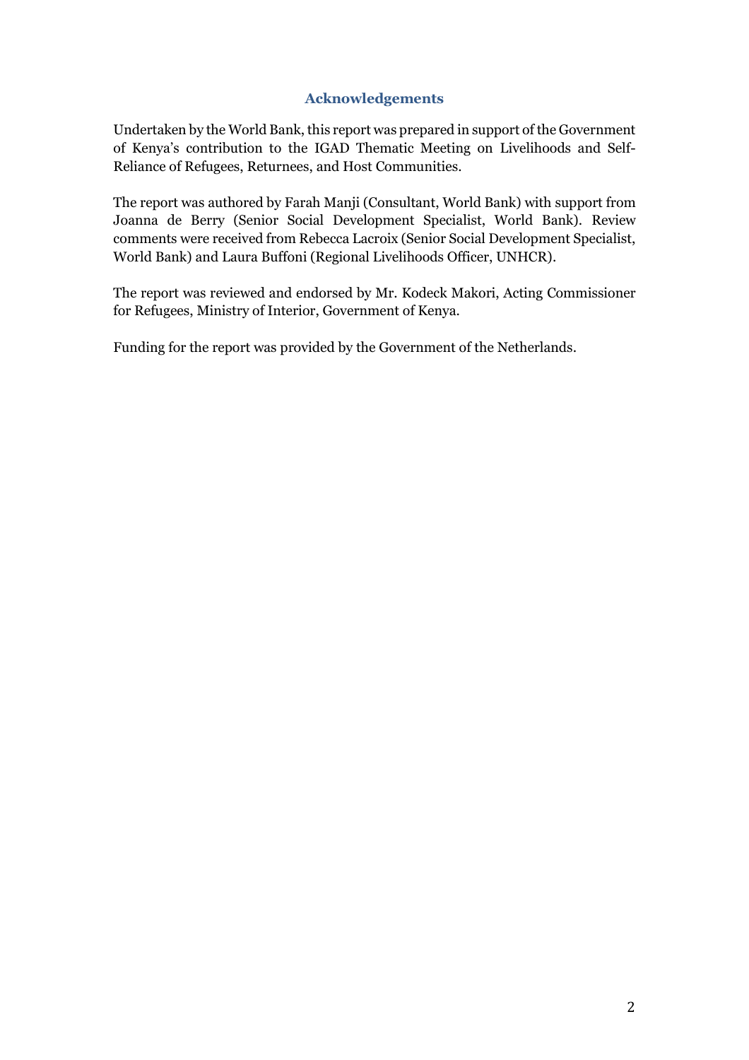## Acknowledgements

Undertaken by the World Bank, this report was prepared in support of the Government of Kenya's contribution to the IGAD Thematic Meeting on Livelihoods and Self-Reliance of Refugees, Returnees, and Host Communities.

The report was authored by Farah Manji (Consultant, World Bank) with support from Joanna de Berry (Senior Social Development Specialist, World Bank). Review comments were received from Rebecca Lacroix (Senior Social Development Specialist, World Bank) and Laura Buffoni (Regional Livelihoods Officer, UNHCR).

The report was reviewed and endorsed by Mr. Kodeck Makori, Acting Commissioner for Refugees, Ministry of Interior, Government of Kenya.

Funding for the report was provided by the Government of the Netherlands.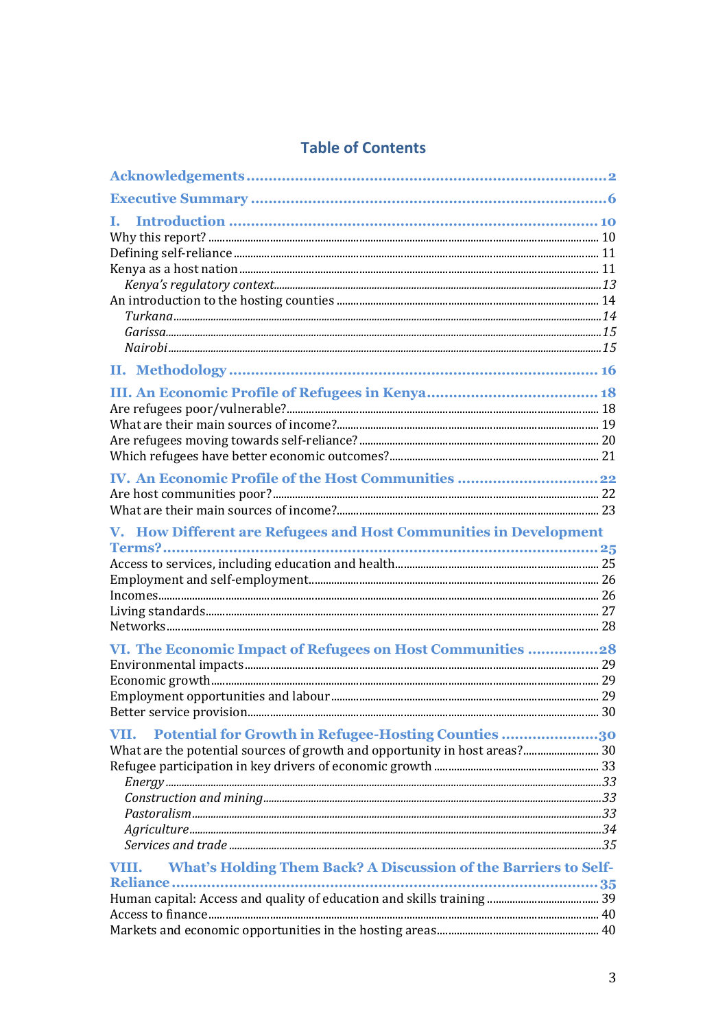## Table of Contents

**Acknowledgements** ........ 2

**Executive Summary** ........ 6

**I. Introduction** ........ 10

- Why this report? ........ 10
- Defining self-reliance ........ 11
- Kenya as a host nation ........ 11
  - *Kenya's regulatory context* ........ 13
- An introduction to the hosting counties ........ 14
  - *Turkana* ........ 14
  - *Garissa* ........ 15
  - *Nairobi* ........ 15

**II. Methodology** ........ 16

**III. An Economic Profile of Refugees in Kenya** ........ 18

- Are refugees poor/vulnerable? ........ 18
- What are their main sources of income? ........ 19
- Are refugees moving towards self-reliance? ........ 20
- Which refugees have better economic outcomes? ........ 21

**IV. An Economic Profile of the Host Communities** ........ 22

- Are host communities poor? ........ 22
- What are their main sources of income? ........ 23

**V. How Different are Refugees and Host Communities in Development Terms?** ........ 25

- Access to services, including education and health ........ 25
- Employment and self-employment ........ 26
- Incomes ........ 26
- Living standards ........ 27
- Networks ........ 28

**VI. The Economic Impact of Refugees on Host Communities** ........ 28

- Environmental impacts ........ 29
- Economic growth ........ 29
- Employment opportunities and labour ........ 29
- Better service provision ........ 30

**VII. Potential for Growth in Refugee-Hosting Counties** ........ 30

- What are the potential sources of growth and opportunity in host areas? ........ 30
- Refugee participation in key drivers of economic growth ........ 33
  - *Energy* ........ 33
  - *Construction and mining* ........ 33
  - *Pastoralism* ........ 33
  - *Agriculture* ........ 34
  - *Services and trade* ........ 35

**VIII. What's Holding Them Back? A Discussion of the Barriers to Self-Reliance** ........ 35

- Human capital: Access and quality of education and skills training ........ 39
- Access to finance ........ 40
- Markets and economic opportunities in the hosting areas ........ 40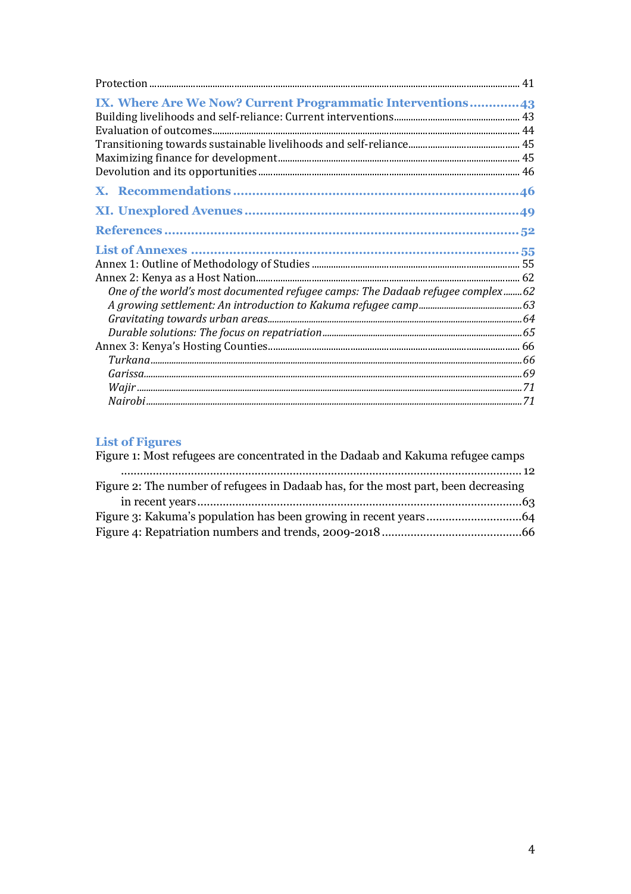Protection ........................................................................................................................ 41

**IX. Where Are We Now? Current Programmatic Interventions ............. 43**

Building livelihoods and self-reliance: Current interventions.................................................... 43

Evaluation of outcomes.................................................................................................................... 44

Transitioning towards sustainable livelihoods and self-reliance............................................. 45

Maximizing finance for development......................................................................................... 45

Devolution and its opportunities .................................................................................................. 46

**X. Recommendations ............................................................................46**

**XI. Unexplored Avenues .........................................................................49**

**References ............................................................................................52**

**List of Annexes .......................................................................................55**

Annex 1: Outline of Methodology of Studies ................................................................................. 55

Annex 2: Kenya as a Host Nation.................................................................................................... 62

*One of the world's most documented refugee camps: The Dadaab refugee complex........62*

*A growing settlement: An introduction to Kakuma refugee camp............................................63*

*Gravitating towards urban areas..........................................................................................64*

*Durable solutions: The focus on repatriation..............................................................................65*

Annex 3: Kenya's Hosting Counties................................................................................................. 66

*Turkana.......................................................................................................................................66*

*Garissa........................................................................................................................................69*

*Wajir..........................................................................................................................................71*

*Nairobi.......................................................................................................................................71*

## List of Figures

Figure 1: Most refugees are concentrated in the Dadaab and Kakuma refugee camps .......................................................................................................................................12

Figure 2: The number of refugees in Dadaab has, for the most part, been decreasing in recent years.......................................................................................................63

Figure 3: Kakuma's population has been growing in recent years.............................64

Figure 4: Repatriation numbers and trends, 2009-2018............................................66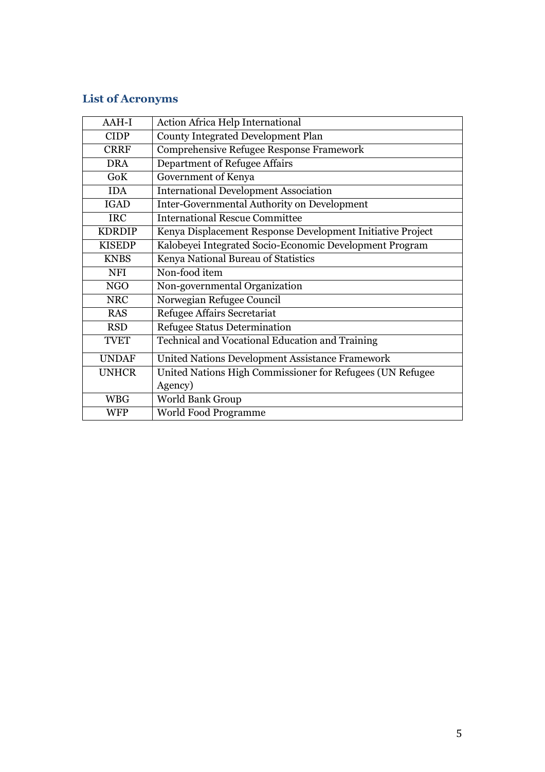## List of Acronyms

| | |
|---|---|
| AAH-I | Action Africa Help International |
| CIDP | County Integrated Development Plan |
| CRRF | Comprehensive Refugee Response Framework |
| DRA | Department of Refugee Affairs |
| GoK | Government of Kenya |
| IDA | International Development Association |
| IGAD | Inter-Governmental Authority on Development |
| IRC | International Rescue Committee |
| KDRDIP | Kenya Displacement Response Development Initiative Project |
| KISEDP | Kalobeyei Integrated Socio-Economic Development Program |
| KNBS | Kenya National Bureau of Statistics |
| NFI | Non-food item |
| NGO | Non-governmental Organization |
| NRC | Norwegian Refugee Council |
| RAS | Refugee Affairs Secretariat |
| RSD | Refugee Status Determination |
| TVET | Technical and Vocational Education and Training |
| UNDAF | United Nations Development Assistance Framework |
| UNHCR | United Nations High Commissioner for Refugees (UN Refugee Agency) |
| WBG | World Bank Group |
| WFP | World Food Programme |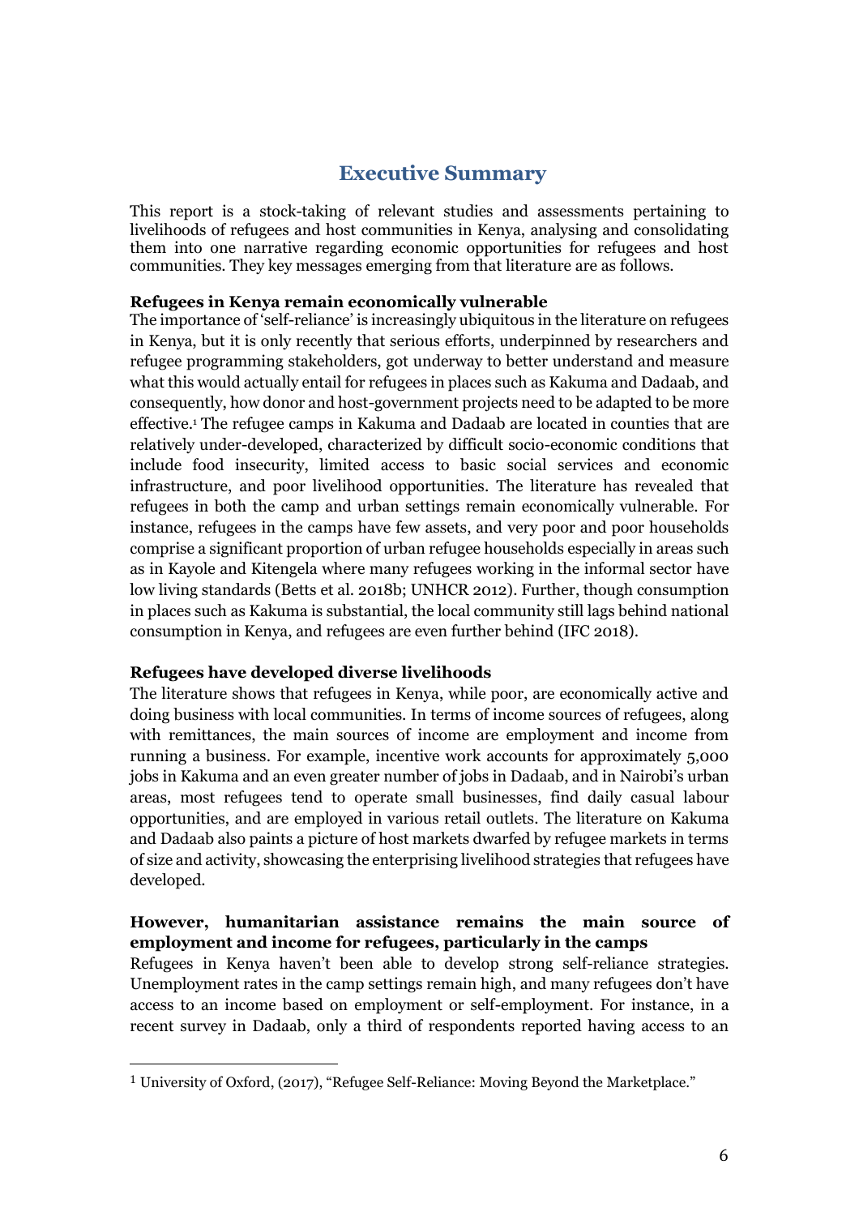# Executive Summary

This report is a stock-taking of relevant studies and assessments pertaining to livelihoods of refugees and host communities in Kenya, analysing and consolidating them into one narrative regarding economic opportunities for refugees and host communities. They key messages emerging from that literature are as follows.

**Refugees in Kenya remain economically vulnerable**

The importance of 'self-reliance' is increasingly ubiquitous in the literature on refugees in Kenya, but it is only recently that serious efforts, underpinned by researchers and refugee programming stakeholders, got underway to better understand and measure what this would actually entail for refugees in places such as Kakuma and Dadaab, and consequently, how donor and host-government projects need to be adapted to be more effective.[1] The refugee camps in Kakuma and Dadaab are located in counties that are relatively under-developed, characterized by difficult socio-economic conditions that include food insecurity, limited access to basic social services and economic infrastructure, and poor livelihood opportunities. The literature has revealed that refugees in both the camp and urban settings remain economically vulnerable. For instance, refugees in the camps have few assets, and very poor and poor households comprise a significant proportion of urban refugee households especially in areas such as in Kayole and Kitengela where many refugees working in the informal sector have low living standards (Betts et al. 2018b; UNHCR 2012). Further, though consumption in places such as Kakuma is substantial, the local community still lags behind national consumption in Kenya, and refugees are even further behind (IFC 2018).

**Refugees have developed diverse livelihoods**

The literature shows that refugees in Kenya, while poor, are economically active and doing business with local communities. In terms of income sources of refugees, along with remittances, the main sources of income are employment and income from running a business. For example, incentive work accounts for approximately 5,000 jobs in Kakuma and an even greater number of jobs in Dadaab, and in Nairobi's urban areas, most refugees tend to operate small businesses, find daily casual labour opportunities, and are employed in various retail outlets. The literature on Kakuma and Dadaab also paints a picture of host markets dwarfed by refugee markets in terms of size and activity, showcasing the enterprising livelihood strategies that refugees have developed.

**However, humanitarian assistance remains the main source of employment and income for refugees, particularly in the camps**

Refugees in Kenya haven't been able to develop strong self-reliance strategies. Unemployment rates in the camp settings remain high, and many refugees don't have access to an income based on employment or self-employment. For instance, in a recent survey in Dadaab, only a third of respondents reported having access to an

[1] University of Oxford, (2017), "Refugee Self-Reliance: Moving Beyond the Marketplace."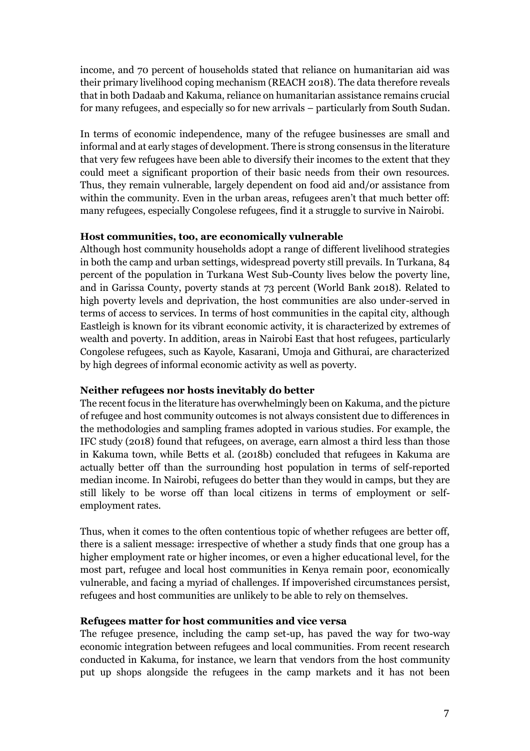income, and 70 percent of households stated that reliance on humanitarian aid was their primary livelihood coping mechanism (REACH 2018). The data therefore reveals that in both Dadaab and Kakuma, reliance on humanitarian assistance remains crucial for many refugees, and especially so for new arrivals – particularly from South Sudan.

In terms of economic independence, many of the refugee businesses are small and informal and at early stages of development. There is strong consensus in the literature that very few refugees have been able to diversify their incomes to the extent that they could meet a significant proportion of their basic needs from their own resources. Thus, they remain vulnerable, largely dependent on food aid and/or assistance from within the community. Even in the urban areas, refugees aren't that much better off: many refugees, especially Congolese refugees, find it a struggle to survive in Nairobi.

**Host communities, too, are economically vulnerable**

Although host community households adopt a range of different livelihood strategies in both the camp and urban settings, widespread poverty still prevails. In Turkana, 84 percent of the population in Turkana West Sub-County lives below the poverty line, and in Garissa County, poverty stands at 73 percent (World Bank 2018). Related to high poverty levels and deprivation, the host communities are also under-served in terms of access to services. In terms of host communities in the capital city, although Eastleigh is known for its vibrant economic activity, it is characterized by extremes of wealth and poverty. In addition, areas in Nairobi East that host refugees, particularly Congolese refugees, such as Kayole, Kasarani, Umoja and Githurai, are characterized by high degrees of informal economic activity as well as poverty.

**Neither refugees nor hosts inevitably do better**

The recent focus in the literature has overwhelmingly been on Kakuma, and the picture of refugee and host community outcomes is not always consistent due to differences in the methodologies and sampling frames adopted in various studies. For example, the IFC study (2018) found that refugees, on average, earn almost a third less than those in Kakuma town, while Betts et al. (2018b) concluded that refugees in Kakuma are actually better off than the surrounding host population in terms of self-reported median income. In Nairobi, refugees do better than they would in camps, but they are still likely to be worse off than local citizens in terms of employment or self-employment rates.

Thus, when it comes to the often contentious topic of whether refugees are better off, there is a salient message: irrespective of whether a study finds that one group has a higher employment rate or higher incomes, or even a higher educational level, for the most part, refugee and local host communities in Kenya remain poor, economically vulnerable, and facing a myriad of challenges. If impoverished circumstances persist, refugees and host communities are unlikely to be able to rely on themselves.

**Refugees matter for host communities and vice versa**

The refugee presence, including the camp set-up, has paved the way for two-way economic integration between refugees and local communities. From recent research conducted in Kakuma, for instance, we learn that vendors from the host community put up shops alongside the refugees in the camp markets and it has not been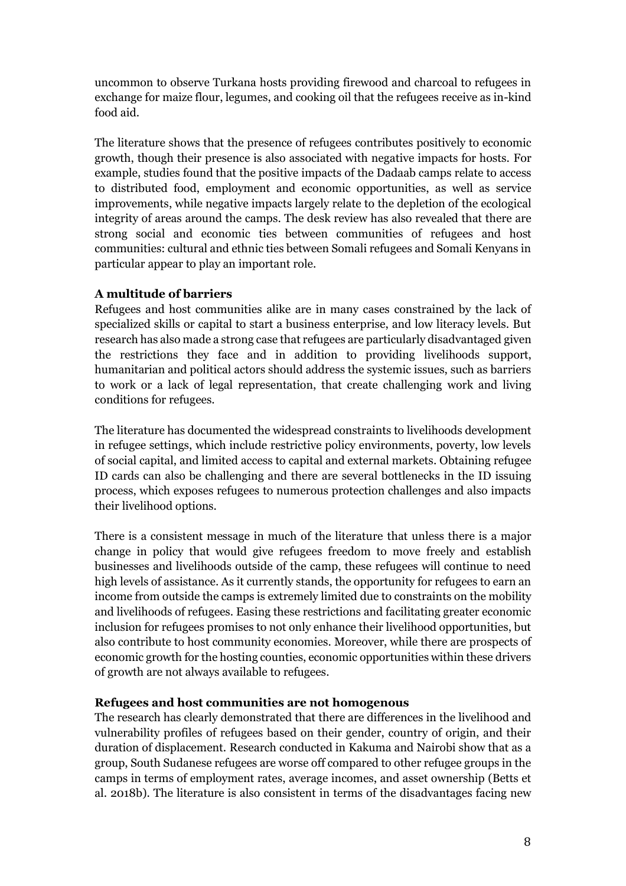uncommon to observe Turkana hosts providing firewood and charcoal to refugees in exchange for maize flour, legumes, and cooking oil that the refugees receive as in-kind food aid.

The literature shows that the presence of refugees contributes positively to economic growth, though their presence is also associated with negative impacts for hosts. For example, studies found that the positive impacts of the Dadaab camps relate to access to distributed food, employment and economic opportunities, as well as service improvements, while negative impacts largely relate to the depletion of the ecological integrity of areas around the camps. The desk review has also revealed that there are strong social and economic ties between communities of refugees and host communities: cultural and ethnic ties between Somali refugees and Somali Kenyans in particular appear to play an important role.

**A multitude of barriers**

Refugees and host communities alike are in many cases constrained by the lack of specialized skills or capital to start a business enterprise, and low literacy levels. But research has also made a strong case that refugees are particularly disadvantaged given the restrictions they face and in addition to providing livelihoods support, humanitarian and political actors should address the systemic issues, such as barriers to work or a lack of legal representation, that create challenging work and living conditions for refugees.

The literature has documented the widespread constraints to livelihoods development in refugee settings, which include restrictive policy environments, poverty, low levels of social capital, and limited access to capital and external markets. Obtaining refugee ID cards can also be challenging and there are several bottlenecks in the ID issuing process, which exposes refugees to numerous protection challenges and also impacts their livelihood options.

There is a consistent message in much of the literature that unless there is a major change in policy that would give refugees freedom to move freely and establish businesses and livelihoods outside of the camp, these refugees will continue to need high levels of assistance. As it currently stands, the opportunity for refugees to earn an income from outside the camps is extremely limited due to constraints on the mobility and livelihoods of refugees. Easing these restrictions and facilitating greater economic inclusion for refugees promises to not only enhance their livelihood opportunities, but also contribute to host community economies. Moreover, while there are prospects of economic growth for the hosting counties, economic opportunities within these drivers of growth are not always available to refugees.

**Refugees and host communities are not homogenous**

The research has clearly demonstrated that there are differences in the livelihood and vulnerability profiles of refugees based on their gender, country of origin, and their duration of displacement. Research conducted in Kakuma and Nairobi show that as a group, South Sudanese refugees are worse off compared to other refugee groups in the camps in terms of employment rates, average incomes, and asset ownership (Betts et al. 2018b). The literature is also consistent in terms of the disadvantages facing new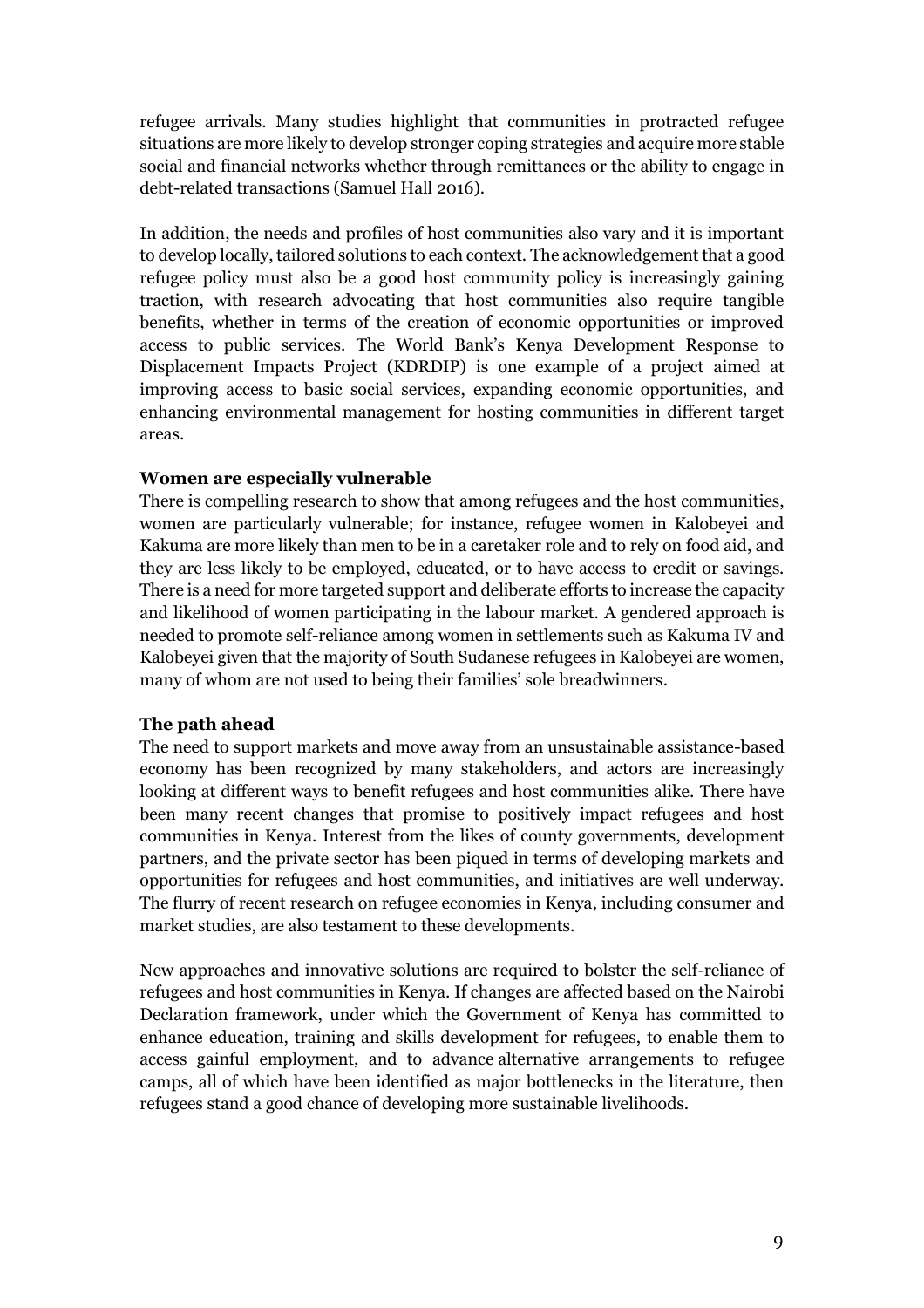refugee arrivals. Many studies highlight that communities in protracted refugee situations are more likely to develop stronger coping strategies and acquire more stable social and financial networks whether through remittances or the ability to engage in debt-related transactions (Samuel Hall 2016).

In addition, the needs and profiles of host communities also vary and it is important to develop locally, tailored solutions to each context. The acknowledgement that a good refugee policy must also be a good host community policy is increasingly gaining traction, with research advocating that host communities also require tangible benefits, whether in terms of the creation of economic opportunities or improved access to public services. The World Bank's Kenya Development Response to Displacement Impacts Project (KDRDIP) is one example of a project aimed at improving access to basic social services, expanding economic opportunities, and enhancing environmental management for hosting communities in different target areas.

**Women are especially vulnerable**

There is compelling research to show that among refugees and the host communities, women are particularly vulnerable; for instance, refugee women in Kalobeyei and Kakuma are more likely than men to be in a caretaker role and to rely on food aid, and they are less likely to be employed, educated, or to have access to credit or savings. There is a need for more targeted support and deliberate efforts to increase the capacity and likelihood of women participating in the labour market. A gendered approach is needed to promote self-reliance among women in settlements such as Kakuma IV and Kalobeyei given that the majority of South Sudanese refugees in Kalobeyei are women, many of whom are not used to being their families' sole breadwinners.

**The path ahead**

The need to support markets and move away from an unsustainable assistance-based economy has been recognized by many stakeholders, and actors are increasingly looking at different ways to benefit refugees and host communities alike. There have been many recent changes that promise to positively impact refugees and host communities in Kenya. Interest from the likes of county governments, development partners, and the private sector has been piqued in terms of developing markets and opportunities for refugees and host communities, and initiatives are well underway. The flurry of recent research on refugee economies in Kenya, including consumer and market studies, are also testament to these developments.

New approaches and innovative solutions are required to bolster the self-reliance of refugees and host communities in Kenya. If changes are affected based on the Nairobi Declaration framework, under which the Government of Kenya has committed to enhance education, training and skills development for refugees, to enable them to access gainful employment, and to advance alternative arrangements to refugee camps, all of which have been identified as major bottlenecks in the literature, then refugees stand a good chance of developing more sustainable livelihoods.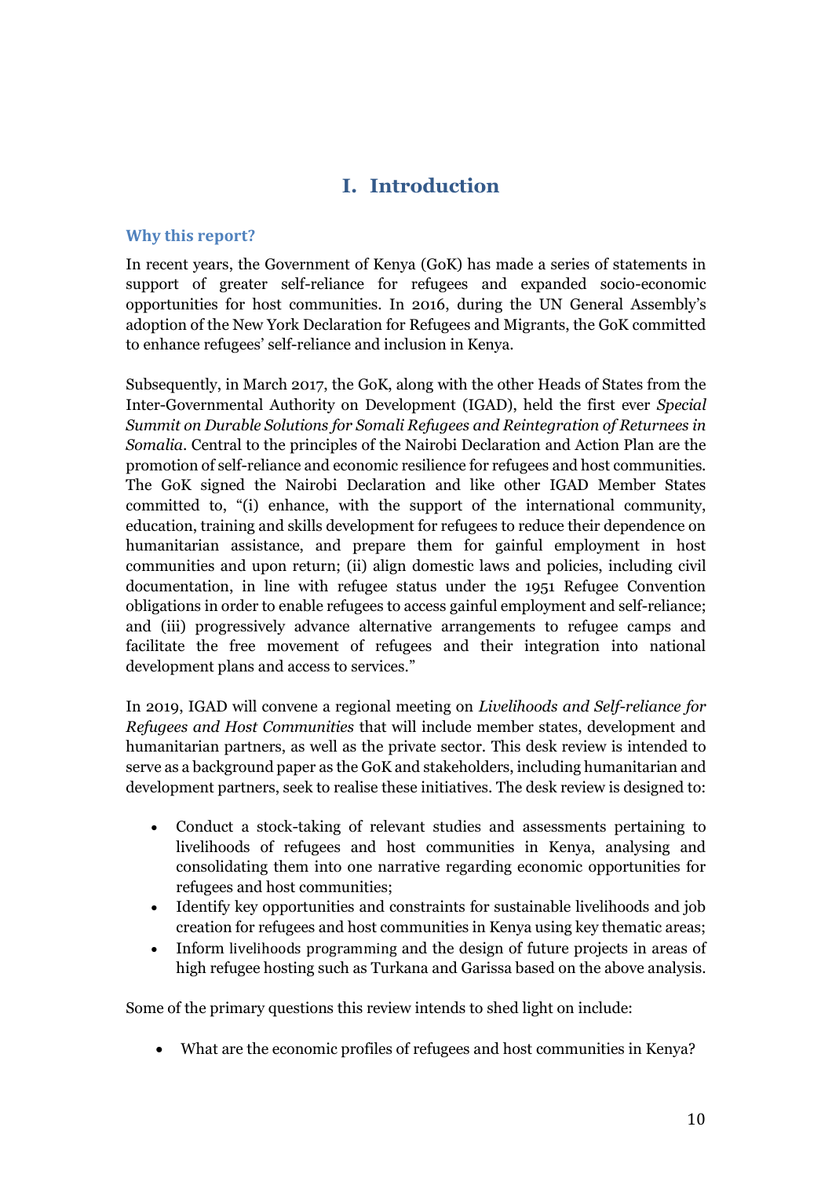# I. Introduction

### Why this report?

In recent years, the Government of Kenya (GoK) has made a series of statements in support of greater self-reliance for refugees and expanded socio-economic opportunities for host communities. In 2016, during the UN General Assembly's adoption of the New York Declaration for Refugees and Migrants, the GoK committed to enhance refugees' self-reliance and inclusion in Kenya.

Subsequently, in March 2017, the GoK, along with the other Heads of States from the Inter-Governmental Authority on Development (IGAD), held the first ever *Special Summit on Durable Solutions for Somali Refugees and Reintegration of Returnees in Somalia*. Central to the principles of the Nairobi Declaration and Action Plan are the promotion of self-reliance and economic resilience for refugees and host communities. The GoK signed the Nairobi Declaration and like other IGAD Member States committed to, "(i) enhance, with the support of the international community, education, training and skills development for refugees to reduce their dependence on humanitarian assistance, and prepare them for gainful employment in host communities and upon return; (ii) align domestic laws and policies, including civil documentation, in line with refugee status under the 1951 Refugee Convention obligations in order to enable refugees to access gainful employment and self-reliance; and (iii) progressively advance alternative arrangements to refugee camps and facilitate the free movement of refugees and their integration into national development plans and access to services."

In 2019, IGAD will convene a regional meeting on *Livelihoods and Self-reliance for Refugees and Host Communities* that will include member states, development and humanitarian partners, as well as the private sector. This desk review is intended to serve as a background paper as the GoK and stakeholders, including humanitarian and development partners, seek to realise these initiatives. The desk review is designed to:

- Conduct a stock-taking of relevant studies and assessments pertaining to livelihoods of refugees and host communities in Kenya, analysing and consolidating them into one narrative regarding economic opportunities for refugees and host communities;
- Identify key opportunities and constraints for sustainable livelihoods and job creation for refugees and host communities in Kenya using key thematic areas;
- Inform livelihoods programming and the design of future projects in areas of high refugee hosting such as Turkana and Garissa based on the above analysis.

Some of the primary questions this review intends to shed light on include:

- What are the economic profiles of refugees and host communities in Kenya?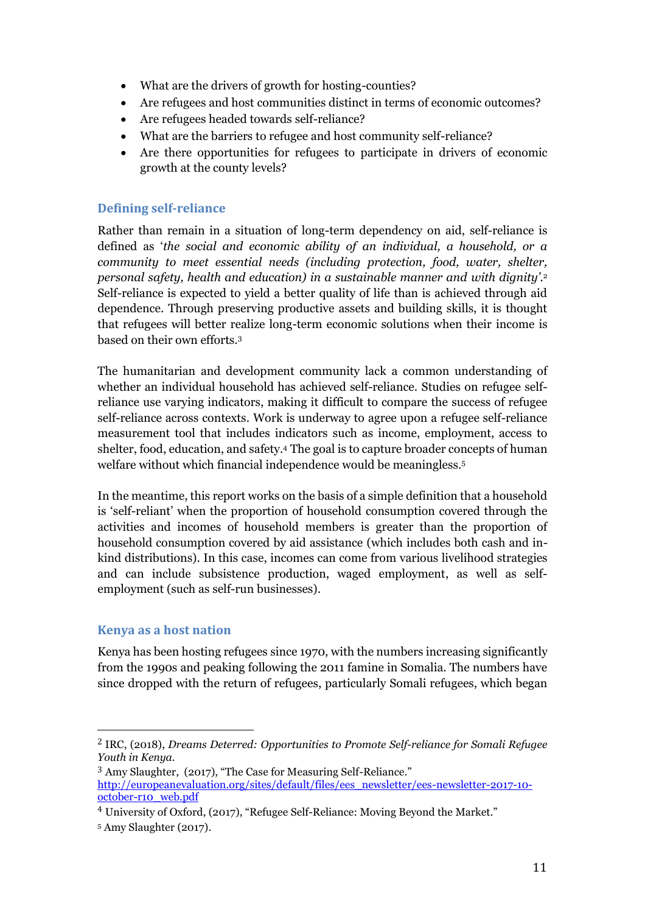- What are the drivers of growth for hosting-counties?
- Are refugees and host communities distinct in terms of economic outcomes?
- Are refugees headed towards self-reliance?
- What are the barriers to refugee and host community self-reliance?
- Are there opportunities for refugees to participate in drivers of economic growth at the county levels?

## Defining self-reliance

Rather than remain in a situation of long-term dependency on aid, self-reliance is defined as '*the social and economic ability of an individual, a household, or a community to meet essential needs (including protection, food, water, shelter, personal safety, health and education) in a sustainable manner and with dignity'*.[2] Self-reliance is expected to yield a better quality of life than is achieved through aid dependence. Through preserving productive assets and building skills, it is thought that refugees will better realize long-term economic solutions when their income is based on their own efforts.[3]

The humanitarian and development community lack a common understanding of whether an individual household has achieved self-reliance. Studies on refugee self-reliance use varying indicators, making it difficult to compare the success of refugee self-reliance across contexts. Work is underway to agree upon a refugee self-reliance measurement tool that includes indicators such as income, employment, access to shelter, food, education, and safety.[4] The goal is to capture broader concepts of human welfare without which financial independence would be meaningless.[5]

In the meantime, this report works on the basis of a simple definition that a household is 'self-reliant' when the proportion of household consumption covered through the activities and incomes of household members is greater than the proportion of household consumption covered by aid assistance (which includes both cash and in-kind distributions). In this case, incomes can come from various livelihood strategies and can include subsistence production, waged employment, as well as self-employment (such as self-run businesses).

## Kenya as a host nation

Kenya has been hosting refugees since 1970, with the numbers increasing significantly from the 1990s and peaking following the 2011 famine in Somalia. The numbers have since dropped with the return of refugees, particularly Somali refugees, which began

---

[2] IRC, (2018), *Dreams Deterred: Opportunities to Promote Self-reliance for Somali Refugee Youth in Kenya*.

[3] Amy Slaughter, (2017), "The Case for Measuring Self-Reliance." http://europeanevaluation.org/sites/default/files/ees_newsletter/ees-newsletter-2017-10-october-r10_web.pdf

[4] University of Oxford, (2017), "Refugee Self-Reliance: Moving Beyond the Market."

[5] Amy Slaughter (2017).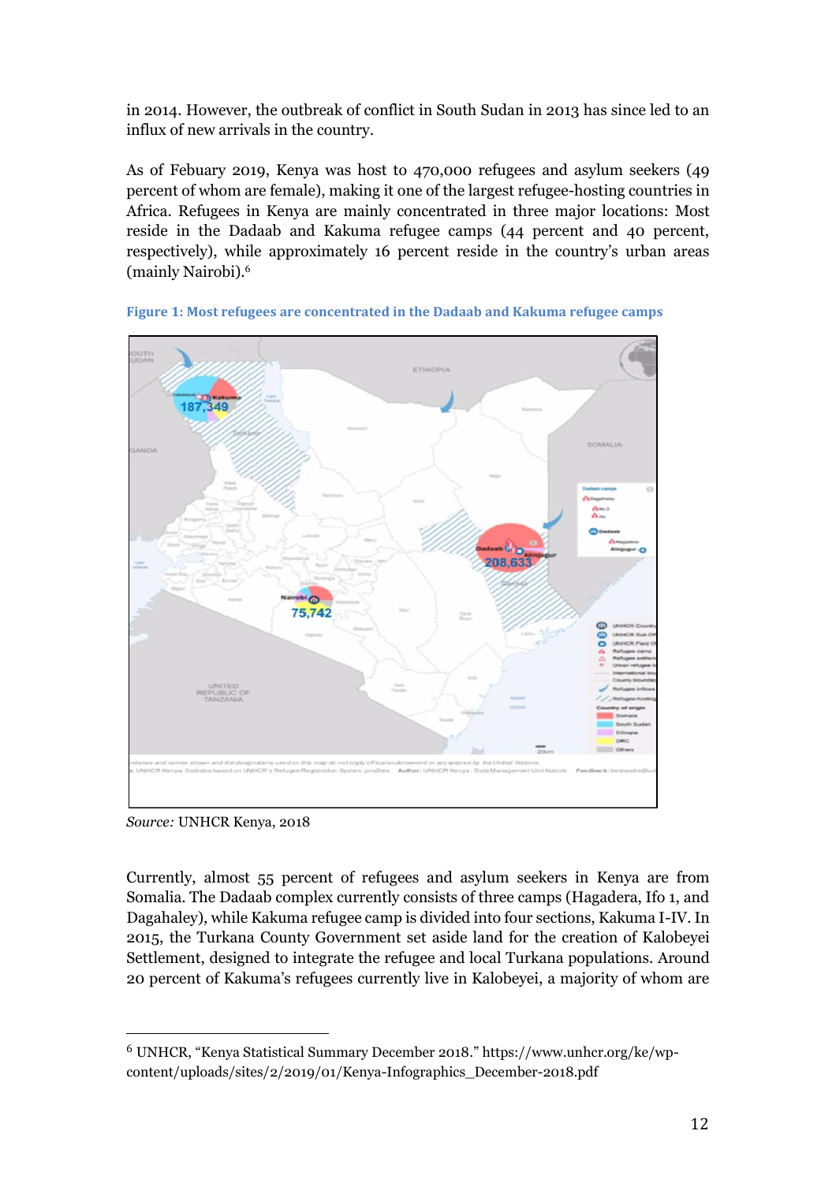in 2014. However, the outbreak of conflict in South Sudan in 2013 has since led to an influx of new arrivals in the country.

As of Febuary 2019, Kenya was host to 470,000 refugees and asylum seekers (49 percent of whom are female), making it one of the largest refugee-hosting countries in Africa. Refugees in Kenya are mainly concentrated in three major locations: Most reside in the Dadaab and Kakuma refugee camps (44 percent and 40 percent, respectively), while approximately 16 percent reside in the country's urban areas (mainly Nairobi).[6]

**Figure 1: Most refugees are concentrated in the Dadaab and Kakuma refugee camps**

*Source:* UNHCR Kenya, 2018

Currently, almost 55 percent of refugees and asylum seekers in Kenya are from Somalia. The Dadaab complex currently consists of three camps (Hagadera, Ifo 1, and Dagahaley), while Kakuma refugee camp is divided into four sections, Kakuma I-IV. In 2015, the Turkana County Government set aside land for the creation of Kalobeyei Settlement, designed to integrate the refugee and local Turkana populations. Around 20 percent of Kakuma's refugees currently live in Kalobeyei, a majority of whom are

[6] UNHCR, "Kenya Statistical Summary December 2018." https://www.unhcr.org/ke/wp-content/uploads/sites/2/2019/01/Kenya-Infographics_December-2018.pdf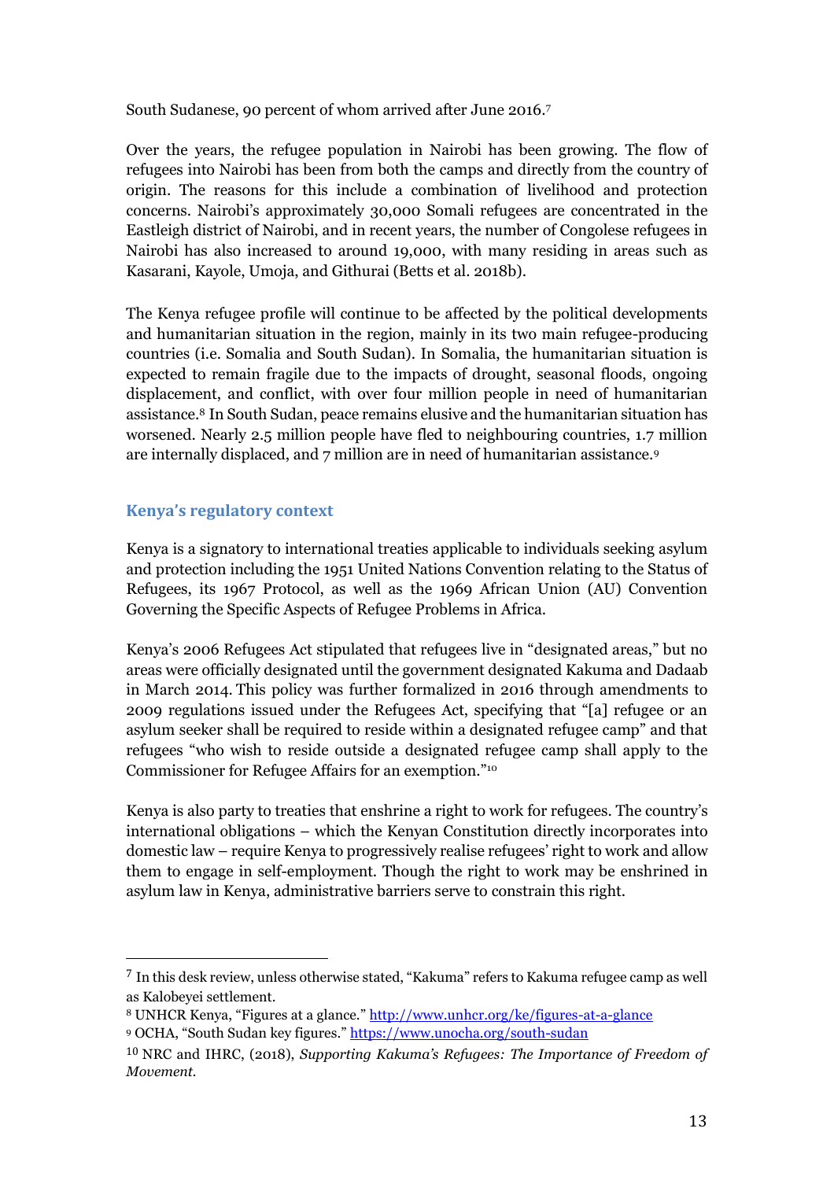South Sudanese, 90 percent of whom arrived after June 2016.[7]

Over the years, the refugee population in Nairobi has been growing. The flow of refugees into Nairobi has been from both the camps and directly from the country of origin. The reasons for this include a combination of livelihood and protection concerns. Nairobi's approximately 30,000 Somali refugees are concentrated in the Eastleigh district of Nairobi, and in recent years, the number of Congolese refugees in Nairobi has also increased to around 19,000, with many residing in areas such as Kasarani, Kayole, Umoja, and Githurai (Betts et al. 2018b).

The Kenya refugee profile will continue to be affected by the political developments and humanitarian situation in the region, mainly in its two main refugee-producing countries (i.e. Somalia and South Sudan). In Somalia, the humanitarian situation is expected to remain fragile due to the impacts of drought, seasonal floods, ongoing displacement, and conflict, with over four million people in need of humanitarian assistance.[8] In South Sudan, peace remains elusive and the humanitarian situation has worsened. Nearly 2.5 million people have fled to neighbouring countries, 1.7 million are internally displaced, and 7 million are in need of humanitarian assistance.[9]

## Kenya's regulatory context

Kenya is a signatory to international treaties applicable to individuals seeking asylum and protection including the 1951 United Nations Convention relating to the Status of Refugees, its 1967 Protocol, as well as the 1969 African Union (AU) Convention Governing the Specific Aspects of Refugee Problems in Africa.

Kenya's 2006 Refugees Act stipulated that refugees live in "designated areas," but no areas were officially designated until the government designated Kakuma and Dadaab in March 2014. This policy was further formalized in 2016 through amendments to 2009 regulations issued under the Refugees Act, specifying that "[a] refugee or an asylum seeker shall be required to reside within a designated refugee camp" and that refugees "who wish to reside outside a designated refugee camp shall apply to the Commissioner for Refugee Affairs for an exemption."[10]

Kenya is also party to treaties that enshrine a right to work for refugees. The country's international obligations – which the Kenyan Constitution directly incorporates into domestic law – require Kenya to progressively realise refugees' right to work and allow them to engage in self-employment. Though the right to work may be enshrined in asylum law in Kenya, administrative barriers serve to constrain this right.

---

[7] In this desk review, unless otherwise stated, "Kakuma" refers to Kakuma refugee camp as well as Kalobeyei settlement.

[8] UNHCR Kenya, "Figures at a glance." http://www.unhcr.org/ke/figures-at-a-glance

[9] OCHA, "South Sudan key figures." https://www.unocha.org/south-sudan

[10] NRC and IHRC, (2018), *Supporting Kakuma's Refugees: The Importance of Freedom of Movement.*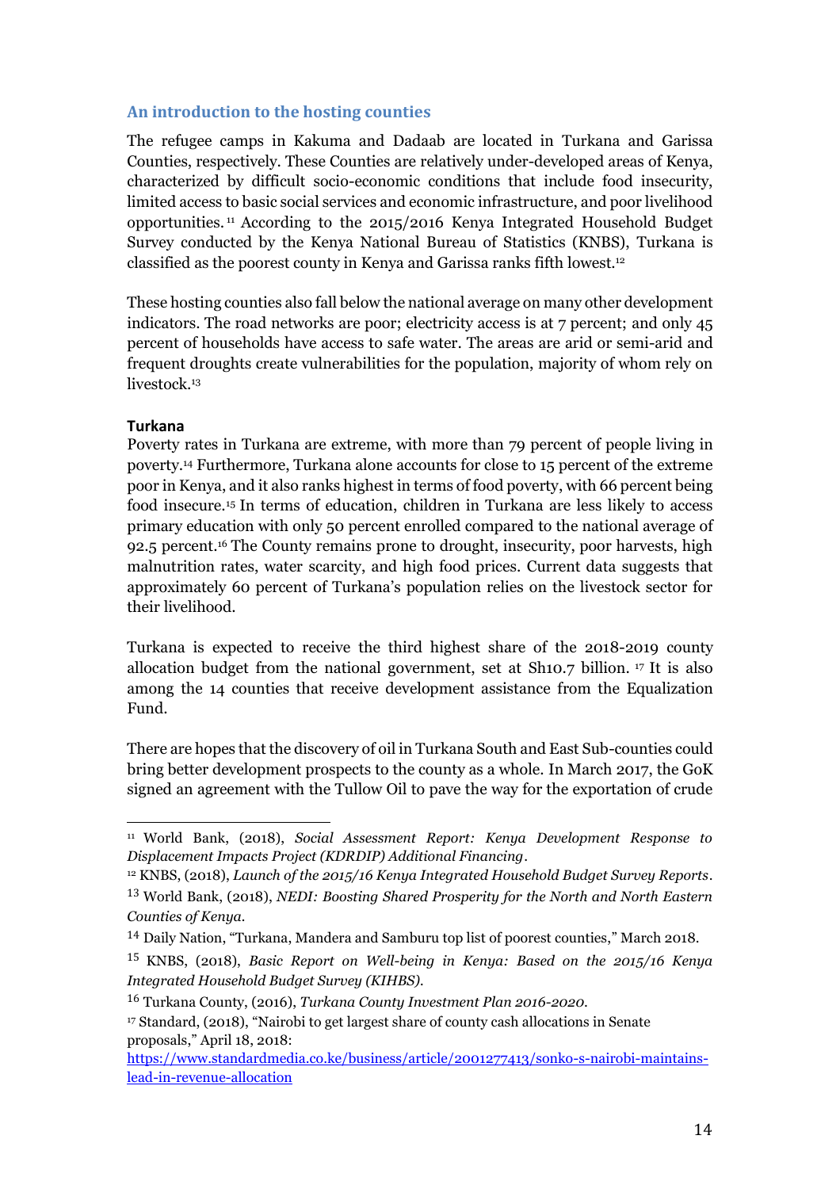## An introduction to the hosting counties

The refugee camps in Kakuma and Dadaab are located in Turkana and Garissa Counties, respectively. These Counties are relatively under-developed areas of Kenya, characterized by difficult socio-economic conditions that include food insecurity, limited access to basic social services and economic infrastructure, and poor livelihood opportunities.[11] According to the 2015/2016 Kenya Integrated Household Budget Survey conducted by the Kenya National Bureau of Statistics (KNBS), Turkana is classified as the poorest county in Kenya and Garissa ranks fifth lowest.[12]

These hosting counties also fall below the national average on many other development indicators. The road networks are poor; electricity access is at 7 percent; and only 45 percent of households have access to safe water. The areas are arid or semi-arid and frequent droughts create vulnerabilities for the population, majority of whom rely on livestock.[13]

### Turkana

Poverty rates in Turkana are extreme, with more than 79 percent of people living in poverty.[14] Furthermore, Turkana alone accounts for close to 15 percent of the extreme poor in Kenya, and it also ranks highest in terms of food poverty, with 66 percent being food insecure.[15] In terms of education, children in Turkana are less likely to access primary education with only 50 percent enrolled compared to the national average of 92.5 percent.[16] The County remains prone to drought, insecurity, poor harvests, high malnutrition rates, water scarcity, and high food prices. Current data suggests that approximately 60 percent of Turkana's population relies on the livestock sector for their livelihood.

Turkana is expected to receive the third highest share of the 2018-2019 county allocation budget from the national government, set at Sh10.7 billion.[17] It is also among the 14 counties that receive development assistance from the Equalization Fund.

There are hopes that the discovery of oil in Turkana South and East Sub-counties could bring better development prospects to the county as a whole. In March 2017, the GoK signed an agreement with the Tullow Oil to pave the way for the exportation of crude

---

[11] World Bank, (2018), *Social Assessment Report: Kenya Development Response to Displacement Impacts Project (KDRDIP) Additional Financing*.

[12] KNBS, (2018), *Launch of the 2015/16 Kenya Integrated Household Budget Survey Reports*.

[13] World Bank, (2018), *NEDI: Boosting Shared Prosperity for the North and North Eastern Counties of Kenya*.

[14] Daily Nation, "Turkana, Mandera and Samburu top list of poorest counties," March 2018.

[15] KNBS, (2018), *Basic Report on Well-being in Kenya: Based on the 2015/16 Kenya Integrated Household Budget Survey (KIHBS)*.

[16] Turkana County, (2016), *Turkana County Investment Plan 2016-2020*.

[17] Standard, (2018), "Nairobi to get largest share of county cash allocations in Senate proposals," April 18, 2018: https://www.standardmedia.co.ke/business/article/2001277413/sonko-s-nairobi-maintains-lead-in-revenue-allocation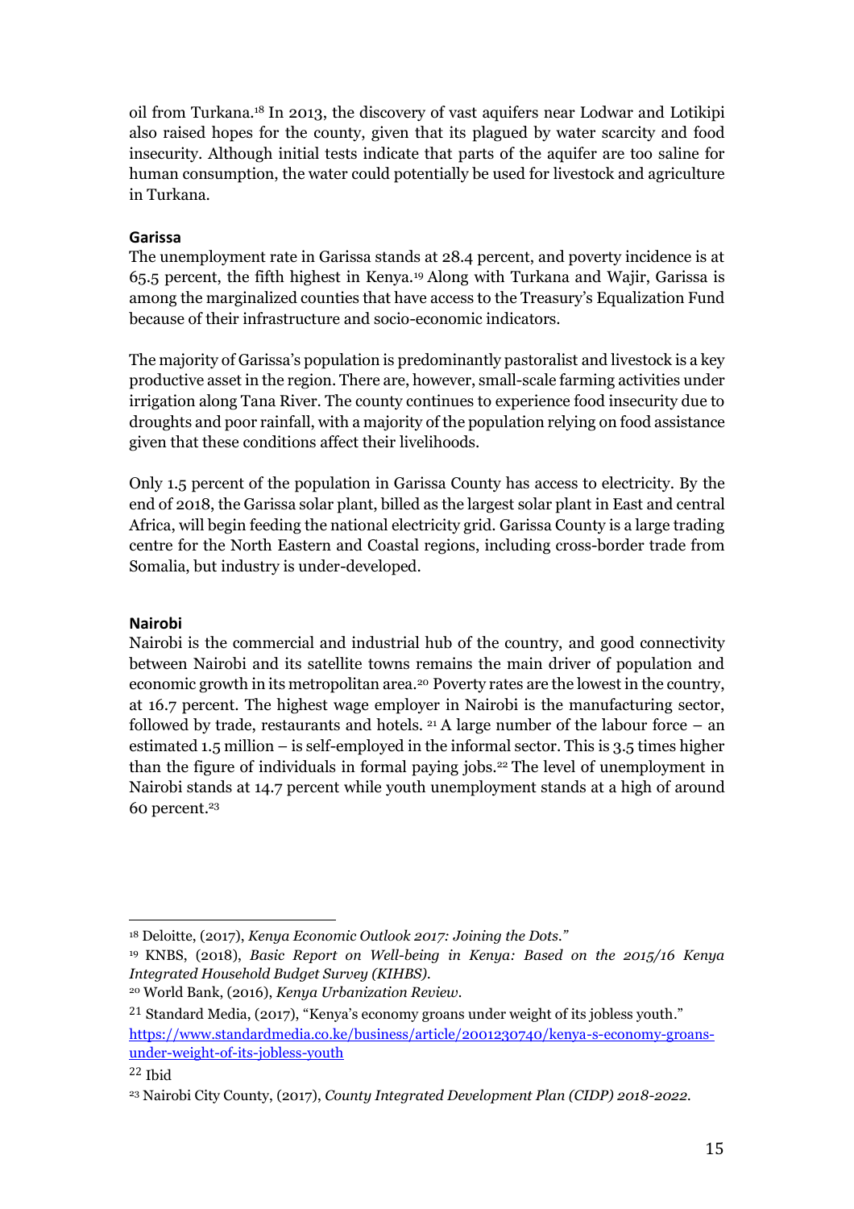oil from Turkana.[18] In 2013, the discovery of vast aquifers near Lodwar and Lotikipi also raised hopes for the county, given that its plagued by water scarcity and food insecurity. Although initial tests indicate that parts of the aquifer are too saline for human consumption, the water could potentially be used for livestock and agriculture in Turkana.

### Garissa

The unemployment rate in Garissa stands at 28.4 percent, and poverty incidence is at 65.5 percent, the fifth highest in Kenya.[19] Along with Turkana and Wajir, Garissa is among the marginalized counties that have access to the Treasury's Equalization Fund because of their infrastructure and socio-economic indicators.

The majority of Garissa's population is predominantly pastoralist and livestock is a key productive asset in the region. There are, however, small-scale farming activities under irrigation along Tana River. The county continues to experience food insecurity due to droughts and poor rainfall, with a majority of the population relying on food assistance given that these conditions affect their livelihoods.

Only 1.5 percent of the population in Garissa County has access to electricity. By the end of 2018, the Garissa solar plant, billed as the largest solar plant in East and central Africa, will begin feeding the national electricity grid. Garissa County is a large trading centre for the North Eastern and Coastal regions, including cross-border trade from Somalia, but industry is under-developed.

### Nairobi

Nairobi is the commercial and industrial hub of the country, and good connectivity between Nairobi and its satellite towns remains the main driver of population and economic growth in its metropolitan area.[20] Poverty rates are the lowest in the country, at 16.7 percent. The highest wage employer in Nairobi is the manufacturing sector, followed by trade, restaurants and hotels. [21] A large number of the labour force – an estimated 1.5 million – is self-employed in the informal sector. This is 3.5 times higher than the figure of individuals in formal paying jobs.[22] The level of unemployment in Nairobi stands at 14.7 percent while youth unemployment stands at a high of around 60 percent.[23]

---

[18] Deloitte, (2017), *Kenya Economic Outlook 2017: Joining the Dots."*

[19] KNBS, (2018), *Basic Report on Well-being in Kenya: Based on the 2015/16 Kenya Integrated Household Budget Survey (KIHBS).*

[20] World Bank, (2016), *Kenya Urbanization Review.*

[21] Standard Media, (2017), "Kenya's economy groans under weight of its jobless youth." https://www.standardmedia.co.ke/business/article/2001230740/kenya-s-economy-groans-under-weight-of-its-jobless-youth

[22] Ibid

[23] Nairobi City County, (2017), *County Integrated Development Plan (CIDP) 2018-2022.*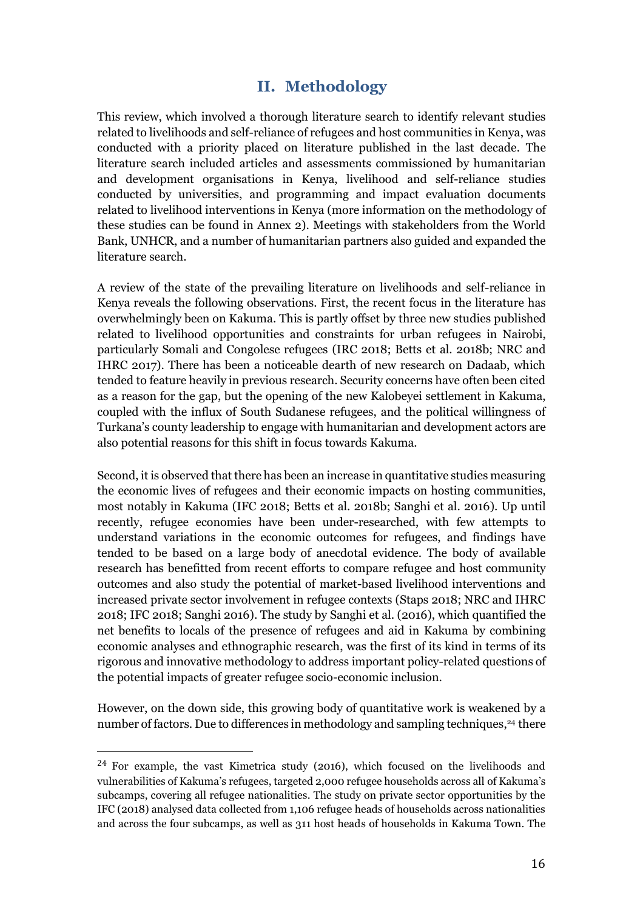## II. Methodology

This review, which involved a thorough literature search to identify relevant studies related to livelihoods and self-reliance of refugees and host communities in Kenya, was conducted with a priority placed on literature published in the last decade. The literature search included articles and assessments commissioned by humanitarian and development organisations in Kenya, livelihood and self-reliance studies conducted by universities, and programming and impact evaluation documents related to livelihood interventions in Kenya (more information on the methodology of these studies can be found in Annex 2). Meetings with stakeholders from the World Bank, UNHCR, and a number of humanitarian partners also guided and expanded the literature search.

A review of the state of the prevailing literature on livelihoods and self-reliance in Kenya reveals the following observations. First, the recent focus in the literature has overwhelmingly been on Kakuma. This is partly offset by three new studies published related to livelihood opportunities and constraints for urban refugees in Nairobi, particularly Somali and Congolese refugees (IRC 2018; Betts et al. 2018b; NRC and IHRC 2017). There has been a noticeable dearth of new research on Dadaab, which tended to feature heavily in previous research. Security concerns have often been cited as a reason for the gap, but the opening of the new Kalobeyei settlement in Kakuma, coupled with the influx of South Sudanese refugees, and the political willingness of Turkana's county leadership to engage with humanitarian and development actors are also potential reasons for this shift in focus towards Kakuma.

Second, it is observed that there has been an increase in quantitative studies measuring the economic lives of refugees and their economic impacts on hosting communities, most notably in Kakuma (IFC 2018; Betts et al. 2018b; Sanghi et al. 2016). Up until recently, refugee economies have been under-researched, with few attempts to understand variations in the economic outcomes for refugees, and findings have tended to be based on a large body of anecdotal evidence. The body of available research has benefitted from recent efforts to compare refugee and host community outcomes and also study the potential of market-based livelihood interventions and increased private sector involvement in refugee contexts (Staps 2018; NRC and IHRC 2018; IFC 2018; Sanghi 2016). The study by Sanghi et al. (2016), which quantified the net benefits to locals of the presence of refugees and aid in Kakuma by combining economic analyses and ethnographic research, was the first of its kind in terms of its rigorous and innovative methodology to address important policy-related questions of the potential impacts of greater refugee socio-economic inclusion.

However, on the down side, this growing body of quantitative work is weakened by a number of factors. Due to differences in methodology and sampling techniques,[24] there

[24] For example, the vast Kimetrica study (2016), which focused on the livelihoods and vulnerabilities of Kakuma's refugees, targeted 2,000 refugee households across all of Kakuma's subcamps, covering all refugee nationalities. The study on private sector opportunities by the IFC (2018) analysed data collected from 1,106 refugee heads of households across nationalities and across the four subcamps, as well as 311 host heads of households in Kakuma Town. The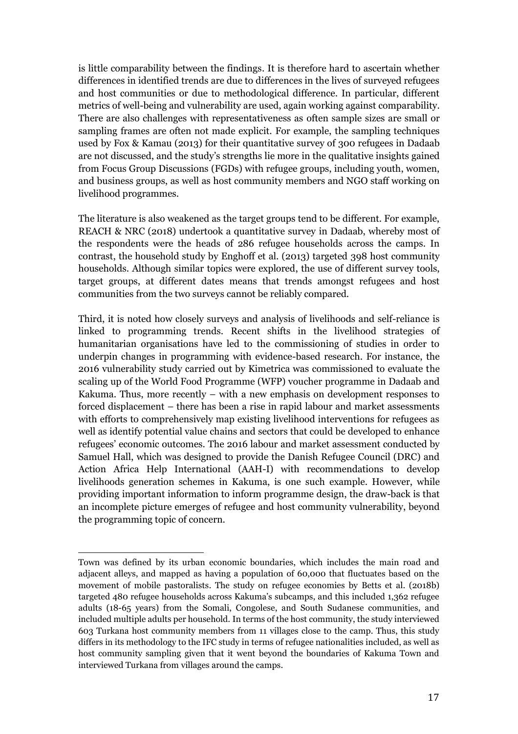is little comparability between the findings. It is therefore hard to ascertain whether differences in identified trends are due to differences in the lives of surveyed refugees and host communities or due to methodological difference. In particular, different metrics of well-being and vulnerability are used, again working against comparability. There are also challenges with representativeness as often sample sizes are small or sampling frames are often not made explicit. For example, the sampling techniques used by Fox & Kamau (2013) for their quantitative survey of 300 refugees in Dadaab are not discussed, and the study's strengths lie more in the qualitative insights gained from Focus Group Discussions (FGDs) with refugee groups, including youth, women, and business groups, as well as host community members and NGO staff working on livelihood programmes.

The literature is also weakened as the target groups tend to be different. For example, REACH & NRC (2018) undertook a quantitative survey in Dadaab, whereby most of the respondents were the heads of 286 refugee households across the camps. In contrast, the household study by Enghoff et al. (2013) targeted 398 host community households. Although similar topics were explored, the use of different survey tools, target groups, at different dates means that trends amongst refugees and host communities from the two surveys cannot be reliably compared.

Third, it is noted how closely surveys and analysis of livelihoods and self-reliance is linked to programming trends. Recent shifts in the livelihood strategies of humanitarian organisations have led to the commissioning of studies in order to underpin changes in programming with evidence-based research. For instance, the 2016 vulnerability study carried out by Kimetrica was commissioned to evaluate the scaling up of the World Food Programme (WFP) voucher programme in Dadaab and Kakuma. Thus, more recently – with a new emphasis on development responses to forced displacement – there has been a rise in rapid labour and market assessments with efforts to comprehensively map existing livelihood interventions for refugees as well as identify potential value chains and sectors that could be developed to enhance refugees' economic outcomes. The 2016 labour and market assessment conducted by Samuel Hall, which was designed to provide the Danish Refugee Council (DRC) and Action Africa Help International (AAH-I) with recommendations to develop livelihoods generation schemes in Kakuma, is one such example. However, while providing important information to inform programme design, the draw-back is that an incomplete picture emerges of refugee and host community vulnerability, beyond the programming topic of concern.

---

Town was defined by its urban economic boundaries, which includes the main road and adjacent alleys, and mapped as having a population of 60,000 that fluctuates based on the movement of mobile pastoralists. The study on refugee economies by Betts et al. (2018b) targeted 480 refugee households across Kakuma's subcamps, and this included 1,362 refugee adults (18-65 years) from the Somali, Congolese, and South Sudanese communities, and included multiple adults per household. In terms of the host community, the study interviewed 603 Turkana host community members from 11 villages close to the camp. Thus, this study differs in its methodology to the IFC study in terms of refugee nationalities included, as well as host community sampling given that it went beyond the boundaries of Kakuma Town and interviewed Turkana from villages around the camps.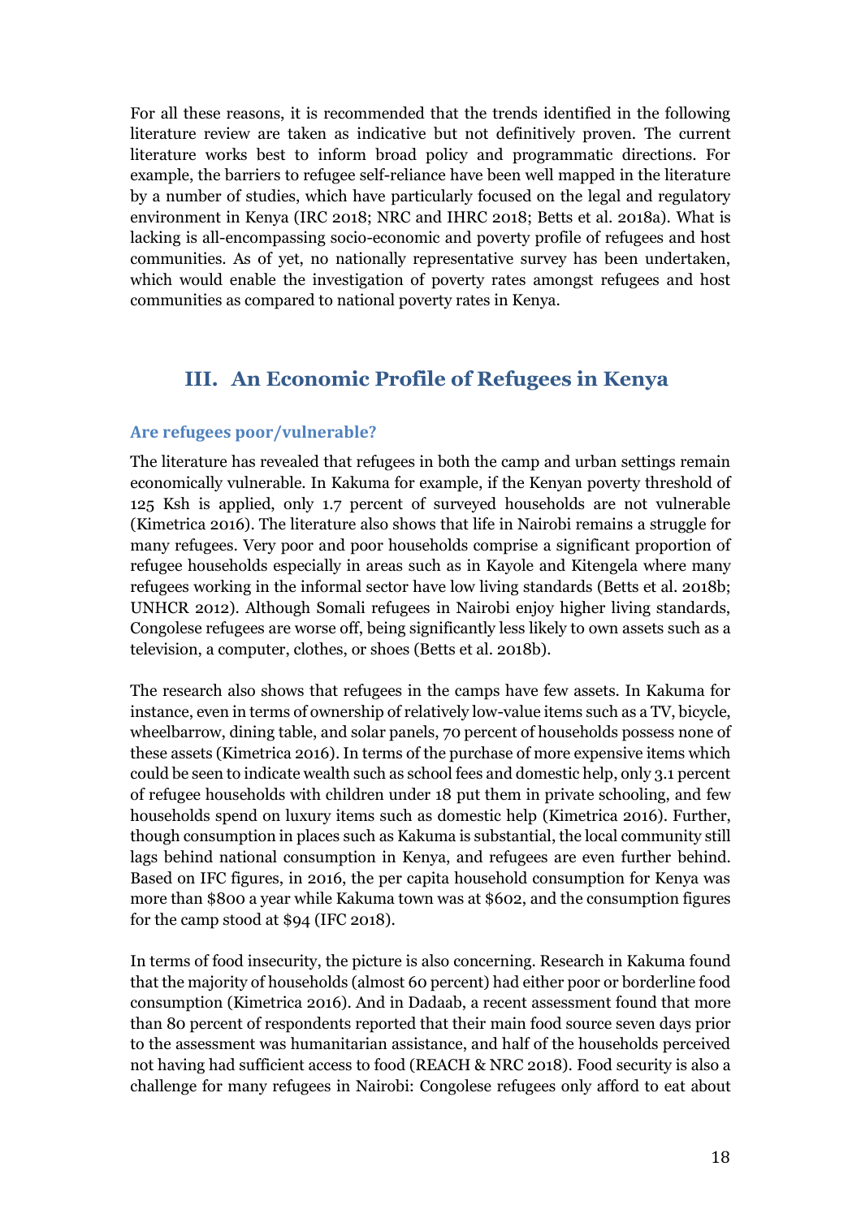For all these reasons, it is recommended that the trends identified in the following literature review are taken as indicative but not definitively proven. The current literature works best to inform broad policy and programmatic directions. For example, the barriers to refugee self-reliance have been well mapped in the literature by a number of studies, which have particularly focused on the legal and regulatory environment in Kenya (IRC 2018; NRC and IHRC 2018; Betts et al. 2018a). What is lacking is all-encompassing socio-economic and poverty profile of refugees and host communities. As of yet, no nationally representative survey has been undertaken, which would enable the investigation of poverty rates amongst refugees and host communities as compared to national poverty rates in Kenya.

## III. An Economic Profile of Refugees in Kenya

### Are refugees poor/vulnerable?

The literature has revealed that refugees in both the camp and urban settings remain economically vulnerable. In Kakuma for example, if the Kenyan poverty threshold of 125 Ksh is applied, only 1.7 percent of surveyed households are not vulnerable (Kimetrica 2016). The literature also shows that life in Nairobi remains a struggle for many refugees. Very poor and poor households comprise a significant proportion of refugee households especially in areas such as in Kayole and Kitengela where many refugees working in the informal sector have low living standards (Betts et al. 2018b; UNHCR 2012). Although Somali refugees in Nairobi enjoy higher living standards, Congolese refugees are worse off, being significantly less likely to own assets such as a television, a computer, clothes, or shoes (Betts et al. 2018b).

The research also shows that refugees in the camps have few assets. In Kakuma for instance, even in terms of ownership of relatively low-value items such as a TV, bicycle, wheelbarrow, dining table, and solar panels, 70 percent of households possess none of these assets (Kimetrica 2016). In terms of the purchase of more expensive items which could be seen to indicate wealth such as school fees and domestic help, only 3.1 percent of refugee households with children under 18 put them in private schooling, and few households spend on luxury items such as domestic help (Kimetrica 2016). Further, though consumption in places such as Kakuma is substantial, the local community still lags behind national consumption in Kenya, and refugees are even further behind. Based on IFC figures, in 2016, the per capita household consumption for Kenya was more than $800 a year while Kakuma town was at $602, and the consumption figures for the camp stood at $94 (IFC 2018).

In terms of food insecurity, the picture is also concerning. Research in Kakuma found that the majority of households (almost 60 percent) had either poor or borderline food consumption (Kimetrica 2016). And in Dadaab, a recent assessment found that more than 80 percent of respondents reported that their main food source seven days prior to the assessment was humanitarian assistance, and half of the households perceived not having had sufficient access to food (REACH & NRC 2018). Food security is also a challenge for many refugees in Nairobi: Congolese refugees only afford to eat about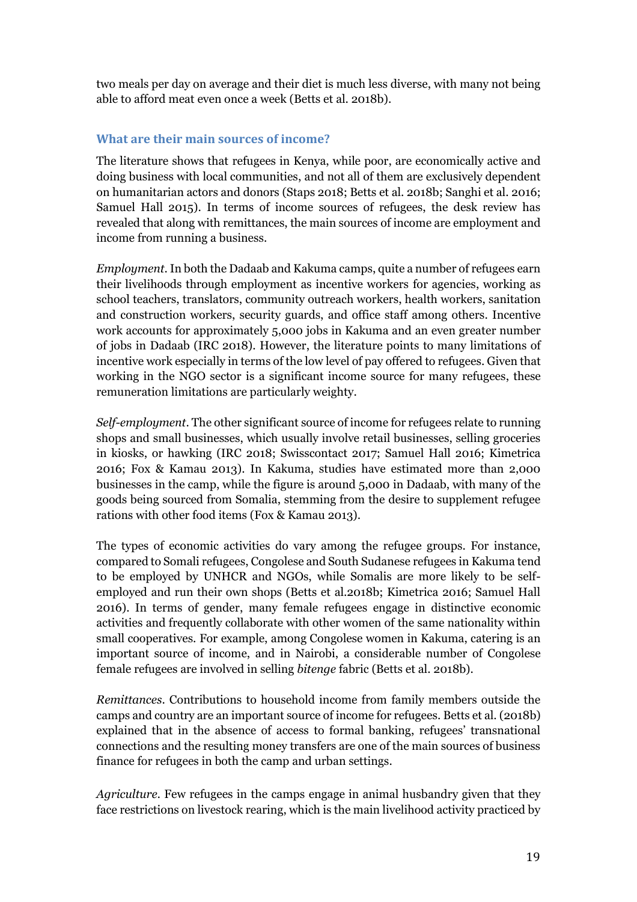two meals per day on average and their diet is much less diverse, with many not being able to afford meat even once a week (Betts et al. 2018b).

### What are their main sources of income?

The literature shows that refugees in Kenya, while poor, are economically active and doing business with local communities, and not all of them are exclusively dependent on humanitarian actors and donors (Staps 2018; Betts et al. 2018b; Sanghi et al. 2016; Samuel Hall 2015). In terms of income sources of refugees, the desk review has revealed that along with remittances, the main sources of income are employment and income from running a business.

*Employment*. In both the Dadaab and Kakuma camps, quite a number of refugees earn their livelihoods through employment as incentive workers for agencies, working as school teachers, translators, community outreach workers, health workers, sanitation and construction workers, security guards, and office staff among others. Incentive work accounts for approximately 5,000 jobs in Kakuma and an even greater number of jobs in Dadaab (IRC 2018). However, the literature points to many limitations of incentive work especially in terms of the low level of pay offered to refugees. Given that working in the NGO sector is a significant income source for many refugees, these remuneration limitations are particularly weighty.

*Self-employment*. The other significant source of income for refugees relate to running shops and small businesses, which usually involve retail businesses, selling groceries in kiosks, or hawking (IRC 2018; Swisscontact 2017; Samuel Hall 2016; Kimetrica 2016; Fox & Kamau 2013). In Kakuma, studies have estimated more than 2,000 businesses in the camp, while the figure is around 5,000 in Dadaab, with many of the goods being sourced from Somalia, stemming from the desire to supplement refugee rations with other food items (Fox & Kamau 2013).

The types of economic activities do vary among the refugee groups. For instance, compared to Somali refugees, Congolese and South Sudanese refugees in Kakuma tend to be employed by UNHCR and NGOs, while Somalis are more likely to be self-employed and run their own shops (Betts et al.2018b; Kimetrica 2016; Samuel Hall 2016). In terms of gender, many female refugees engage in distinctive economic activities and frequently collaborate with other women of the same nationality within small cooperatives. For example, among Congolese women in Kakuma, catering is an important source of income, and in Nairobi, a considerable number of Congolese female refugees are involved in selling *bitenge* fabric (Betts et al. 2018b).

*Remittances*. Contributions to household income from family members outside the camps and country are an important source of income for refugees. Betts et al. (2018b) explained that in the absence of access to formal banking, refugees' transnational connections and the resulting money transfers are one of the main sources of business finance for refugees in both the camp and urban settings.

*Agriculture*. Few refugees in the camps engage in animal husbandry given that they face restrictions on livestock rearing, which is the main livelihood activity practiced by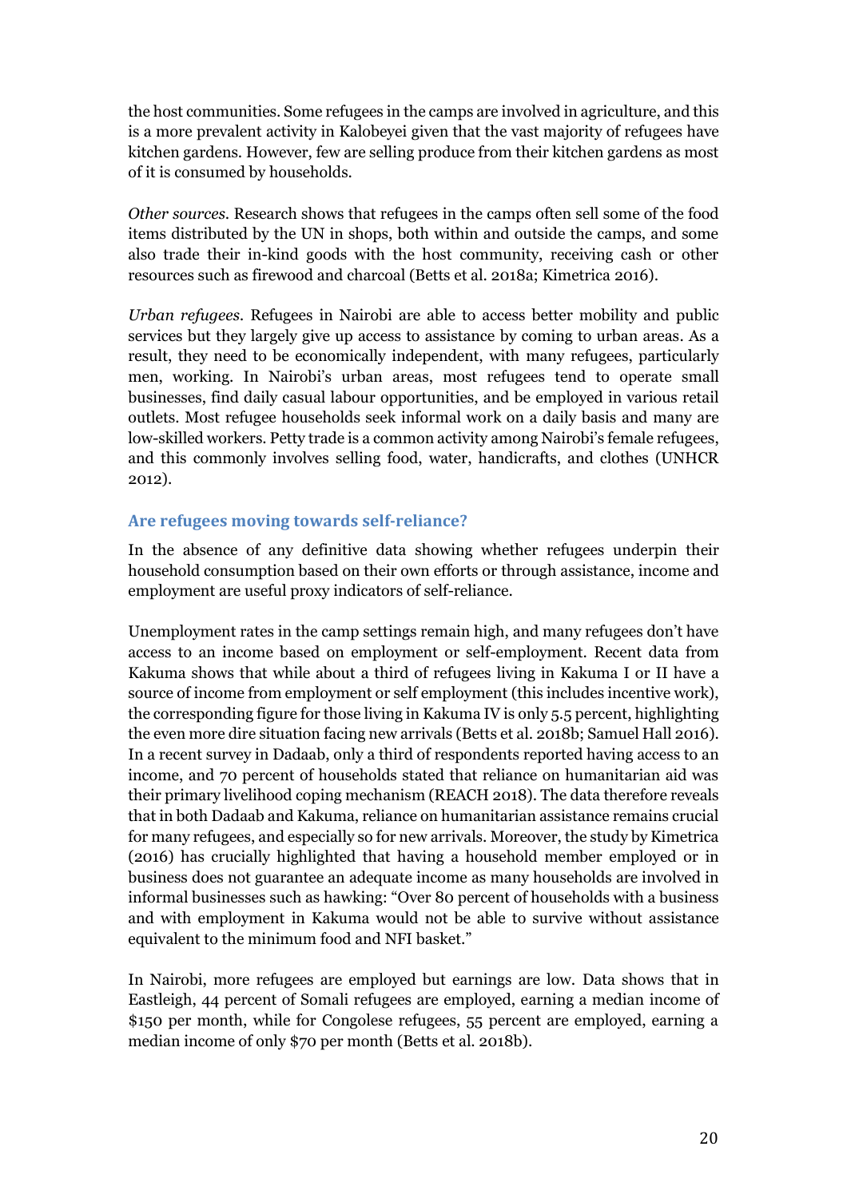the host communities. Some refugees in the camps are involved in agriculture, and this is a more prevalent activity in Kalobeyei given that the vast majority of refugees have kitchen gardens. However, few are selling produce from their kitchen gardens as most of it is consumed by households.

*Other sources.* Research shows that refugees in the camps often sell some of the food items distributed by the UN in shops, both within and outside the camps, and some also trade their in-kind goods with the host community, receiving cash or other resources such as firewood and charcoal (Betts et al. 2018a; Kimetrica 2016).

*Urban refugees.* Refugees in Nairobi are able to access better mobility and public services but they largely give up access to assistance by coming to urban areas. As a result, they need to be economically independent, with many refugees, particularly men, working. In Nairobi's urban areas, most refugees tend to operate small businesses, find daily casual labour opportunities, and be employed in various retail outlets. Most refugee households seek informal work on a daily basis and many are low-skilled workers. Petty trade is a common activity among Nairobi's female refugees, and this commonly involves selling food, water, handicrafts, and clothes (UNHCR 2012).

### Are refugees moving towards self-reliance?

In the absence of any definitive data showing whether refugees underpin their household consumption based on their own efforts or through assistance, income and employment are useful proxy indicators of self-reliance.

Unemployment rates in the camp settings remain high, and many refugees don't have access to an income based on employment or self-employment. Recent data from Kakuma shows that while about a third of refugees living in Kakuma I or II have a source of income from employment or self employment (this includes incentive work), the corresponding figure for those living in Kakuma IV is only 5.5 percent, highlighting the even more dire situation facing new arrivals (Betts et al. 2018b; Samuel Hall 2016). In a recent survey in Dadaab, only a third of respondents reported having access to an income, and 70 percent of households stated that reliance on humanitarian aid was their primary livelihood coping mechanism (REACH 2018). The data therefore reveals that in both Dadaab and Kakuma, reliance on humanitarian assistance remains crucial for many refugees, and especially so for new arrivals. Moreover, the study by Kimetrica (2016) has crucially highlighted that having a household member employed or in business does not guarantee an adequate income as many households are involved in informal businesses such as hawking: "Over 80 percent of households with a business and with employment in Kakuma would not be able to survive without assistance equivalent to the minimum food and NFI basket."

In Nairobi, more refugees are employed but earnings are low. Data shows that in Eastleigh, 44 percent of Somali refugees are employed, earning a median income of $150 per month, while for Congolese refugees, 55 percent are employed, earning a median income of only $70 per month (Betts et al. 2018b).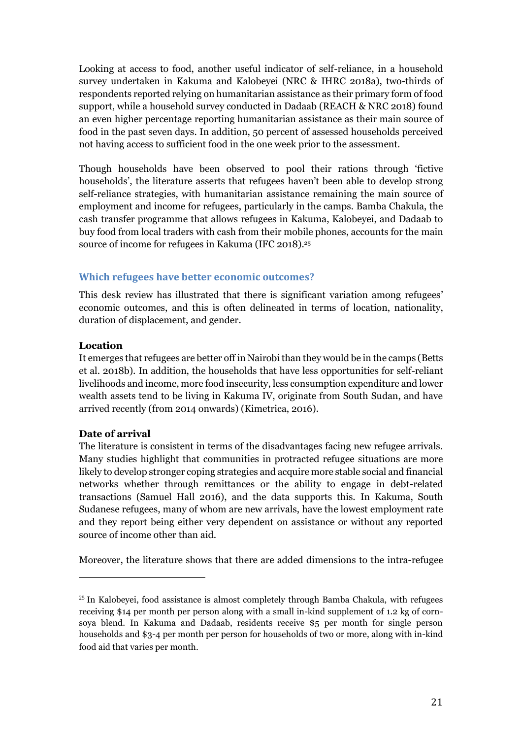Looking at access to food, another useful indicator of self-reliance, in a household survey undertaken in Kakuma and Kalobeyei (NRC & IHRC 2018a), two-thirds of respondents reported relying on humanitarian assistance as their primary form of food support, while a household survey conducted in Dadaab (REACH & NRC 2018) found an even higher percentage reporting humanitarian assistance as their main source of food in the past seven days. In addition, 50 percent of assessed households perceived not having access to sufficient food in the one week prior to the assessment.

Though households have been observed to pool their rations through 'fictive households', the literature asserts that refugees haven't been able to develop strong self-reliance strategies, with humanitarian assistance remaining the main source of employment and income for refugees, particularly in the camps. Bamba Chakula, the cash transfer programme that allows refugees in Kakuma, Kalobeyei, and Dadaab to buy food from local traders with cash from their mobile phones, accounts for the main source of income for refugees in Kakuma (IFC 2018).[25]

### Which refugees have better economic outcomes?

This desk review has illustrated that there is significant variation among refugees' economic outcomes, and this is often delineated in terms of location, nationality, duration of displacement, and gender.

**Location**

It emerges that refugees are better off in Nairobi than they would be in the camps (Betts et al. 2018b). In addition, the households that have less opportunities for self-reliant livelihoods and income, more food insecurity, less consumption expenditure and lower wealth assets tend to be living in Kakuma IV, originate from South Sudan, and have arrived recently (from 2014 onwards) (Kimetrica, 2016).

**Date of arrival**

The literature is consistent in terms of the disadvantages facing new refugee arrivals. Many studies highlight that communities in protracted refugee situations are more likely to develop stronger coping strategies and acquire more stable social and financial networks whether through remittances or the ability to engage in debt-related transactions (Samuel Hall 2016), and the data supports this. In Kakuma, South Sudanese refugees, many of whom are new arrivals, have the lowest employment rate and they report being either very dependent on assistance or without any reported source of income other than aid.

Moreover, the literature shows that there are added dimensions to the intra-refugee

---

[25] In Kalobeyei, food assistance is almost completely through Bamba Chakula, with refugees receiving $14 per month per person along with a small in-kind supplement of 1.2 kg of corn-soya blend. In Kakuma and Dadaab, residents receive $5 per month for single person households and $3-4 per month per person for households of two or more, along with in-kind food aid that varies per month.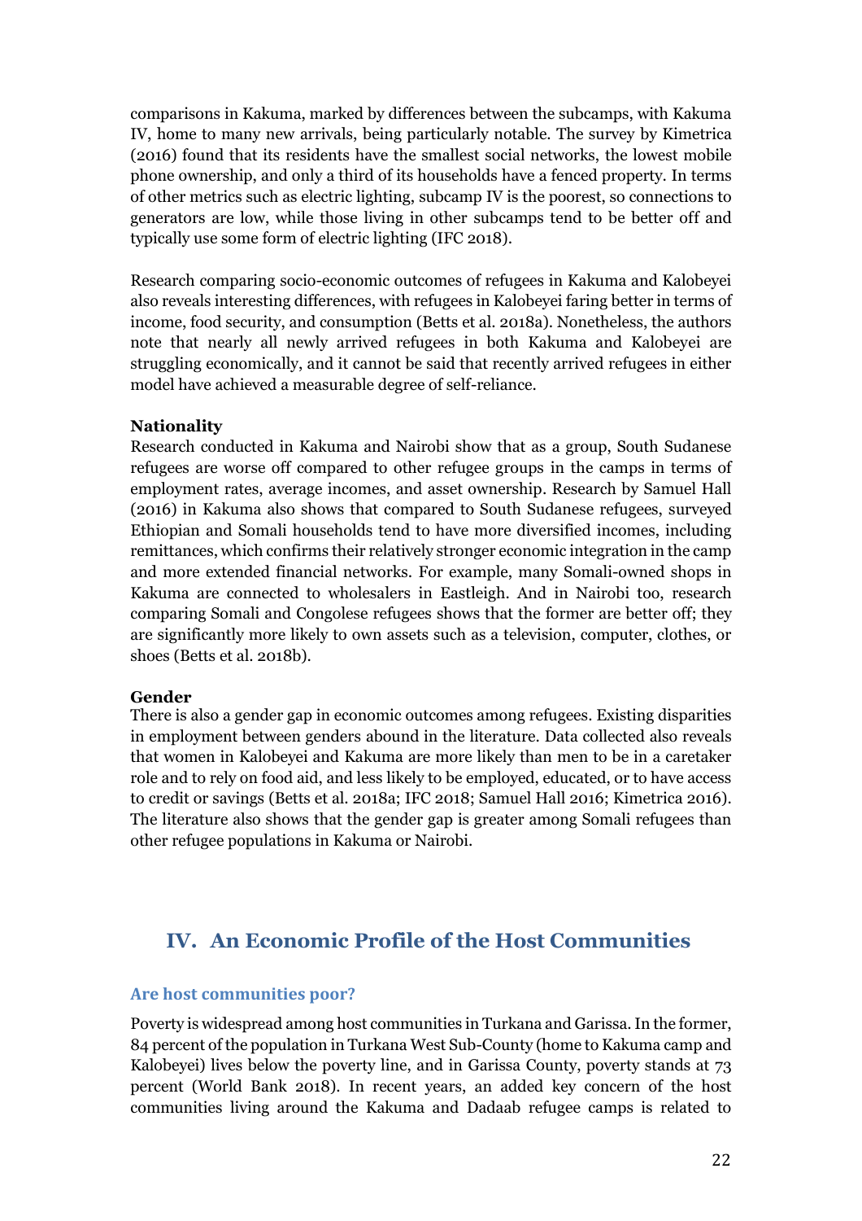comparisons in Kakuma, marked by differences between the subcamps, with Kakuma IV, home to many new arrivals, being particularly notable. The survey by Kimetrica (2016) found that its residents have the smallest social networks, the lowest mobile phone ownership, and only a third of its households have a fenced property. In terms of other metrics such as electric lighting, subcamp IV is the poorest, so connections to generators are low, while those living in other subcamps tend to be better off and typically use some form of electric lighting (IFC 2018).

Research comparing socio-economic outcomes of refugees in Kakuma and Kalobeyei also reveals interesting differences, with refugees in Kalobeyei faring better in terms of income, food security, and consumption (Betts et al. 2018a). Nonetheless, the authors note that nearly all newly arrived refugees in both Kakuma and Kalobeyei are struggling economically, and it cannot be said that recently arrived refugees in either model have achieved a measurable degree of self-reliance.

**Nationality**

Research conducted in Kakuma and Nairobi show that as a group, South Sudanese refugees are worse off compared to other refugee groups in the camps in terms of employment rates, average incomes, and asset ownership. Research by Samuel Hall (2016) in Kakuma also shows that compared to South Sudanese refugees, surveyed Ethiopian and Somali households tend to have more diversified incomes, including remittances, which confirms their relatively stronger economic integration in the camp and more extended financial networks. For example, many Somali-owned shops in Kakuma are connected to wholesalers in Eastleigh. And in Nairobi too, research comparing Somali and Congolese refugees shows that the former are better off; they are significantly more likely to own assets such as a television, computer, clothes, or shoes (Betts et al. 2018b).

**Gender**

There is also a gender gap in economic outcomes among refugees. Existing disparities in employment between genders abound in the literature. Data collected also reveals that women in Kalobeyei and Kakuma are more likely than men to be in a caretaker role and to rely on food aid, and less likely to be employed, educated, or to have access to credit or savings (Betts et al. 2018a; IFC 2018; Samuel Hall 2016; Kimetrica 2016). The literature also shows that the gender gap is greater among Somali refugees than other refugee populations in Kakuma or Nairobi.

## IV. An Economic Profile of the Host Communities

### Are host communities poor?

Poverty is widespread among host communities in Turkana and Garissa. In the former, 84 percent of the population in Turkana West Sub-County (home to Kakuma camp and Kalobeyei) lives below the poverty line, and in Garissa County, poverty stands at 73 percent (World Bank 2018). In recent years, an added key concern of the host communities living around the Kakuma and Dadaab refugee camps is related to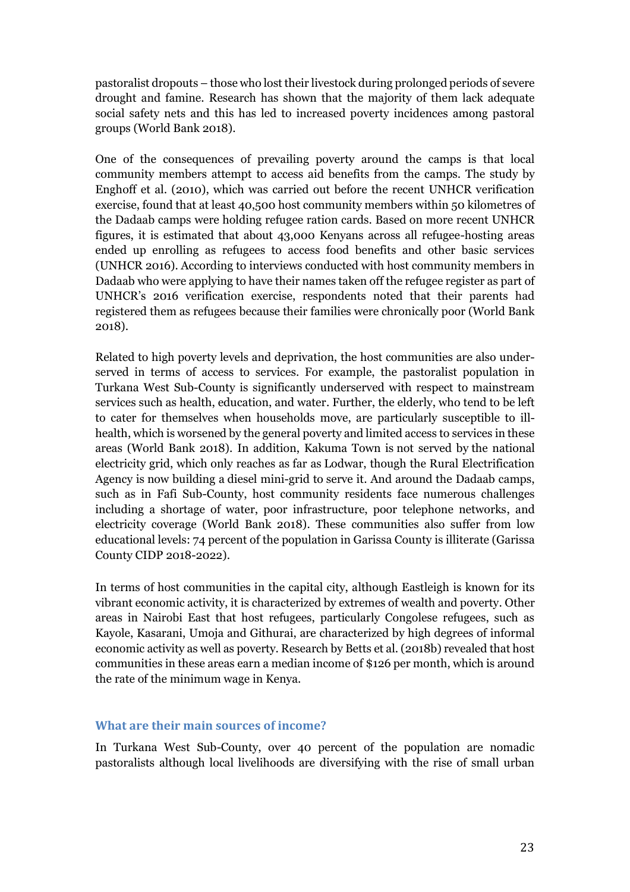pastoralist dropouts – those who lost their livestock during prolonged periods of severe drought and famine. Research has shown that the majority of them lack adequate social safety nets and this has led to increased poverty incidences among pastoral groups (World Bank 2018).

One of the consequences of prevailing poverty around the camps is that local community members attempt to access aid benefits from the camps. The study by Enghoff et al. (2010), which was carried out before the recent UNHCR verification exercise, found that at least 40,500 host community members within 50 kilometres of the Dadaab camps were holding refugee ration cards. Based on more recent UNHCR figures, it is estimated that about 43,000 Kenyans across all refugee-hosting areas ended up enrolling as refugees to access food benefits and other basic services (UNHCR 2016). According to interviews conducted with host community members in Dadaab who were applying to have their names taken off the refugee register as part of UNHCR's 2016 verification exercise, respondents noted that their parents had registered them as refugees because their families were chronically poor (World Bank 2018).

Related to high poverty levels and deprivation, the host communities are also under-served in terms of access to services. For example, the pastoralist population in Turkana West Sub-County is significantly underserved with respect to mainstream services such as health, education, and water. Further, the elderly, who tend to be left to cater for themselves when households move, are particularly susceptible to ill-health, which is worsened by the general poverty and limited access to services in these areas (World Bank 2018). In addition, Kakuma Town is not served by the national electricity grid, which only reaches as far as Lodwar, though the Rural Electrification Agency is now building a diesel mini-grid to serve it. And around the Dadaab camps, such as in Fafi Sub-County, host community residents face numerous challenges including a shortage of water, poor infrastructure, poor telephone networks, and electricity coverage (World Bank 2018). These communities also suffer from low educational levels: 74 percent of the population in Garissa County is illiterate (Garissa County CIDP 2018-2022).

In terms of host communities in the capital city, although Eastleigh is known for its vibrant economic activity, it is characterized by extremes of wealth and poverty. Other areas in Nairobi East that host refugees, particularly Congolese refugees, such as Kayole, Kasarani, Umoja and Githurai, are characterized by high degrees of informal economic activity as well as poverty. Research by Betts et al. (2018b) revealed that host communities in these areas earn a median income of $126 per month, which is around the rate of the minimum wage in Kenya.

### What are their main sources of income?

In Turkana West Sub-County, over 40 percent of the population are nomadic pastoralists although local livelihoods are diversifying with the rise of small urban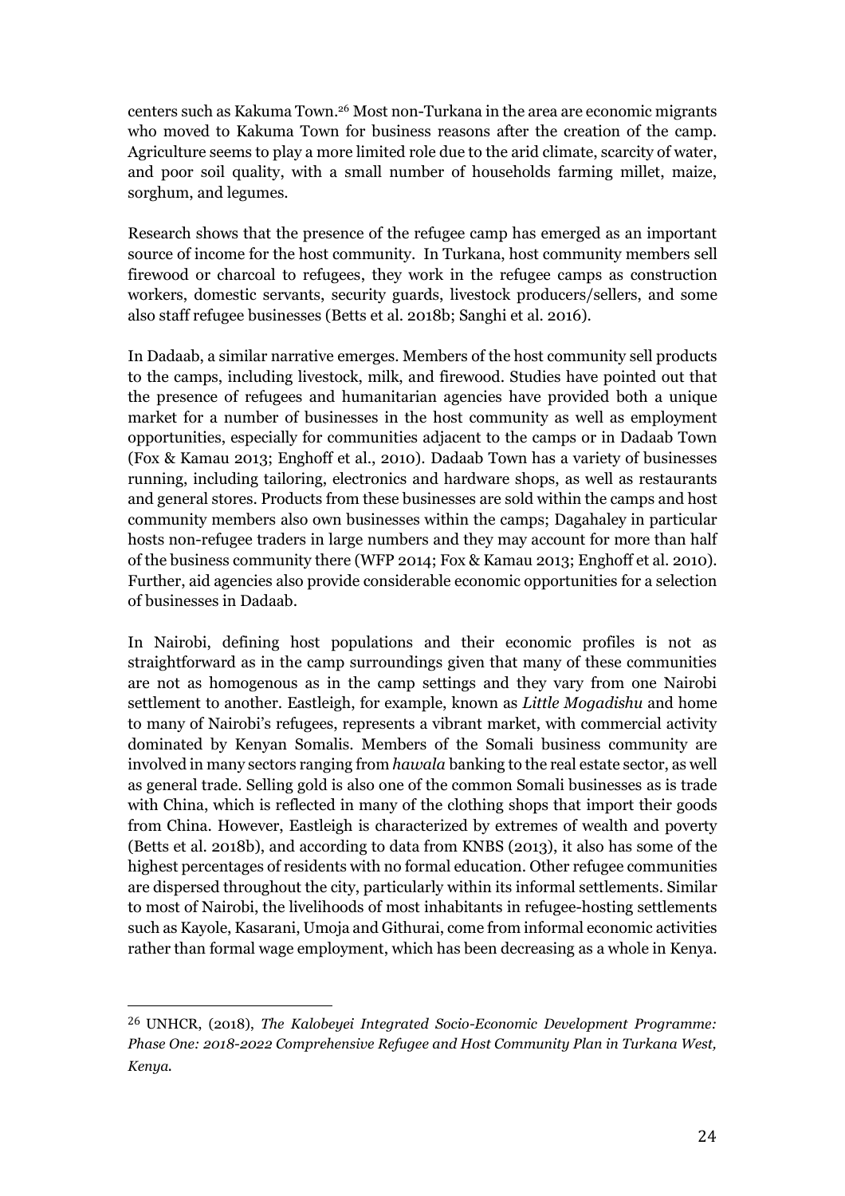centers such as Kakuma Town.[26] Most non-Turkana in the area are economic migrants who moved to Kakuma Town for business reasons after the creation of the camp. Agriculture seems to play a more limited role due to the arid climate, scarcity of water, and poor soil quality, with a small number of households farming millet, maize, sorghum, and legumes.

Research shows that the presence of the refugee camp has emerged as an important source of income for the host community. In Turkana, host community members sell firewood or charcoal to refugees, they work in the refugee camps as construction workers, domestic servants, security guards, livestock producers/sellers, and some also staff refugee businesses (Betts et al. 2018b; Sanghi et al. 2016).

In Dadaab, a similar narrative emerges. Members of the host community sell products to the camps, including livestock, milk, and firewood. Studies have pointed out that the presence of refugees and humanitarian agencies have provided both a unique market for a number of businesses in the host community as well as employment opportunities, especially for communities adjacent to the camps or in Dadaab Town (Fox & Kamau 2013; Enghoff et al., 2010). Dadaab Town has a variety of businesses running, including tailoring, electronics and hardware shops, as well as restaurants and general stores. Products from these businesses are sold within the camps and host community members also own businesses within the camps; Dagahaley in particular hosts non-refugee traders in large numbers and they may account for more than half of the business community there (WFP 2014; Fox & Kamau 2013; Enghoff et al. 2010). Further, aid agencies also provide considerable economic opportunities for a selection of businesses in Dadaab.

In Nairobi, defining host populations and their economic profiles is not as straightforward as in the camp surroundings given that many of these communities are not as homogenous as in the camp settings and they vary from one Nairobi settlement to another. Eastleigh, for example, known as *Little Mogadishu* and home to many of Nairobi's refugees, represents a vibrant market, with commercial activity dominated by Kenyan Somalis. Members of the Somali business community are involved in many sectors ranging from *hawala* banking to the real estate sector, as well as general trade. Selling gold is also one of the common Somali businesses as is trade with China, which is reflected in many of the clothing shops that import their goods from China. However, Eastleigh is characterized by extremes of wealth and poverty (Betts et al. 2018b), and according to data from KNBS (2013), it also has some of the highest percentages of residents with no formal education. Other refugee communities are dispersed throughout the city, particularly within its informal settlements. Similar to most of Nairobi, the livelihoods of most inhabitants in refugee-hosting settlements such as Kayole, Kasarani, Umoja and Githurai, come from informal economic activities rather than formal wage employment, which has been decreasing as a whole in Kenya.

---

[26] UNHCR, (2018), *The Kalobeyei Integrated Socio-Economic Development Programme: Phase One: 2018-2022 Comprehensive Refugee and Host Community Plan in Turkana West, Kenya.*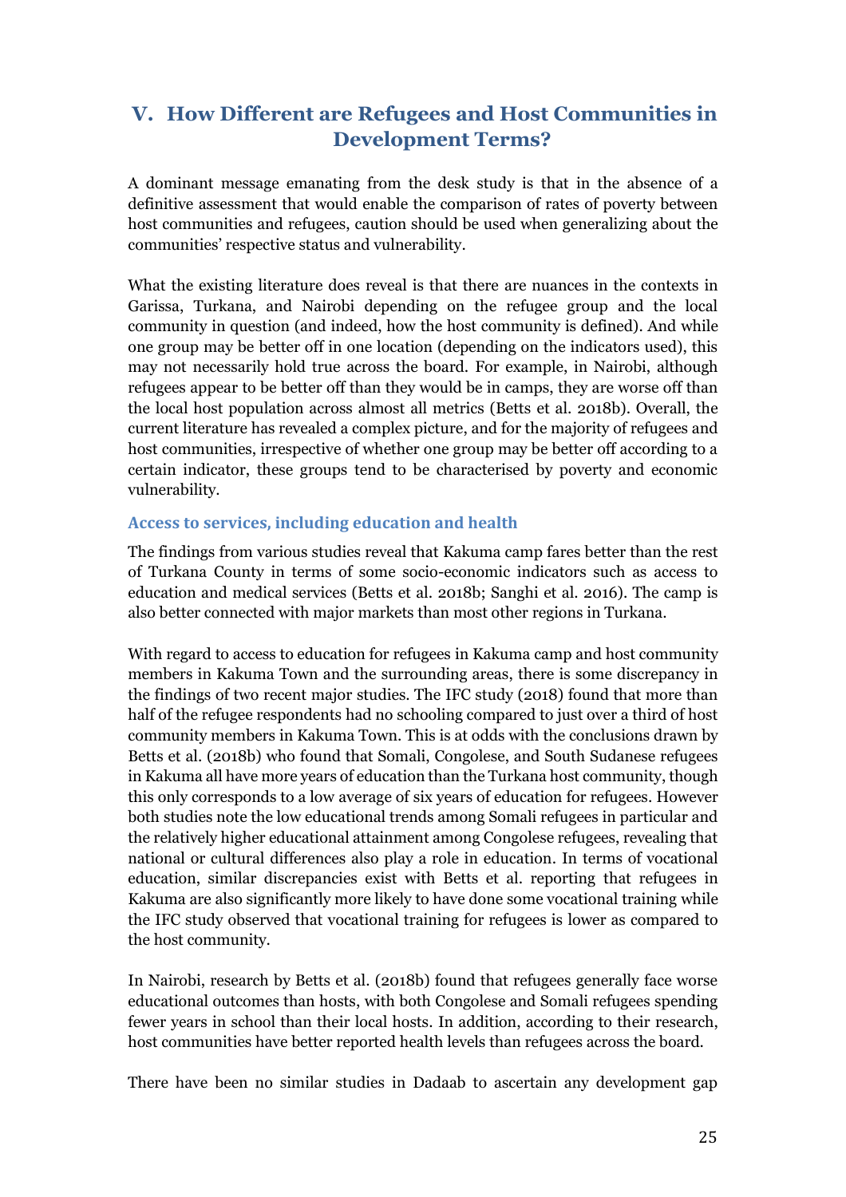## V. How Different are Refugees and Host Communities in Development Terms?

A dominant message emanating from the desk study is that in the absence of a definitive assessment that would enable the comparison of rates of poverty between host communities and refugees, caution should be used when generalizing about the communities' respective status and vulnerability.

What the existing literature does reveal is that there are nuances in the contexts in Garissa, Turkana, and Nairobi depending on the refugee group and the local community in question (and indeed, how the host community is defined). And while one group may be better off in one location (depending on the indicators used), this may not necessarily hold true across the board. For example, in Nairobi, although refugees appear to be better off than they would be in camps, they are worse off than the local host population across almost all metrics (Betts et al. 2018b). Overall, the current literature has revealed a complex picture, and for the majority of refugees and host communities, irrespective of whether one group may be better off according to a certain indicator, these groups tend to be characterised by poverty and economic vulnerability.

### Access to services, including education and health

The findings from various studies reveal that Kakuma camp fares better than the rest of Turkana County in terms of some socio-economic indicators such as access to education and medical services (Betts et al. 2018b; Sanghi et al. 2016). The camp is also better connected with major markets than most other regions in Turkana.

With regard to access to education for refugees in Kakuma camp and host community members in Kakuma Town and the surrounding areas, there is some discrepancy in the findings of two recent major studies. The IFC study (2018) found that more than half of the refugee respondents had no schooling compared to just over a third of host community members in Kakuma Town. This is at odds with the conclusions drawn by Betts et al. (2018b) who found that Somali, Congolese, and South Sudanese refugees in Kakuma all have more years of education than the Turkana host community, though this only corresponds to a low average of six years of education for refugees. However both studies note the low educational trends among Somali refugees in particular and the relatively higher educational attainment among Congolese refugees, revealing that national or cultural differences also play a role in education. In terms of vocational education, similar discrepancies exist with Betts et al. reporting that refugees in Kakuma are also significantly more likely to have done some vocational training while the IFC study observed that vocational training for refugees is lower as compared to the host community.

In Nairobi, research by Betts et al. (2018b) found that refugees generally face worse educational outcomes than hosts, with both Congolese and Somali refugees spending fewer years in school than their local hosts. In addition, according to their research, host communities have better reported health levels than refugees across the board.

There have been no similar studies in Dadaab to ascertain any development gap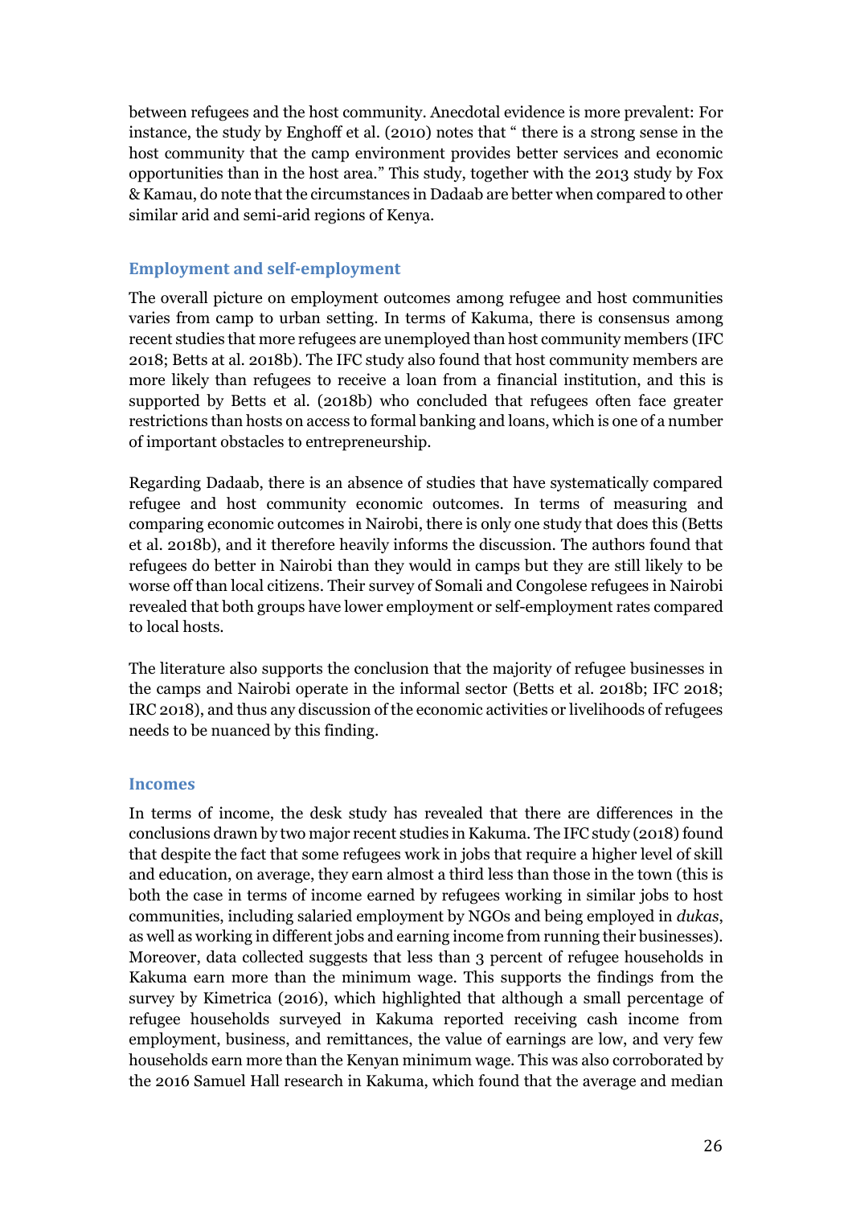between refugees and the host community. Anecdotal evidence is more prevalent: For instance, the study by Enghoff et al. (2010) notes that " there is a strong sense in the host community that the camp environment provides better services and economic opportunities than in the host area." This study, together with the 2013 study by Fox & Kamau, do note that the circumstances in Dadaab are better when compared to other similar arid and semi-arid regions of Kenya.

### Employment and self-employment

The overall picture on employment outcomes among refugee and host communities varies from camp to urban setting. In terms of Kakuma, there is consensus among recent studies that more refugees are unemployed than host community members (IFC 2018; Betts at al. 2018b). The IFC study also found that host community members are more likely than refugees to receive a loan from a financial institution, and this is supported by Betts et al. (2018b) who concluded that refugees often face greater restrictions than hosts on access to formal banking and loans, which is one of a number of important obstacles to entrepreneurship.

Regarding Dadaab, there is an absence of studies that have systematically compared refugee and host community economic outcomes. In terms of measuring and comparing economic outcomes in Nairobi, there is only one study that does this (Betts et al. 2018b), and it therefore heavily informs the discussion. The authors found that refugees do better in Nairobi than they would in camps but they are still likely to be worse off than local citizens. Their survey of Somali and Congolese refugees in Nairobi revealed that both groups have lower employment or self-employment rates compared to local hosts.

The literature also supports the conclusion that the majority of refugee businesses in the camps and Nairobi operate in the informal sector (Betts et al. 2018b; IFC 2018; IRC 2018), and thus any discussion of the economic activities or livelihoods of refugees needs to be nuanced by this finding.

### Incomes

In terms of income, the desk study has revealed that there are differences in the conclusions drawn by two major recent studies in Kakuma. The IFC study (2018) found that despite the fact that some refugees work in jobs that require a higher level of skill and education, on average, they earn almost a third less than those in the town (this is both the case in terms of income earned by refugees working in similar jobs to host communities, including salaried employment by NGOs and being employed in *dukas*, as well as working in different jobs and earning income from running their businesses). Moreover, data collected suggests that less than 3 percent of refugee households in Kakuma earn more than the minimum wage. This supports the findings from the survey by Kimetrica (2016), which highlighted that although a small percentage of refugee households surveyed in Kakuma reported receiving cash income from employment, business, and remittances, the value of earnings are low, and very few households earn more than the Kenyan minimum wage. This was also corroborated by the 2016 Samuel Hall research in Kakuma, which found that the average and median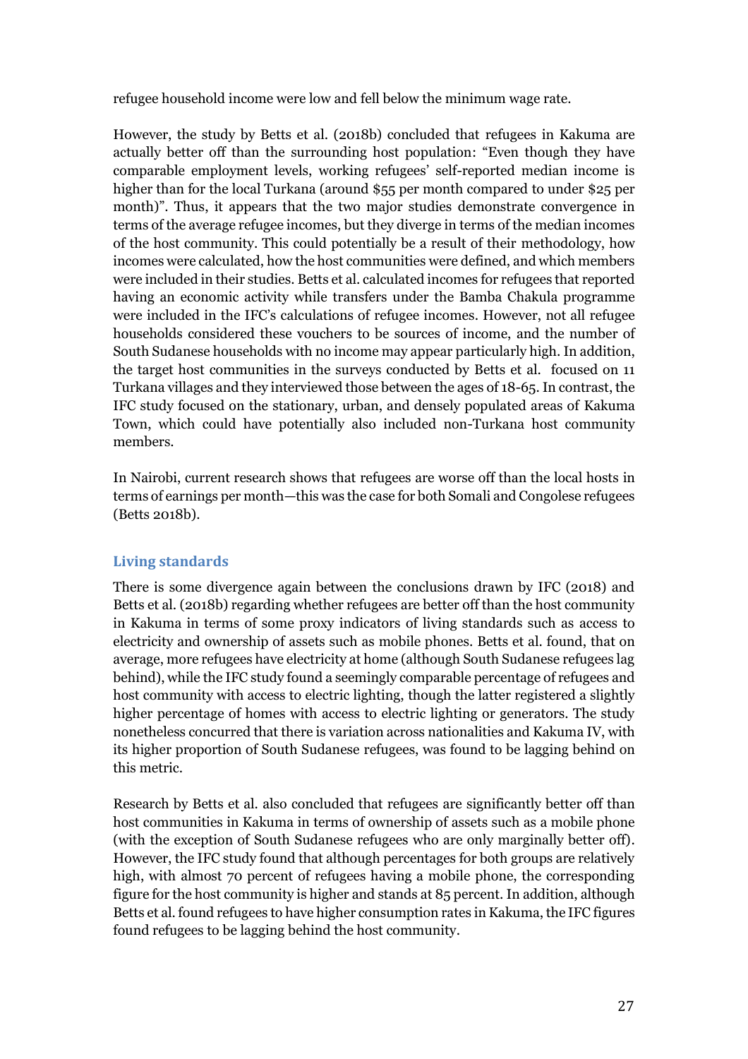refugee household income were low and fell below the minimum wage rate.

However, the study by Betts et al. (2018b) concluded that refugees in Kakuma are actually better off than the surrounding host population: "Even though they have comparable employment levels, working refugees' self-reported median income is higher than for the local Turkana (around $55 per month compared to under $25 per month)". Thus, it appears that the two major studies demonstrate convergence in terms of the average refugee incomes, but they diverge in terms of the median incomes of the host community. This could potentially be a result of their methodology, how incomes were calculated, how the host communities were defined, and which members were included in their studies. Betts et al. calculated incomes for refugees that reported having an economic activity while transfers under the Bamba Chakula programme were included in the IFC's calculations of refugee incomes. However, not all refugee households considered these vouchers to be sources of income, and the number of South Sudanese households with no income may appear particularly high. In addition, the target host communities in the surveys conducted by Betts et al. focused on 11 Turkana villages and they interviewed those between the ages of 18-65. In contrast, the IFC study focused on the stationary, urban, and densely populated areas of Kakuma Town, which could have potentially also included non-Turkana host community members.

In Nairobi, current research shows that refugees are worse off than the local hosts in terms of earnings per month—this was the case for both Somali and Congolese refugees (Betts 2018b).

## Living standards

There is some divergence again between the conclusions drawn by IFC (2018) and Betts et al. (2018b) regarding whether refugees are better off than the host community in Kakuma in terms of some proxy indicators of living standards such as access to electricity and ownership of assets such as mobile phones. Betts et al. found, that on average, more refugees have electricity at home (although South Sudanese refugees lag behind), while the IFC study found a seemingly comparable percentage of refugees and host community with access to electric lighting, though the latter registered a slightly higher percentage of homes with access to electric lighting or generators. The study nonetheless concurred that there is variation across nationalities and Kakuma IV, with its higher proportion of South Sudanese refugees, was found to be lagging behind on this metric.

Research by Betts et al. also concluded that refugees are significantly better off than host communities in Kakuma in terms of ownership of assets such as a mobile phone (with the exception of South Sudanese refugees who are only marginally better off). However, the IFC study found that although percentages for both groups are relatively high, with almost 70 percent of refugees having a mobile phone, the corresponding figure for the host community is higher and stands at 85 percent. In addition, although Betts et al. found refugees to have higher consumption rates in Kakuma, the IFC figures found refugees to be lagging behind the host community.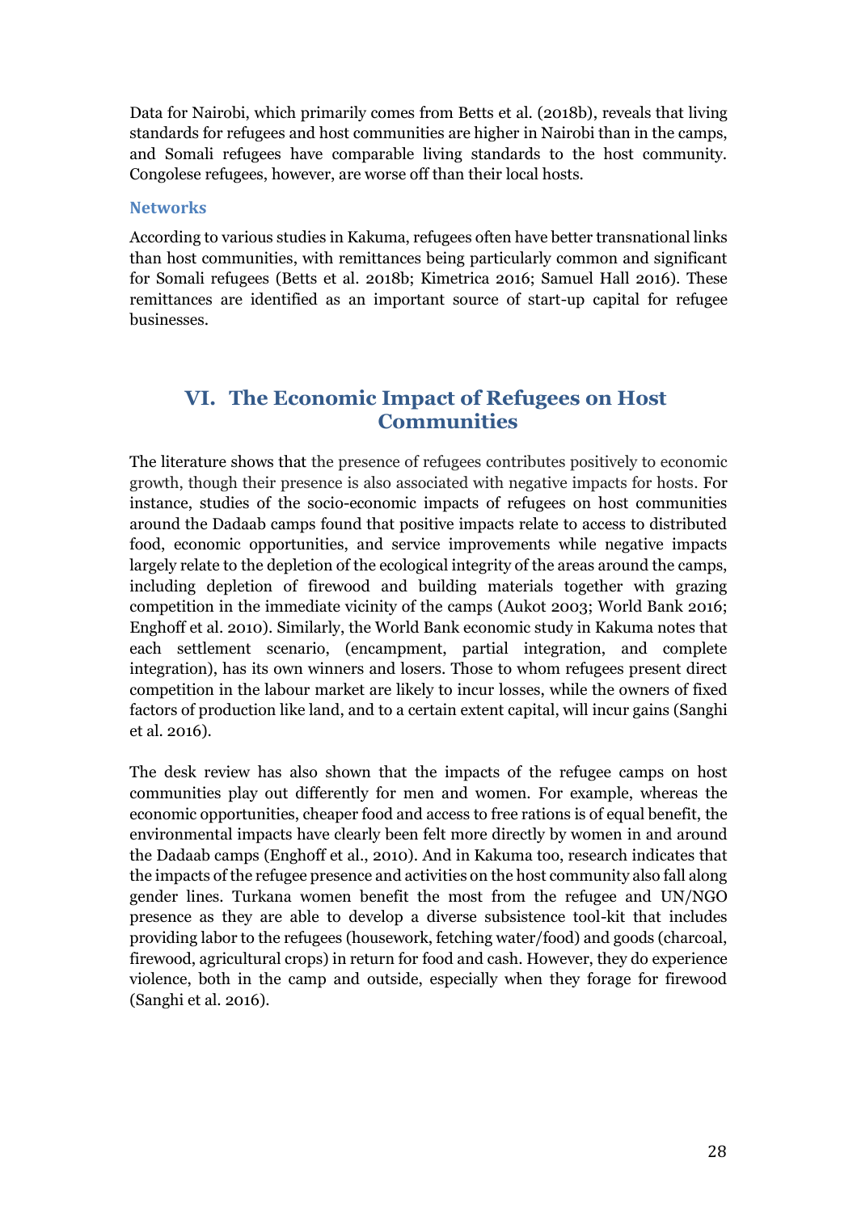Data for Nairobi, which primarily comes from Betts et al. (2018b), reveals that living standards for refugees and host communities are higher in Nairobi than in the camps, and Somali refugees have comparable living standards to the host community. Congolese refugees, however, are worse off than their local hosts.

### Networks

According to various studies in Kakuma, refugees often have better transnational links than host communities, with remittances being particularly common and significant for Somali refugees (Betts et al. 2018b; Kimetrica 2016; Samuel Hall 2016). These remittances are identified as an important source of start-up capital for refugee businesses.

## VI. The Economic Impact of Refugees on Host Communities

The literature shows that the presence of refugees contributes positively to economic growth, though their presence is also associated with negative impacts for hosts. For instance, studies of the socio-economic impacts of refugees on host communities around the Dadaab camps found that positive impacts relate to access to distributed food, economic opportunities, and service improvements while negative impacts largely relate to the depletion of the ecological integrity of the areas around the camps, including depletion of firewood and building materials together with grazing competition in the immediate vicinity of the camps (Aukot 2003; World Bank 2016; Enghoff et al. 2010). Similarly, the World Bank economic study in Kakuma notes that each settlement scenario, (encampment, partial integration, and complete integration), has its own winners and losers. Those to whom refugees present direct competition in the labour market are likely to incur losses, while the owners of fixed factors of production like land, and to a certain extent capital, will incur gains (Sanghi et al. 2016).

The desk review has also shown that the impacts of the refugee camps on host communities play out differently for men and women. For example, whereas the economic opportunities, cheaper food and access to free rations is of equal benefit, the environmental impacts have clearly been felt more directly by women in and around the Dadaab camps (Enghoff et al., 2010). And in Kakuma too, research indicates that the impacts of the refugee presence and activities on the host community also fall along gender lines. Turkana women benefit the most from the refugee and UN/NGO presence as they are able to develop a diverse subsistence tool-kit that includes providing labor to the refugees (housework, fetching water/food) and goods (charcoal, firewood, agricultural crops) in return for food and cash. However, they do experience violence, both in the camp and outside, especially when they forage for firewood (Sanghi et al. 2016).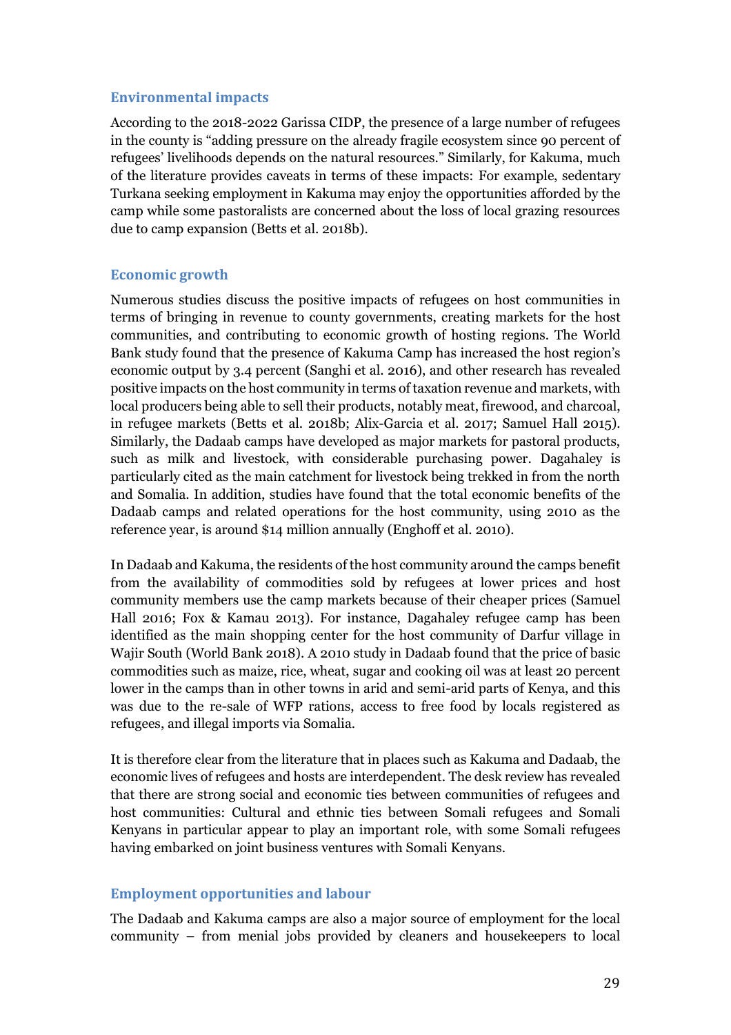### Environmental impacts

According to the 2018-2022 Garissa CIDP, the presence of a large number of refugees in the county is "adding pressure on the already fragile ecosystem since 90 percent of refugees' livelihoods depends on the natural resources." Similarly, for Kakuma, much of the literature provides caveats in terms of these impacts: For example, sedentary Turkana seeking employment in Kakuma may enjoy the opportunities afforded by the camp while some pastoralists are concerned about the loss of local grazing resources due to camp expansion (Betts et al. 2018b).

### Economic growth

Numerous studies discuss the positive impacts of refugees on host communities in terms of bringing in revenue to county governments, creating markets for the host communities, and contributing to economic growth of hosting regions. The World Bank study found that the presence of Kakuma Camp has increased the host region's economic output by 3.4 percent (Sanghi et al. 2016), and other research has revealed positive impacts on the host community in terms of taxation revenue and markets, with local producers being able to sell their products, notably meat, firewood, and charcoal, in refugee markets (Betts et al. 2018b; Alix-Garcia et al. 2017; Samuel Hall 2015). Similarly, the Dadaab camps have developed as major markets for pastoral products, such as milk and livestock, with considerable purchasing power. Dagahaley is particularly cited as the main catchment for livestock being trekked in from the north and Somalia. In addition, studies have found that the total economic benefits of the Dadaab camps and related operations for the host community, using 2010 as the reference year, is around $14 million annually (Enghoff et al. 2010).

In Dadaab and Kakuma, the residents of the host community around the camps benefit from the availability of commodities sold by refugees at lower prices and host community members use the camp markets because of their cheaper prices (Samuel Hall 2016; Fox & Kamau 2013). For instance, Dagahaley refugee camp has been identified as the main shopping center for the host community of Darfur village in Wajir South (World Bank 2018). A 2010 study in Dadaab found that the price of basic commodities such as maize, rice, wheat, sugar and cooking oil was at least 20 percent lower in the camps than in other towns in arid and semi-arid parts of Kenya, and this was due to the re-sale of WFP rations, access to free food by locals registered as refugees, and illegal imports via Somalia.

It is therefore clear from the literature that in places such as Kakuma and Dadaab, the economic lives of refugees and hosts are interdependent. The desk review has revealed that there are strong social and economic ties between communities of refugees and host communities: Cultural and ethnic ties between Somali refugees and Somali Kenyans in particular appear to play an important role, with some Somali refugees having embarked on joint business ventures with Somali Kenyans.

### Employment opportunities and labour

The Dadaab and Kakuma camps are also a major source of employment for the local community – from menial jobs provided by cleaners and housekeepers to local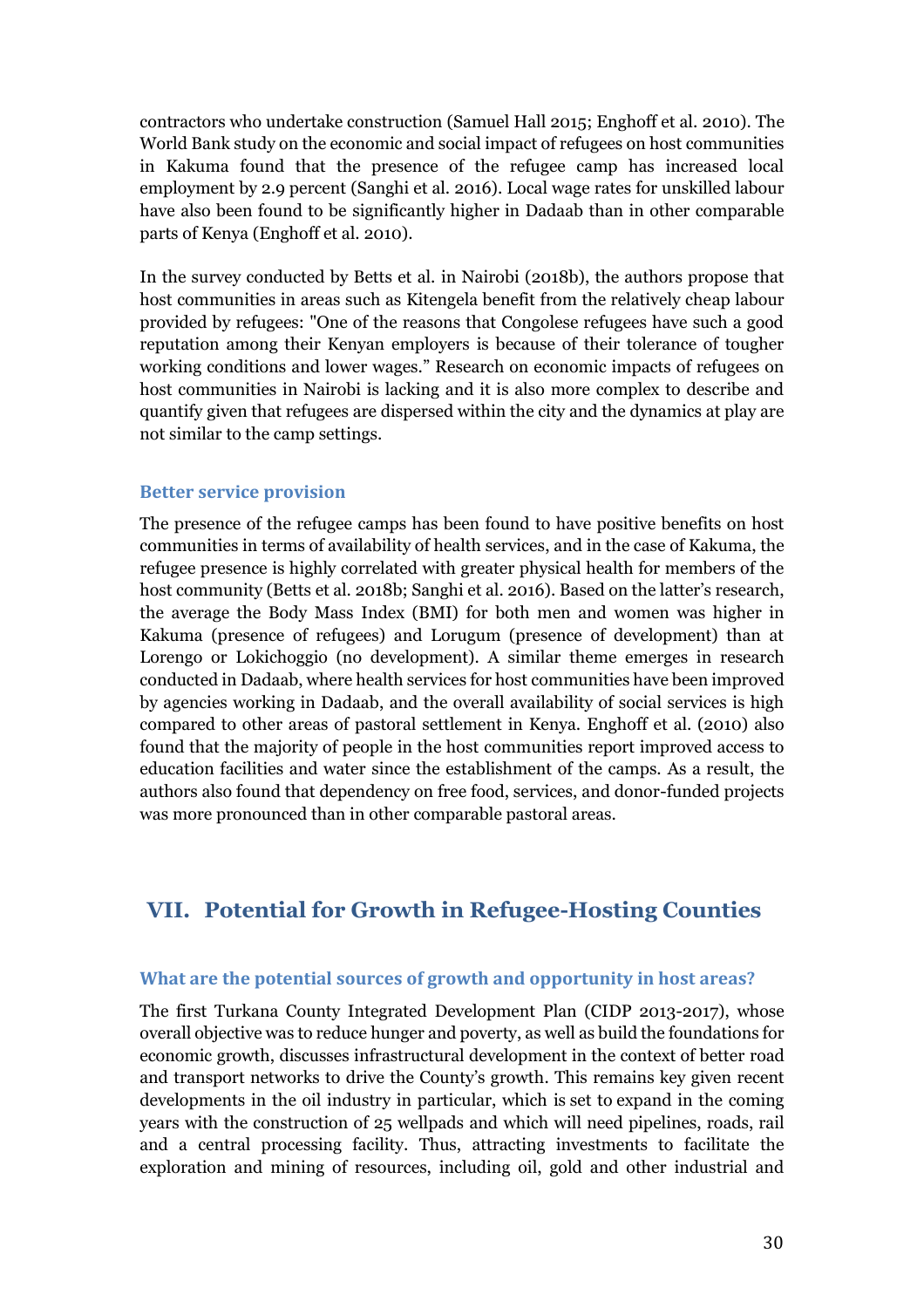contractors who undertake construction (Samuel Hall 2015; Enghoff et al. 2010). The World Bank study on the economic and social impact of refugees on host communities in Kakuma found that the presence of the refugee camp has increased local employment by 2.9 percent (Sanghi et al. 2016). Local wage rates for unskilled labour have also been found to be significantly higher in Dadaab than in other comparable parts of Kenya (Enghoff et al. 2010).

In the survey conducted by Betts et al. in Nairobi (2018b), the authors propose that host communities in areas such as Kitengela benefit from the relatively cheap labour provided by refugees: "One of the reasons that Congolese refugees have such a good reputation among their Kenyan employers is because of their tolerance of tougher working conditions and lower wages." Research on economic impacts of refugees on host communities in Nairobi is lacking and it is also more complex to describe and quantify given that refugees are dispersed within the city and the dynamics at play are not similar to the camp settings.

### Better service provision

The presence of the refugee camps has been found to have positive benefits on host communities in terms of availability of health services, and in the case of Kakuma, the refugee presence is highly correlated with greater physical health for members of the host community (Betts et al. 2018b; Sanghi et al. 2016). Based on the latter's research, the average the Body Mass Index (BMI) for both men and women was higher in Kakuma (presence of refugees) and Lorugum (presence of development) than at Lorengo or Lokichoggio (no development). A similar theme emerges in research conducted in Dadaab, where health services for host communities have been improved by agencies working in Dadaab, and the overall availability of social services is high compared to other areas of pastoral settlement in Kenya. Enghoff et al. (2010) also found that the majority of people in the host communities report improved access to education facilities and water since the establishment of the camps. As a result, the authors also found that dependency on free food, services, and donor-funded projects was more pronounced than in other comparable pastoral areas.

## VII. Potential for Growth in Refugee-Hosting Counties

### What are the potential sources of growth and opportunity in host areas?

The first Turkana County Integrated Development Plan (CIDP 2013-2017), whose overall objective was to reduce hunger and poverty, as well as build the foundations for economic growth, discusses infrastructural development in the context of better road and transport networks to drive the County's growth. This remains key given recent developments in the oil industry in particular, which is set to expand in the coming years with the construction of 25 wellpads and which will need pipelines, roads, rail and a central processing facility. Thus, attracting investments to facilitate the exploration and mining of resources, including oil, gold and other industrial and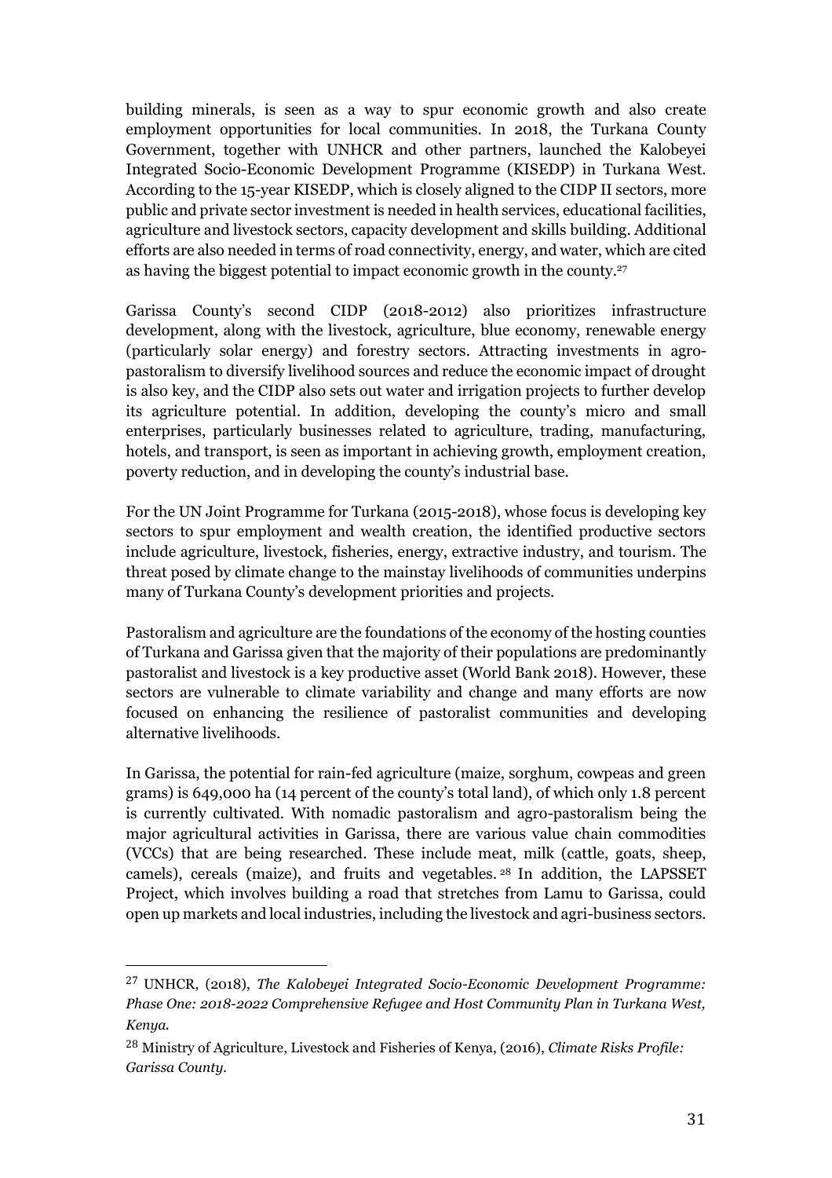building minerals, is seen as a way to spur economic growth and also create employment opportunities for local communities. In 2018, the Turkana County Government, together with UNHCR and other partners, launched the Kalobeyei Integrated Socio-Economic Development Programme (KISEDP) in Turkana West. According to the 15-year KISEDP, which is closely aligned to the CIDP II sectors, more public and private sector investment is needed in health services, educational facilities, agriculture and livestock sectors, capacity development and skills building. Additional efforts are also needed in terms of road connectivity, energy, and water, which are cited as having the biggest potential to impact economic growth in the county.[27]

Garissa County's second CIDP (2018-2012) also prioritizes infrastructure development, along with the livestock, agriculture, blue economy, renewable energy (particularly solar energy) and forestry sectors. Attracting investments in agro-pastoralism to diversify livelihood sources and reduce the economic impact of drought is also key, and the CIDP also sets out water and irrigation projects to further develop its agriculture potential. In addition, developing the county's micro and small enterprises, particularly businesses related to agriculture, trading, manufacturing, hotels, and transport, is seen as important in achieving growth, employment creation, poverty reduction, and in developing the county's industrial base.

For the UN Joint Programme for Turkana (2015-2018), whose focus is developing key sectors to spur employment and wealth creation, the identified productive sectors include agriculture, livestock, fisheries, energy, extractive industry, and tourism. The threat posed by climate change to the mainstay livelihoods of communities underpins many of Turkana County's development priorities and projects.

Pastoralism and agriculture are the foundations of the economy of the hosting counties of Turkana and Garissa given that the majority of their populations are predominantly pastoralist and livestock is a key productive asset (World Bank 2018). However, these sectors are vulnerable to climate variability and change and many efforts are now focused on enhancing the resilience of pastoralist communities and developing alternative livelihoods.

In Garissa, the potential for rain-fed agriculture (maize, sorghum, cowpeas and green grams) is 649,000 ha (14 percent of the county's total land), of which only 1.8 percent is currently cultivated. With nomadic pastoralism and agro-pastoralism being the major agricultural activities in Garissa, there are various value chain commodities (VCCs) that are being researched. These include meat, milk (cattle, goats, sheep, camels), cereals (maize), and fruits and vegetables.[28] In addition, the LAPSSET Project, which involves building a road that stretches from Lamu to Garissa, could open up markets and local industries, including the livestock and agri-business sectors.

---

[27] UNHCR, (2018), *The Kalobeyei Integrated Socio-Economic Development Programme: Phase One: 2018-2022 Comprehensive Refugee and Host Community Plan in Turkana West, Kenya.*

[28] Ministry of Agriculture, Livestock and Fisheries of Kenya, (2016), *Climate Risks Profile: Garissa County.*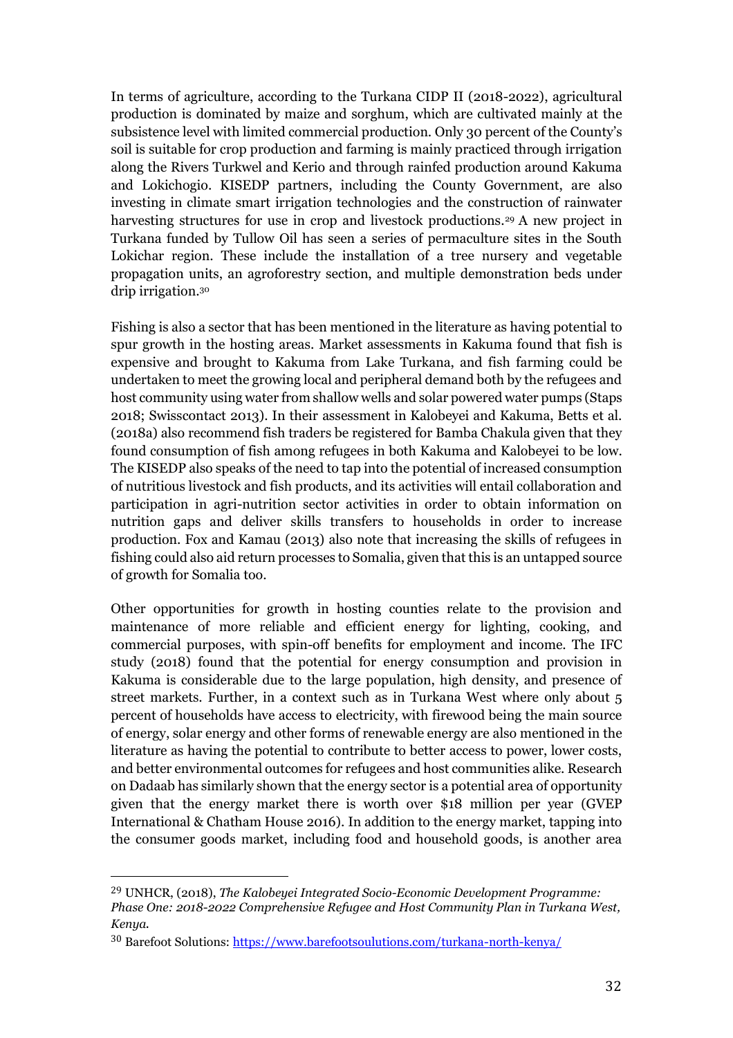In terms of agriculture, according to the Turkana CIDP II (2018-2022), agricultural production is dominated by maize and sorghum, which are cultivated mainly at the subsistence level with limited commercial production. Only 30 percent of the County's soil is suitable for crop production and farming is mainly practiced through irrigation along the Rivers Turkwel and Kerio and through rainfed production around Kakuma and Lokichogio. KISEDP partners, including the County Government, are also investing in climate smart irrigation technologies and the construction of rainwater harvesting structures for use in crop and livestock productions.[29] A new project in Turkana funded by Tullow Oil has seen a series of permaculture sites in the South Lokichar region. These include the installation of a tree nursery and vegetable propagation units, an agroforestry section, and multiple demonstration beds under drip irrigation.[30]

Fishing is also a sector that has been mentioned in the literature as having potential to spur growth in the hosting areas. Market assessments in Kakuma found that fish is expensive and brought to Kakuma from Lake Turkana, and fish farming could be undertaken to meet the growing local and peripheral demand both by the refugees and host community using water from shallow wells and solar powered water pumps (Staps 2018; Swisscontact 2013). In their assessment in Kalobeyei and Kakuma, Betts et al. (2018a) also recommend fish traders be registered for Bamba Chakula given that they found consumption of fish among refugees in both Kakuma and Kalobeyei to be low. The KISEDP also speaks of the need to tap into the potential of increased consumption of nutritious livestock and fish products, and its activities will entail collaboration and participation in agri-nutrition sector activities in order to obtain information on nutrition gaps and deliver skills transfers to households in order to increase production. Fox and Kamau (2013) also note that increasing the skills of refugees in fishing could also aid return processes to Somalia, given that this is an untapped source of growth for Somalia too.

Other opportunities for growth in hosting counties relate to the provision and maintenance of more reliable and efficient energy for lighting, cooking, and commercial purposes, with spin-off benefits for employment and income. The IFC study (2018) found that the potential for energy consumption and provision in Kakuma is considerable due to the large population, high density, and presence of street markets. Further, in a context such as in Turkana West where only about 5 percent of households have access to electricity, with firewood being the main source of energy, solar energy and other forms of renewable energy are also mentioned in the literature as having the potential to contribute to better access to power, lower costs, and better environmental outcomes for refugees and host communities alike. Research on Dadaab has similarly shown that the energy sector is a potential area of opportunity given that the energy market there is worth over $18 million per year (GVEP International & Chatham House 2016). In addition to the energy market, tapping into the consumer goods market, including food and household goods, is another area

---

[29] UNHCR, (2018), *The Kalobeyei Integrated Socio-Economic Development Programme: Phase One: 2018-2022 Comprehensive Refugee and Host Community Plan in Turkana West, Kenya.*

[30] Barefoot Solutions: https://www.barefootsoulutions.com/turkana-north-kenya/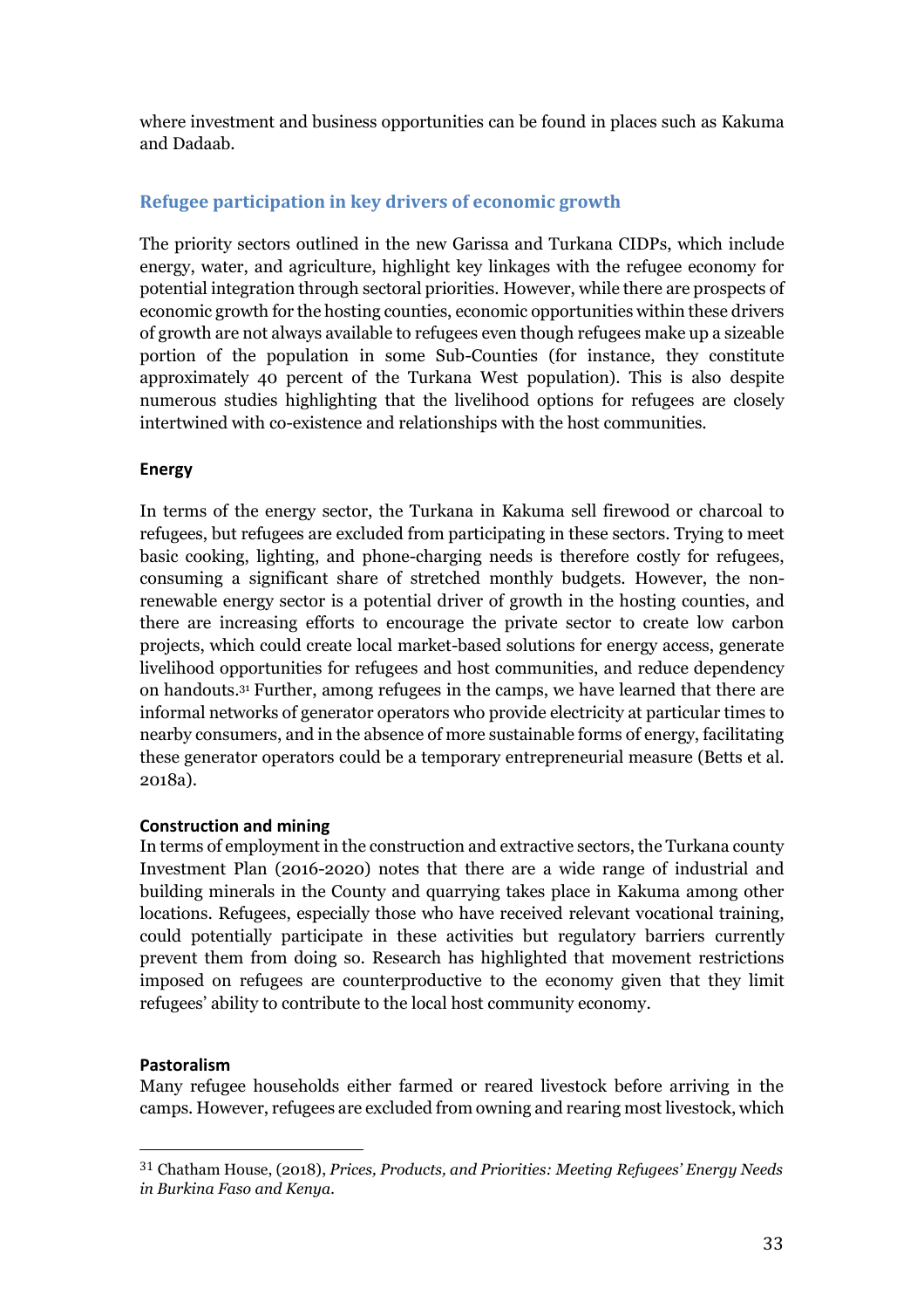where investment and business opportunities can be found in places such as Kakuma and Dadaab.

## Refugee participation in key drivers of economic growth

The priority sectors outlined in the new Garissa and Turkana CIDPs, which include energy, water, and agriculture, highlight key linkages with the refugee economy for potential integration through sectoral priorities. However, while there are prospects of economic growth for the hosting counties, economic opportunities within these drivers of growth are not always available to refugees even though refugees make up a sizeable portion of the population in some Sub-Counties (for instance, they constitute approximately 40 percent of the Turkana West population). This is also despite numerous studies highlighting that the livelihood options for refugees are closely intertwined with co-existence and relationships with the host communities.

### Energy

In terms of the energy sector, the Turkana in Kakuma sell firewood or charcoal to refugees, but refugees are excluded from participating in these sectors. Trying to meet basic cooking, lighting, and phone-charging needs is therefore costly for refugees, consuming a significant share of stretched monthly budgets. However, the non-renewable energy sector is a potential driver of growth in the hosting counties, and there are increasing efforts to encourage the private sector to create low carbon projects, which could create local market-based solutions for energy access, generate livelihood opportunities for refugees and host communities, and reduce dependency on handouts.[31] Further, among refugees in the camps, we have learned that there are informal networks of generator operators who provide electricity at particular times to nearby consumers, and in the absence of more sustainable forms of energy, facilitating these generator operators could be a temporary entrepreneurial measure (Betts et al. 2018a).

### Construction and mining

In terms of employment in the construction and extractive sectors, the Turkana county Investment Plan (2016-2020) notes that there are a wide range of industrial and building minerals in the County and quarrying takes place in Kakuma among other locations. Refugees, especially those who have received relevant vocational training, could potentially participate in these activities but regulatory barriers currently prevent them from doing so. Research has highlighted that movement restrictions imposed on refugees are counterproductive to the economy given that they limit refugees' ability to contribute to the local host community economy.

### Pastoralism

Many refugee households either farmed or reared livestock before arriving in the camps. However, refugees are excluded from owning and rearing most livestock, which

[31] Chatham House, (2018), *Prices, Products, and Priorities: Meeting Refugees' Energy Needs in Burkina Faso and Kenya.*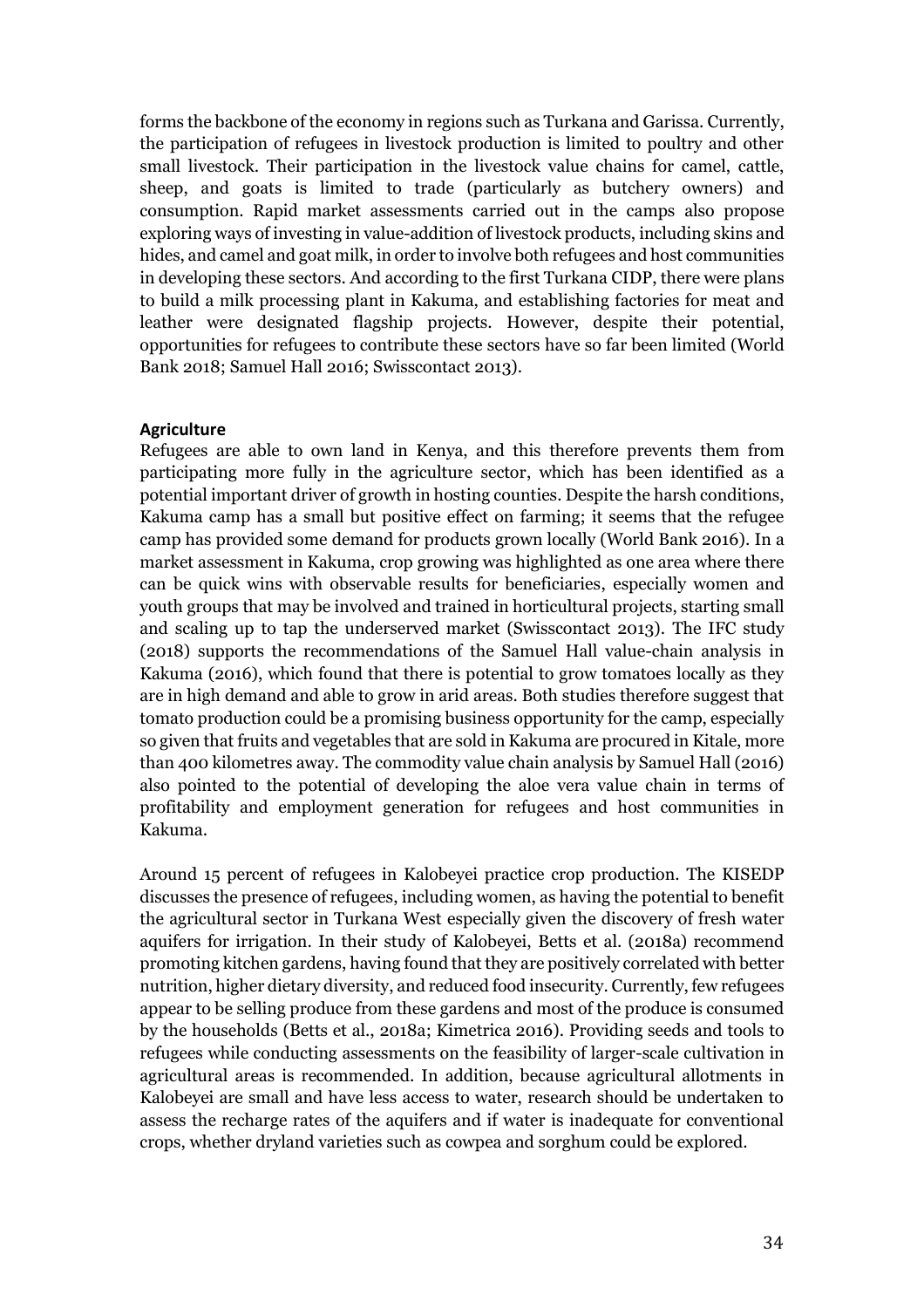forms the backbone of the economy in regions such as Turkana and Garissa. Currently, the participation of refugees in livestock production is limited to poultry and other small livestock. Their participation in the livestock value chains for camel, cattle, sheep, and goats is limited to trade (particularly as butchery owners) and consumption. Rapid market assessments carried out in the camps also propose exploring ways of investing in value-addition of livestock products, including skins and hides, and camel and goat milk, in order to involve both refugees and host communities in developing these sectors. And according to the first Turkana CIDP, there were plans to build a milk processing plant in Kakuma, and establishing factories for meat and leather were designated flagship projects. However, despite their potential, opportunities for refugees to contribute these sectors have so far been limited (World Bank 2018; Samuel Hall 2016; Swisscontact 2013).

**Agriculture**

Refugees are able to own land in Kenya, and this therefore prevents them from participating more fully in the agriculture sector, which has been identified as a potential important driver of growth in hosting counties. Despite the harsh conditions, Kakuma camp has a small but positive effect on farming; it seems that the refugee camp has provided some demand for products grown locally (World Bank 2016). In a market assessment in Kakuma, crop growing was highlighted as one area where there can be quick wins with observable results for beneficiaries, especially women and youth groups that may be involved and trained in horticultural projects, starting small and scaling up to tap the underserved market (Swisscontact 2013). The IFC study (2018) supports the recommendations of the Samuel Hall value-chain analysis in Kakuma (2016), which found that there is potential to grow tomatoes locally as they are in high demand and able to grow in arid areas. Both studies therefore suggest that tomato production could be a promising business opportunity for the camp, especially so given that fruits and vegetables that are sold in Kakuma are procured in Kitale, more than 400 kilometres away. The commodity value chain analysis by Samuel Hall (2016) also pointed to the potential of developing the aloe vera value chain in terms of profitability and employment generation for refugees and host communities in Kakuma.

Around 15 percent of refugees in Kalobeyei practice crop production. The KISEDP discusses the presence of refugees, including women, as having the potential to benefit the agricultural sector in Turkana West especially given the discovery of fresh water aquifers for irrigation. In their study of Kalobeyei, Betts et al. (2018a) recommend promoting kitchen gardens, having found that they are positively correlated with better nutrition, higher dietary diversity, and reduced food insecurity. Currently, few refugees appear to be selling produce from these gardens and most of the produce is consumed by the households (Betts et al., 2018a; Kimetrica 2016). Providing seeds and tools to refugees while conducting assessments on the feasibility of larger-scale cultivation in agricultural areas is recommended. In addition, because agricultural allotments in Kalobeyei are small and have less access to water, research should be undertaken to assess the recharge rates of the aquifers and if water is inadequate for conventional crops, whether dryland varieties such as cowpea and sorghum could be explored.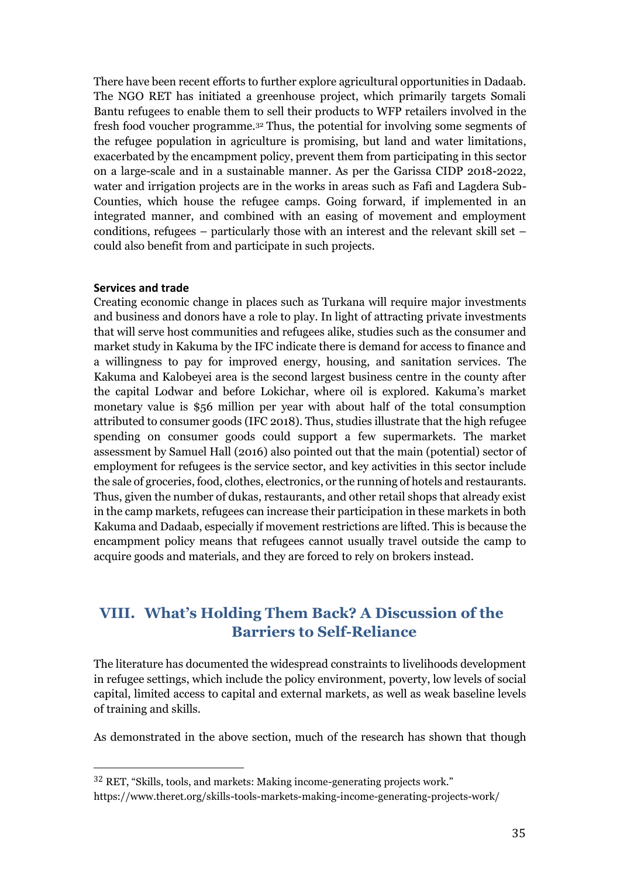There have been recent efforts to further explore agricultural opportunities in Dadaab. The NGO RET has initiated a greenhouse project, which primarily targets Somali Bantu refugees to enable them to sell their products to WFP retailers involved in the fresh food voucher programme.[32] Thus, the potential for involving some segments of the refugee population in agriculture is promising, but land and water limitations, exacerbated by the encampment policy, prevent them from participating in this sector on a large-scale and in a sustainable manner. As per the Garissa CIDP 2018-2022, water and irrigation projects are in the works in areas such as Fafi and Lagdera Sub-Counties, which house the refugee camps. Going forward, if implemented in an integrated manner, and combined with an easing of movement and employment conditions, refugees – particularly those with an interest and the relevant skill set – could also benefit from and participate in such projects.

**Services and trade**

Creating economic change in places such as Turkana will require major investments and business and donors have a role to play. In light of attracting private investments that will serve host communities and refugees alike, studies such as the consumer and market study in Kakuma by the IFC indicate there is demand for access to finance and a willingness to pay for improved energy, housing, and sanitation services. The Kakuma and Kalobeyei area is the second largest business centre in the county after the capital Lodwar and before Lokichar, where oil is explored. Kakuma's market monetary value is $56 million per year with about half of the total consumption attributed to consumer goods (IFC 2018). Thus, studies illustrate that the high refugee spending on consumer goods could support a few supermarkets. The market assessment by Samuel Hall (2016) also pointed out that the main (potential) sector of employment for refugees is the service sector, and key activities in this sector include the sale of groceries, food, clothes, electronics, or the running of hotels and restaurants. Thus, given the number of dukas, restaurants, and other retail shops that already exist in the camp markets, refugees can increase their participation in these markets in both Kakuma and Dadaab, especially if movement restrictions are lifted. This is because the encampment policy means that refugees cannot usually travel outside the camp to acquire goods and materials, and they are forced to rely on brokers instead.

## VIII. What's Holding Them Back? A Discussion of the Barriers to Self-Reliance

The literature has documented the widespread constraints to livelihoods development in refugee settings, which include the policy environment, poverty, low levels of social capital, limited access to capital and external markets, as well as weak baseline levels of training and skills.

As demonstrated in the above section, much of the research has shown that though

---

[32] RET, "Skills, tools, and markets: Making income-generating projects work." https://www.theret.org/skills-tools-markets-making-income-generating-projects-work/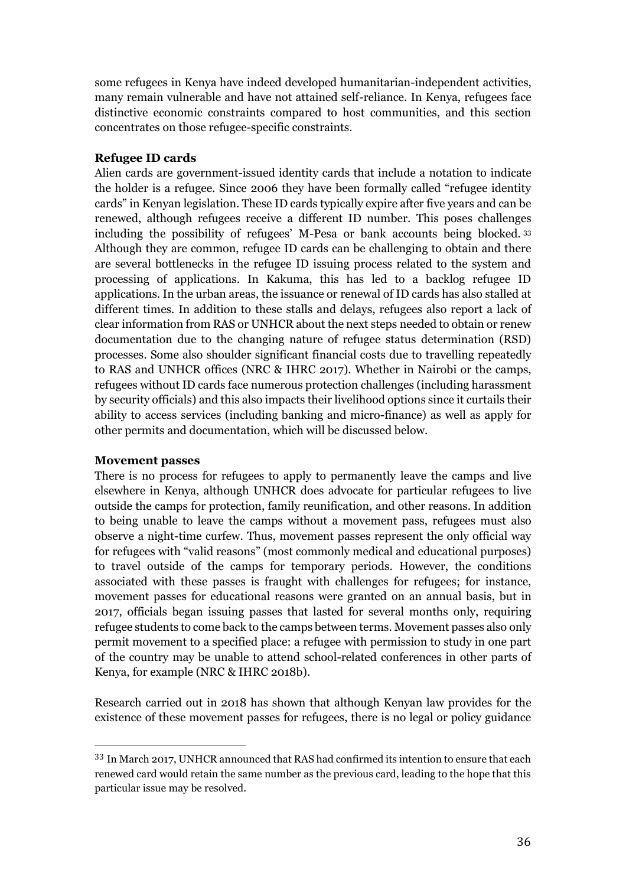some refugees in Kenya have indeed developed humanitarian-independent activities, many remain vulnerable and have not attained self-reliance. In Kenya, refugees face distinctive economic constraints compared to host communities, and this section concentrates on those refugee-specific constraints.

**Refugee ID cards**

Alien cards are government-issued identity cards that include a notation to indicate the holder is a refugee. Since 2006 they have been formally called "refugee identity cards" in Kenyan legislation. These ID cards typically expire after five years and can be renewed, although refugees receive a different ID number. This poses challenges including the possibility of refugees' M-Pesa or bank accounts being blocked. [33] Although they are common, refugee ID cards can be challenging to obtain and there are several bottlenecks in the refugee ID issuing process related to the system and processing of applications. In Kakuma, this has led to a backlog refugee ID applications. In the urban areas, the issuance or renewal of ID cards has also stalled at different times. In addition to these stalls and delays, refugees also report a lack of clear information from RAS or UNHCR about the next steps needed to obtain or renew documentation due to the changing nature of refugee status determination (RSD) processes. Some also shoulder significant financial costs due to travelling repeatedly to RAS and UNHCR offices (NRC & IHRC 2017). Whether in Nairobi or the camps, refugees without ID cards face numerous protection challenges (including harassment by security officials) and this also impacts their livelihood options since it curtails their ability to access services (including banking and micro-finance) as well as apply for other permits and documentation, which will be discussed below.

**Movement passes**

There is no process for refugees to apply to permanently leave the camps and live elsewhere in Kenya, although UNHCR does advocate for particular refugees to live outside the camps for protection, family reunification, and other reasons. In addition to being unable to leave the camps without a movement pass, refugees must also observe a night-time curfew. Thus, movement passes represent the only official way for refugees with "valid reasons" (most commonly medical and educational purposes) to travel outside of the camps for temporary periods. However, the conditions associated with these passes is fraught with challenges for refugees; for instance, movement passes for educational reasons were granted on an annual basis, but in 2017, officials began issuing passes that lasted for several months only, requiring refugee students to come back to the camps between terms. Movement passes also only permit movement to a specified place: a refugee with permission to study in one part of the country may be unable to attend school-related conferences in other parts of Kenya, for example (NRC & IHRC 2018b).

Research carried out in 2018 has shown that although Kenyan law provides for the existence of these movement passes for refugees, there is no legal or policy guidance

---

[33] In March 2017, UNHCR announced that RAS had confirmed its intention to ensure that each renewed card would retain the same number as the previous card, leading to the hope that this particular issue may be resolved.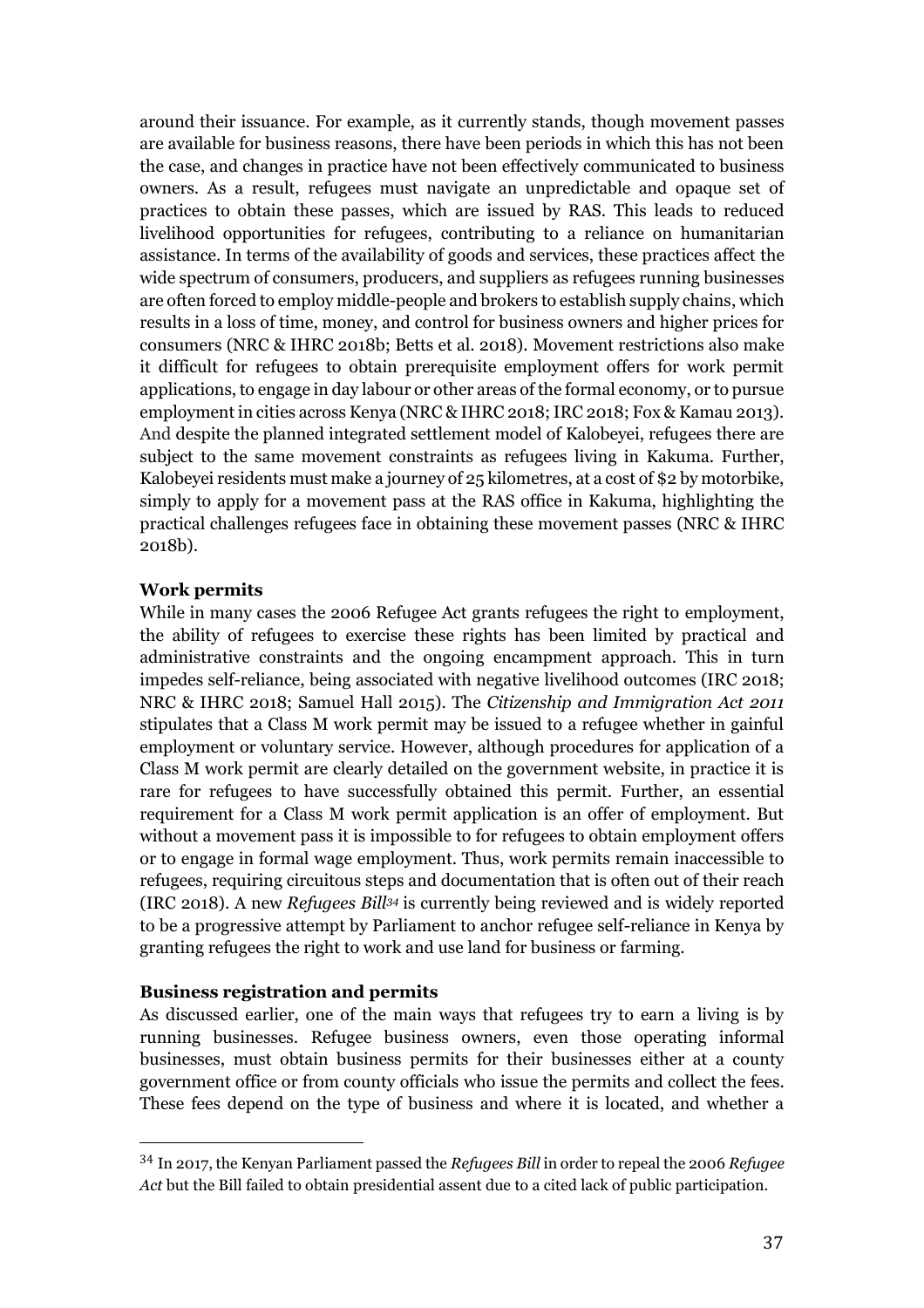around their issuance. For example, as it currently stands, though movement passes are available for business reasons, there have been periods in which this has not been the case, and changes in practice have not been effectively communicated to business owners. As a result, refugees must navigate an unpredictable and opaque set of practices to obtain these passes, which are issued by RAS. This leads to reduced livelihood opportunities for refugees, contributing to a reliance on humanitarian assistance. In terms of the availability of goods and services, these practices affect the wide spectrum of consumers, producers, and suppliers as refugees running businesses are often forced to employ middle-people and brokers to establish supply chains, which results in a loss of time, money, and control for business owners and higher prices for consumers (NRC & IHRC 2018b; Betts et al. 2018). Movement restrictions also make it difficult for refugees to obtain prerequisite employment offers for work permit applications, to engage in day labour or other areas of the formal economy, or to pursue employment in cities across Kenya (NRC & IHRC 2018; IRC 2018; Fox & Kamau 2013). And despite the planned integrated settlement model of Kalobeyei, refugees there are subject to the same movement constraints as refugees living in Kakuma. Further, Kalobeyei residents must make a journey of 25 kilometres, at a cost of $2 by motorbike, simply to apply for a movement pass at the RAS office in Kakuma, highlighting the practical challenges refugees face in obtaining these movement passes (NRC & IHRC 2018b).

**Work permits**

While in many cases the 2006 Refugee Act grants refugees the right to employment, the ability of refugees to exercise these rights has been limited by practical and administrative constraints and the ongoing encampment approach. This in turn impedes self-reliance, being associated with negative livelihood outcomes (IRC 2018; NRC & IHRC 2018; Samuel Hall 2015). The *Citizenship and Immigration Act 2011* stipulates that a Class M work permit may be issued to a refugee whether in gainful employment or voluntary service. However, although procedures for application of a Class M work permit are clearly detailed on the government website, in practice it is rare for refugees to have successfully obtained this permit. Further, an essential requirement for a Class M work permit application is an offer of employment. But without a movement pass it is impossible to for refugees to obtain employment offers or to engage in formal wage employment. Thus, work permits remain inaccessible to refugees, requiring circuitous steps and documentation that is often out of their reach (IRC 2018). A new *Refugees Bill*[34] is currently being reviewed and is widely reported to be a progressive attempt by Parliament to anchor refugee self-reliance in Kenya by granting refugees the right to work and use land for business or farming.

**Business registration and permits**

As discussed earlier, one of the main ways that refugees try to earn a living is by running businesses. Refugee business owners, even those operating informal businesses, must obtain business permits for their businesses either at a county government office or from county officials who issue the permits and collect the fees. These fees depend on the type of business and where it is located, and whether a

[34] In 2017, the Kenyan Parliament passed the *Refugees Bill* in order to repeal the 2006 *Refugee Act* but the Bill failed to obtain presidential assent due to a cited lack of public participation.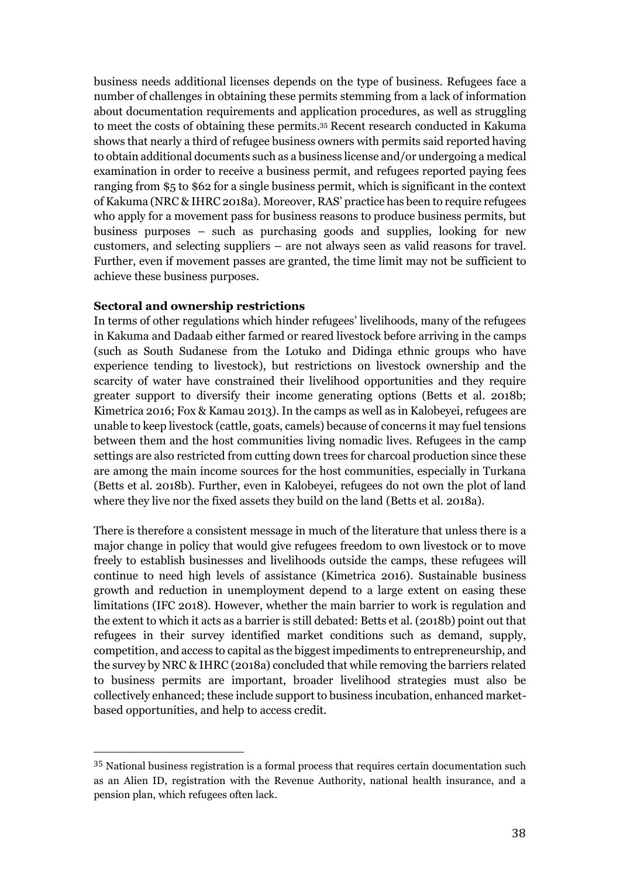business needs additional licenses depends on the type of business. Refugees face a number of challenges in obtaining these permits stemming from a lack of information about documentation requirements and application procedures, as well as struggling to meet the costs of obtaining these permits.[35] Recent research conducted in Kakuma shows that nearly a third of refugee business owners with permits said reported having to obtain additional documents such as a business license and/or undergoing a medical examination in order to receive a business permit, and refugees reported paying fees ranging from $5 to $62 for a single business permit, which is significant in the context of Kakuma (NRC & IHRC 2018a). Moreover, RAS' practice has been to require refugees who apply for a movement pass for business reasons to produce business permits, but business purposes – such as purchasing goods and supplies, looking for new customers, and selecting suppliers – are not always seen as valid reasons for travel. Further, even if movement passes are granted, the time limit may not be sufficient to achieve these business purposes.

**Sectoral and ownership restrictions**

In terms of other regulations which hinder refugees' livelihoods, many of the refugees in Kakuma and Dadaab either farmed or reared livestock before arriving in the camps (such as South Sudanese from the Lotuko and Didinga ethnic groups who have experience tending to livestock), but restrictions on livestock ownership and the scarcity of water have constrained their livelihood opportunities and they require greater support to diversify their income generating options (Betts et al. 2018b; Kimetrica 2016; Fox & Kamau 2013). In the camps as well as in Kalobeyei, refugees are unable to keep livestock (cattle, goats, camels) because of concerns it may fuel tensions between them and the host communities living nomadic lives. Refugees in the camp settings are also restricted from cutting down trees for charcoal production since these are among the main income sources for the host communities, especially in Turkana (Betts et al. 2018b). Further, even in Kalobeyei, refugees do not own the plot of land where they live nor the fixed assets they build on the land (Betts et al. 2018a).

There is therefore a consistent message in much of the literature that unless there is a major change in policy that would give refugees freedom to own livestock or to move freely to establish businesses and livelihoods outside the camps, these refugees will continue to need high levels of assistance (Kimetrica 2016). Sustainable business growth and reduction in unemployment depend to a large extent on easing these limitations (IFC 2018). However, whether the main barrier to work is regulation and the extent to which it acts as a barrier is still debated: Betts et al. (2018b) point out that refugees in their survey identified market conditions such as demand, supply, competition, and access to capital as the biggest impediments to entrepreneurship, and the survey by NRC & IHRC (2018a) concluded that while removing the barriers related to business permits are important, broader livelihood strategies must also be collectively enhanced; these include support to business incubation, enhanced market-based opportunities, and help to access credit.

---

[35] National business registration is a formal process that requires certain documentation such as an Alien ID, registration with the Revenue Authority, national health insurance, and a pension plan, which refugees often lack.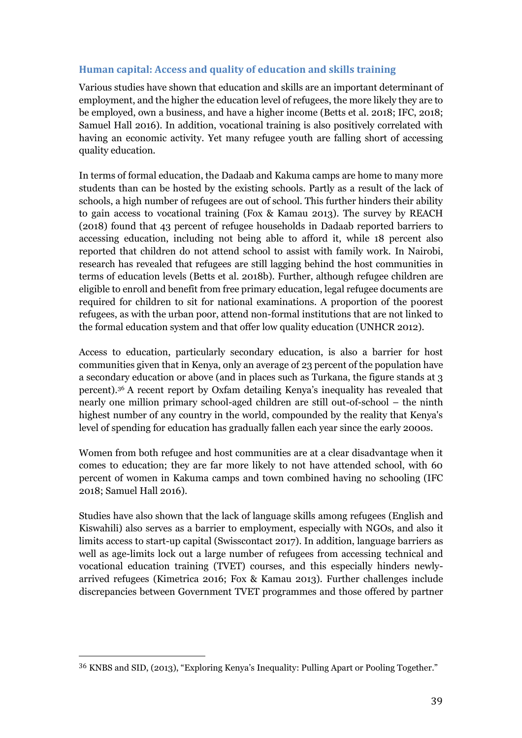### Human capital: Access and quality of education and skills training

Various studies have shown that education and skills are an important determinant of employment, and the higher the education level of refugees, the more likely they are to be employed, own a business, and have a higher income (Betts et al. 2018; IFC, 2018; Samuel Hall 2016). In addition, vocational training is also positively correlated with having an economic activity. Yet many refugee youth are falling short of accessing quality education.

In terms of formal education, the Dadaab and Kakuma camps are home to many more students than can be hosted by the existing schools. Partly as a result of the lack of schools, a high number of refugees are out of school. This further hinders their ability to gain access to vocational training (Fox & Kamau 2013). The survey by REACH (2018) found that 43 percent of refugee households in Dadaab reported barriers to accessing education, including not being able to afford it, while 18 percent also reported that children do not attend school to assist with family work. In Nairobi, research has revealed that refugees are still lagging behind the host communities in terms of education levels (Betts et al. 2018b). Further, although refugee children are eligible to enroll and benefit from free primary education, legal refugee documents are required for children to sit for national examinations. A proportion of the poorest refugees, as with the urban poor, attend non-formal institutions that are not linked to the formal education system and that offer low quality education (UNHCR 2012).

Access to education, particularly secondary education, is also a barrier for host communities given that in Kenya, only an average of 23 percent of the population have a secondary education or above (and in places such as Turkana, the figure stands at 3 percent).[36] A recent report by Oxfam detailing Kenya's inequality has revealed that nearly one million primary school-aged children are still out-of-school – the ninth highest number of any country in the world, compounded by the reality that Kenya's level of spending for education has gradually fallen each year since the early 2000s.

Women from both refugee and host communities are at a clear disadvantage when it comes to education; they are far more likely to not have attended school, with 60 percent of women in Kakuma camps and town combined having no schooling (IFC 2018; Samuel Hall 2016).

Studies have also shown that the lack of language skills among refugees (English and Kiswahili) also serves as a barrier to employment, especially with NGOs, and also it limits access to start-up capital (Swisscontact 2017). In addition, language barriers as well as age-limits lock out a large number of refugees from accessing technical and vocational education training (TVET) courses, and this especially hinders newly-arrived refugees (Kimetrica 2016; Fox & Kamau 2013). Further challenges include discrepancies between Government TVET programmes and those offered by partner

[36] KNBS and SID, (2013), "Exploring Kenya's Inequality: Pulling Apart or Pooling Together."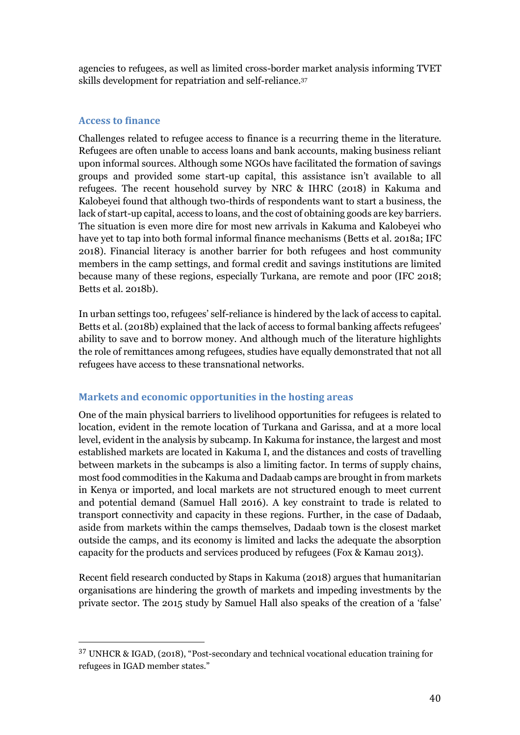agencies to refugees, as well as limited cross-border market analysis informing TVET skills development for repatriation and self-reliance.[37]

### Access to finance

Challenges related to refugee access to finance is a recurring theme in the literature. Refugees are often unable to access loans and bank accounts, making business reliant upon informal sources. Although some NGOs have facilitated the formation of savings groups and provided some start-up capital, this assistance isn't available to all refugees. The recent household survey by NRC & IHRC (2018) in Kakuma and Kalobeyei found that although two-thirds of respondents want to start a business, the lack of start-up capital, access to loans, and the cost of obtaining goods are key barriers. The situation is even more dire for most new arrivals in Kakuma and Kalobeyei who have yet to tap into both formal informal finance mechanisms (Betts et al. 2018a; IFC 2018). Financial literacy is another barrier for both refugees and host community members in the camp settings, and formal credit and savings institutions are limited because many of these regions, especially Turkana, are remote and poor (IFC 2018; Betts et al. 2018b).

In urban settings too, refugees' self-reliance is hindered by the lack of access to capital. Betts et al. (2018b) explained that the lack of access to formal banking affects refugees' ability to save and to borrow money. And although much of the literature highlights the role of remittances among refugees, studies have equally demonstrated that not all refugees have access to these transnational networks.

### Markets and economic opportunities in the hosting areas

One of the main physical barriers to livelihood opportunities for refugees is related to location, evident in the remote location of Turkana and Garissa, and at a more local level, evident in the analysis by subcamp. In Kakuma for instance, the largest and most established markets are located in Kakuma I, and the distances and costs of travelling between markets in the subcamps is also a limiting factor. In terms of supply chains, most food commodities in the Kakuma and Dadaab camps are brought in from markets in Kenya or imported, and local markets are not structured enough to meet current and potential demand (Samuel Hall 2016). A key constraint to trade is related to transport connectivity and capacity in these regions. Further, in the case of Dadaab, aside from markets within the camps themselves, Dadaab town is the closest market outside the camps, and its economy is limited and lacks the adequate the absorption capacity for the products and services produced by refugees (Fox & Kamau 2013).

Recent field research conducted by Staps in Kakuma (2018) argues that humanitarian organisations are hindering the growth of markets and impeding investments by the private sector. The 2015 study by Samuel Hall also speaks of the creation of a 'false'

---

[37] UNHCR & IGAD, (2018), "Post-secondary and technical vocational education training for refugees in IGAD member states."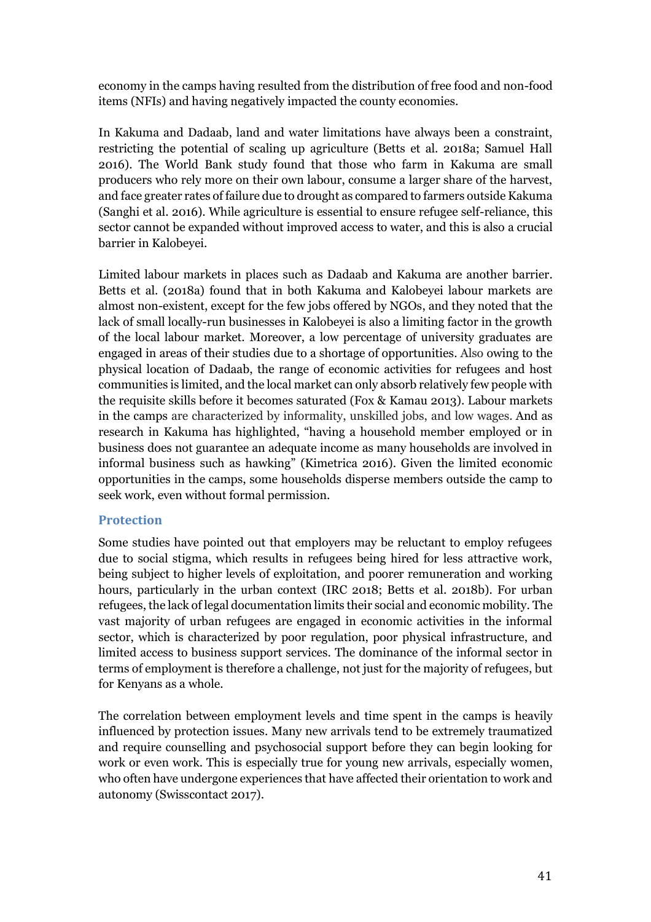economy in the camps having resulted from the distribution of free food and non-food items (NFIs) and having negatively impacted the county economies.

In Kakuma and Dadaab, land and water limitations have always been a constraint, restricting the potential of scaling up agriculture (Betts et al. 2018a; Samuel Hall 2016). The World Bank study found that those who farm in Kakuma are small producers who rely more on their own labour, consume a larger share of the harvest, and face greater rates of failure due to drought as compared to farmers outside Kakuma (Sanghi et al. 2016). While agriculture is essential to ensure refugee self-reliance, this sector cannot be expanded without improved access to water, and this is also a crucial barrier in Kalobeyei.

Limited labour markets in places such as Dadaab and Kakuma are another barrier. Betts et al. (2018a) found that in both Kakuma and Kalobeyei labour markets are almost non-existent, except for the few jobs offered by NGOs, and they noted that the lack of small locally-run businesses in Kalobeyei is also a limiting factor in the growth of the local labour market. Moreover, a low percentage of university graduates are engaged in areas of their studies due to a shortage of opportunities. Also owing to the physical location of Dadaab, the range of economic activities for refugees and host communities is limited, and the local market can only absorb relatively few people with the requisite skills before it becomes saturated (Fox & Kamau 2013). Labour markets in the camps are characterized by informality, unskilled jobs, and low wages. And as research in Kakuma has highlighted, "having a household member employed or in business does not guarantee an adequate income as many households are involved in informal business such as hawking" (Kimetrica 2016). Given the limited economic opportunities in the camps, some households disperse members outside the camp to seek work, even without formal permission.

### Protection

Some studies have pointed out that employers may be reluctant to employ refugees due to social stigma, which results in refugees being hired for less attractive work, being subject to higher levels of exploitation, and poorer remuneration and working hours, particularly in the urban context (IRC 2018; Betts et al. 2018b). For urban refugees, the lack of legal documentation limits their social and economic mobility. The vast majority of urban refugees are engaged in economic activities in the informal sector, which is characterized by poor regulation, poor physical infrastructure, and limited access to business support services. The dominance of the informal sector in terms of employment is therefore a challenge, not just for the majority of refugees, but for Kenyans as a whole.

The correlation between employment levels and time spent in the camps is heavily influenced by protection issues. Many new arrivals tend to be extremely traumatized and require counselling and psychosocial support before they can begin looking for work or even work. This is especially true for young new arrivals, especially women, who often have undergone experiences that have affected their orientation to work and autonomy (Swisscontact 2017).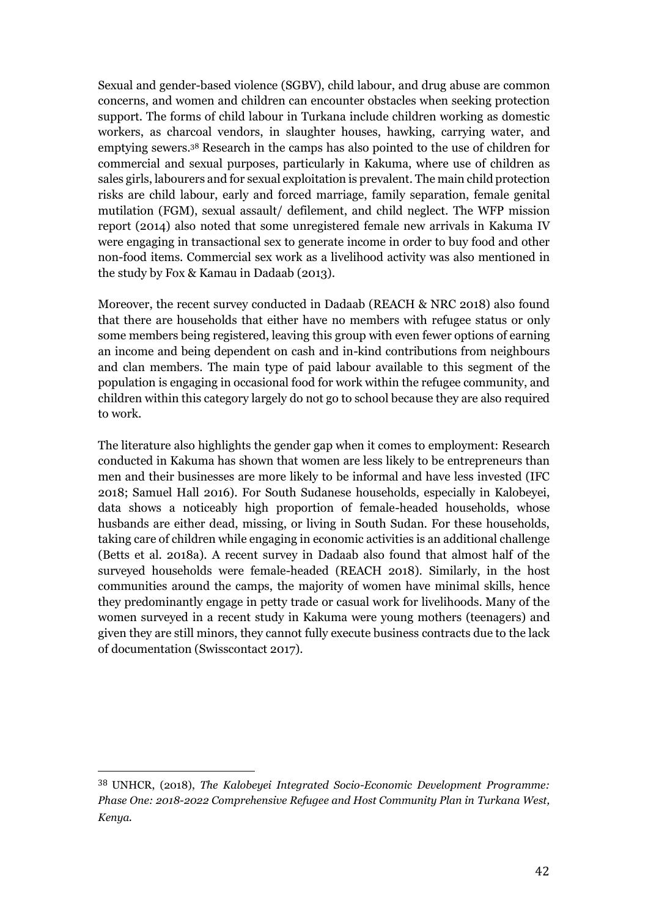Sexual and gender-based violence (SGBV), child labour, and drug abuse are common concerns, and women and children can encounter obstacles when seeking protection support. The forms of child labour in Turkana include children working as domestic workers, as charcoal vendors, in slaughter houses, hawking, carrying water, and emptying sewers.[38] Research in the camps has also pointed to the use of children for commercial and sexual purposes, particularly in Kakuma, where use of children as sales girls, labourers and for sexual exploitation is prevalent. The main child protection risks are child labour, early and forced marriage, family separation, female genital mutilation (FGM), sexual assault/ defilement, and child neglect. The WFP mission report (2014) also noted that some unregistered female new arrivals in Kakuma IV were engaging in transactional sex to generate income in order to buy food and other non-food items. Commercial sex work as a livelihood activity was also mentioned in the study by Fox & Kamau in Dadaab (2013).

Moreover, the recent survey conducted in Dadaab (REACH & NRC 2018) also found that there are households that either have no members with refugee status or only some members being registered, leaving this group with even fewer options of earning an income and being dependent on cash and in-kind contributions from neighbours and clan members. The main type of paid labour available to this segment of the population is engaging in occasional food for work within the refugee community, and children within this category largely do not go to school because they are also required to work.

The literature also highlights the gender gap when it comes to employment: Research conducted in Kakuma has shown that women are less likely to be entrepreneurs than men and their businesses are more likely to be informal and have less invested (IFC 2018; Samuel Hall 2016). For South Sudanese households, especially in Kalobeyei, data shows a noticeably high proportion of female-headed households, whose husbands are either dead, missing, or living in South Sudan. For these households, taking care of children while engaging in economic activities is an additional challenge (Betts et al. 2018a). A recent survey in Dadaab also found that almost half of the surveyed households were female-headed (REACH 2018). Similarly, in the host communities around the camps, the majority of women have minimal skills, hence they predominantly engage in petty trade or casual work for livelihoods. Many of the women surveyed in a recent study in Kakuma were young mothers (teenagers) and given they are still minors, they cannot fully execute business contracts due to the lack of documentation (Swisscontact 2017).

---

[38] UNHCR, (2018), *The Kalobeyei Integrated Socio-Economic Development Programme: Phase One: 2018-2022 Comprehensive Refugee and Host Community Plan in Turkana West, Kenya.*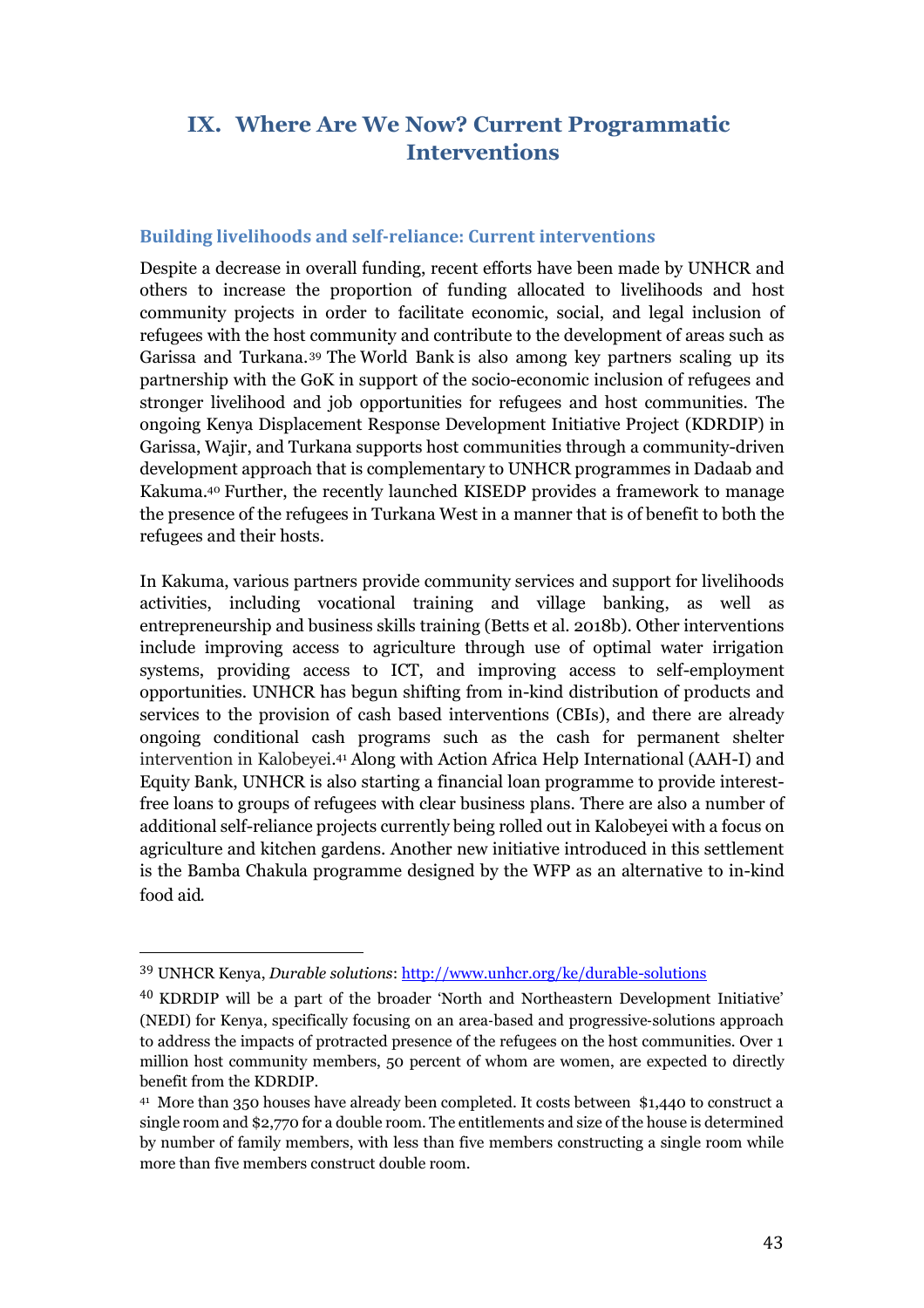# IX. Where Are We Now? Current Programmatic Interventions

## Building livelihoods and self-reliance: Current interventions

Despite a decrease in overall funding, recent efforts have been made by UNHCR and others to increase the proportion of funding allocated to livelihoods and host community projects in order to facilitate economic, social, and legal inclusion of refugees with the host community and contribute to the development of areas such as Garissa and Turkana.[39] The World Bank is also among key partners scaling up its partnership with the GoK in support of the socio-economic inclusion of refugees and stronger livelihood and job opportunities for refugees and host communities. The ongoing Kenya Displacement Response Development Initiative Project (KDRDIP) in Garissa, Wajir, and Turkana supports host communities through a community-driven development approach that is complementary to UNHCR programmes in Dadaab and Kakuma.[40] Further, the recently launched KISEDP provides a framework to manage the presence of the refugees in Turkana West in a manner that is of benefit to both the refugees and their hosts.

In Kakuma, various partners provide community services and support for livelihoods activities, including vocational training and village banking, as well as entrepreneurship and business skills training (Betts et al. 2018b). Other interventions include improving access to agriculture through use of optimal water irrigation systems, providing access to ICT, and improving access to self-employment opportunities. UNHCR has begun shifting from in-kind distribution of products and services to the provision of cash based interventions (CBIs), and there are already ongoing conditional cash programs such as the cash for permanent shelter intervention in Kalobeyei.[41] Along with Action Africa Help International (AAH-I) and Equity Bank, UNHCR is also starting a financial loan programme to provide interest-free loans to groups of refugees with clear business plans. There are also a number of additional self-reliance projects currently being rolled out in Kalobeyei with a focus on agriculture and kitchen gardens. Another new initiative introduced in this settlement is the Bamba Chakula programme designed by the WFP as an alternative to in-kind food aid.

---

[39] UNHCR Kenya, *Durable solutions*: http://www.unhcr.org/ke/durable-solutions

[40] KDRDIP will be a part of the broader 'North and Northeastern Development Initiative' (NEDI) for Kenya, specifically focusing on an area-based and progressive-solutions approach to address the impacts of protracted presence of the refugees on the host communities. Over 1 million host community members, 50 percent of whom are women, are expected to directly benefit from the KDRDIP.

[41] More than 350 houses have already been completed. It costs between $1,440 to construct a single room and $2,770 for a double room. The entitlements and size of the house is determined by number of family members, with less than five members constructing a single room while more than five members construct double room.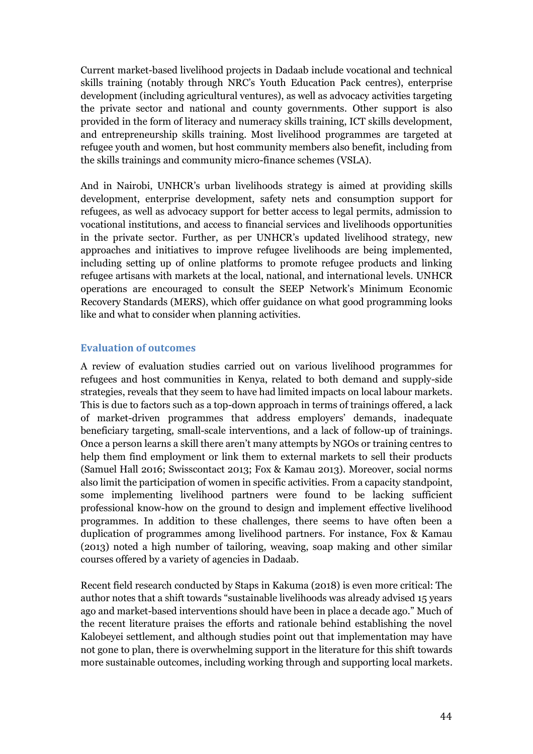Current market-based livelihood projects in Dadaab include vocational and technical skills training (notably through NRC's Youth Education Pack centres), enterprise development (including agricultural ventures), as well as advocacy activities targeting the private sector and national and county governments. Other support is also provided in the form of literacy and numeracy skills training, ICT skills development, and entrepreneurship skills training. Most livelihood programmes are targeted at refugee youth and women, but host community members also benefit, including from the skills trainings and community micro-finance schemes (VSLA).

And in Nairobi, UNHCR's urban livelihoods strategy is aimed at providing skills development, enterprise development, safety nets and consumption support for refugees, as well as advocacy support for better access to legal permits, admission to vocational institutions, and access to financial services and livelihoods opportunities in the private sector. Further, as per UNHCR's updated livelihood strategy, new approaches and initiatives to improve refugee livelihoods are being implemented, including setting up of online platforms to promote refugee products and linking refugee artisans with markets at the local, national, and international levels. UNHCR operations are encouraged to consult the SEEP Network's Minimum Economic Recovery Standards (MERS), which offer guidance on what good programming looks like and what to consider when planning activities.

### Evaluation of outcomes

A review of evaluation studies carried out on various livelihood programmes for refugees and host communities in Kenya, related to both demand and supply-side strategies, reveals that they seem to have had limited impacts on local labour markets. This is due to factors such as a top-down approach in terms of trainings offered, a lack of market-driven programmes that address employers' demands, inadequate beneficiary targeting, small-scale interventions, and a lack of follow-up of trainings. Once a person learns a skill there aren't many attempts by NGOs or training centres to help them find employment or link them to external markets to sell their products (Samuel Hall 2016; Swisscontact 2013; Fox & Kamau 2013). Moreover, social norms also limit the participation of women in specific activities. From a capacity standpoint, some implementing livelihood partners were found to be lacking sufficient professional know-how on the ground to design and implement effective livelihood programmes. In addition to these challenges, there seems to have often been a duplication of programmes among livelihood partners. For instance, Fox & Kamau (2013) noted a high number of tailoring, weaving, soap making and other similar courses offered by a variety of agencies in Dadaab.

Recent field research conducted by Staps in Kakuma (2018) is even more critical: The author notes that a shift towards "sustainable livelihoods was already advised 15 years ago and market-based interventions should have been in place a decade ago." Much of the recent literature praises the efforts and rationale behind establishing the novel Kalobeyei settlement, and although studies point out that implementation may have not gone to plan, there is overwhelming support in the literature for this shift towards more sustainable outcomes, including working through and supporting local markets.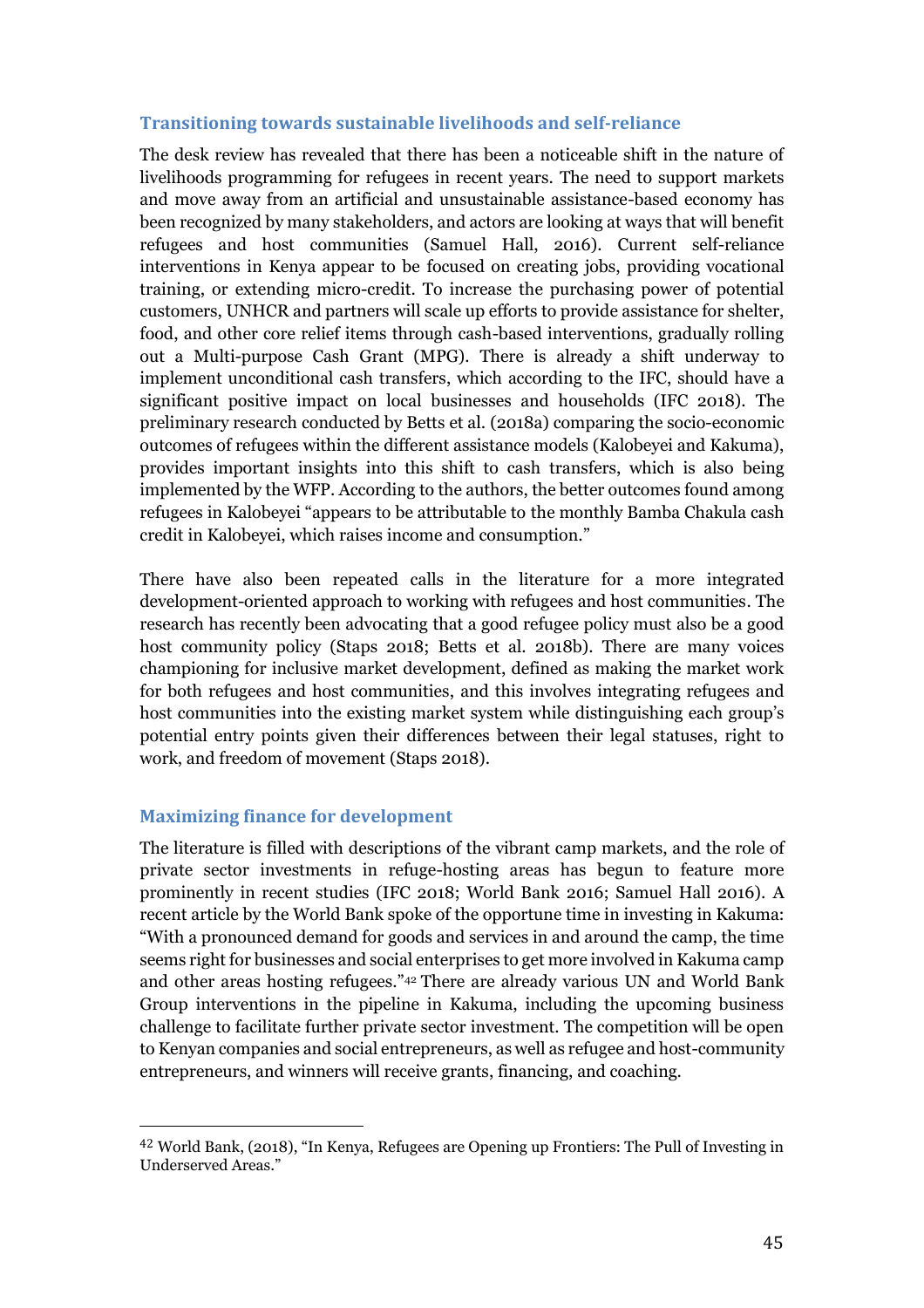## Transitioning towards sustainable livelihoods and self-reliance

The desk review has revealed that there has been a noticeable shift in the nature of livelihoods programming for refugees in recent years. The need to support markets and move away from an artificial and unsustainable assistance-based economy has been recognized by many stakeholders, and actors are looking at ways that will benefit refugees and host communities (Samuel Hall, 2016). Current self-reliance interventions in Kenya appear to be focused on creating jobs, providing vocational training, or extending micro-credit. To increase the purchasing power of potential customers, UNHCR and partners will scale up efforts to provide assistance for shelter, food, and other core relief items through cash-based interventions, gradually rolling out a Multi-purpose Cash Grant (MPG). There is already a shift underway to implement unconditional cash transfers, which according to the IFC, should have a significant positive impact on local businesses and households (IFC 2018). The preliminary research conducted by Betts et al. (2018a) comparing the socio-economic outcomes of refugees within the different assistance models (Kalobeyei and Kakuma), provides important insights into this shift to cash transfers, which is also being implemented by the WFP. According to the authors, the better outcomes found among refugees in Kalobeyei "appears to be attributable to the monthly Bamba Chakula cash credit in Kalobeyei, which raises income and consumption."

There have also been repeated calls in the literature for a more integrated development-oriented approach to working with refugees and host communities. The research has recently been advocating that a good refugee policy must also be a good host community policy (Staps 2018; Betts et al. 2018b). There are many voices championing for inclusive market development, defined as making the market work for both refugees and host communities, and this involves integrating refugees and host communities into the existing market system while distinguishing each group's potential entry points given their differences between their legal statuses, right to work, and freedom of movement (Staps 2018).

## Maximizing finance for development

The literature is filled with descriptions of the vibrant camp markets, and the role of private sector investments in refuge-hosting areas has begun to feature more prominently in recent studies (IFC 2018; World Bank 2016; Samuel Hall 2016). A recent article by the World Bank spoke of the opportune time in investing in Kakuma: "With a pronounced demand for goods and services in and around the camp, the time seems right for businesses and social enterprises to get more involved in Kakuma camp and other areas hosting refugees."[42] There are already various UN and World Bank Group interventions in the pipeline in Kakuma, including the upcoming business challenge to facilitate further private sector investment. The competition will be open to Kenyan companies and social entrepreneurs, as well as refugee and host-community entrepreneurs, and winners will receive grants, financing, and coaching.

---

[42] World Bank, (2018), "In Kenya, Refugees are Opening up Frontiers: The Pull of Investing in Underserved Areas."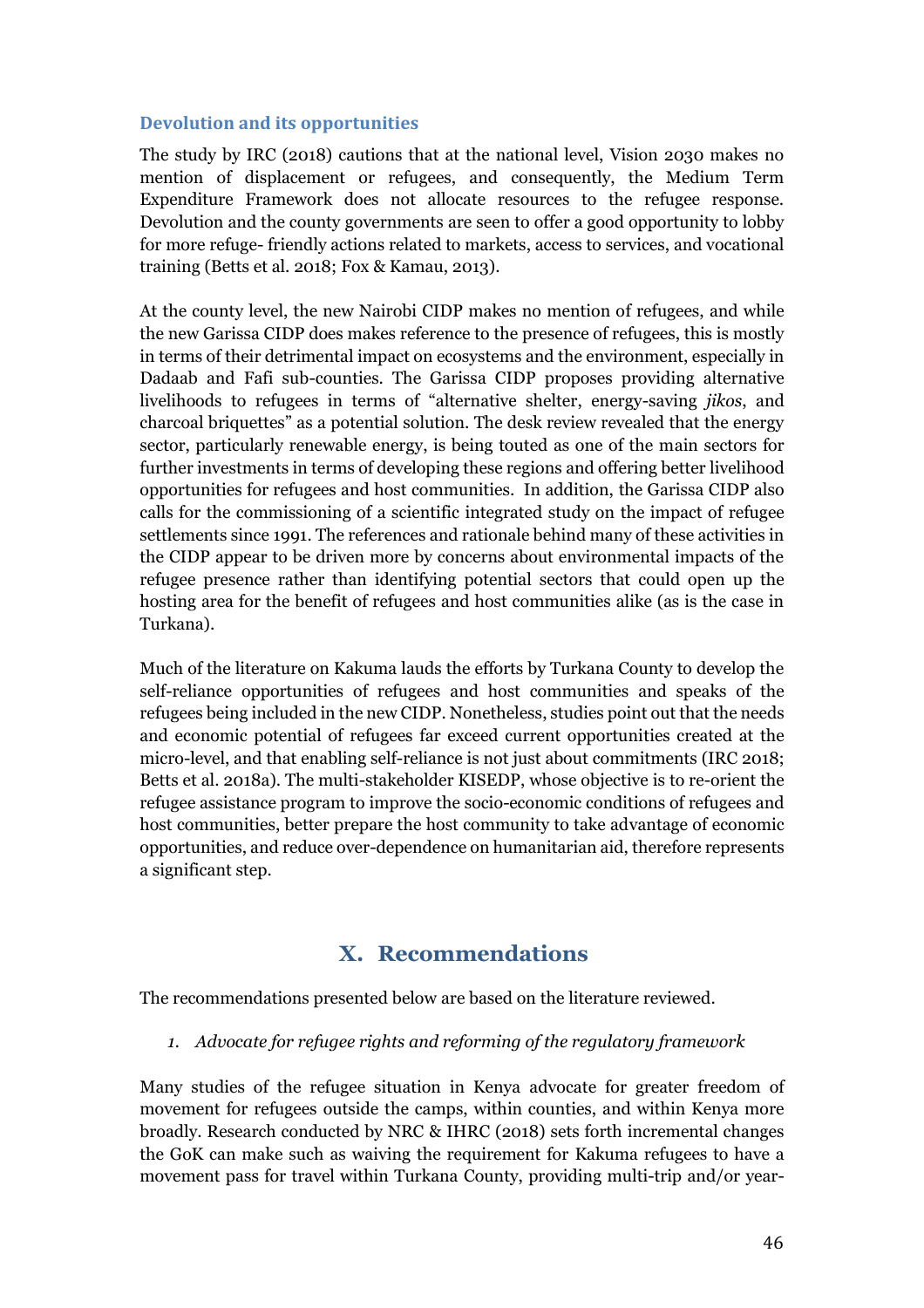### Devolution and its opportunities

The study by IRC (2018) cautions that at the national level, Vision 2030 makes no mention of displacement or refugees, and consequently, the Medium Term Expenditure Framework does not allocate resources to the refugee response. Devolution and the county governments are seen to offer a good opportunity to lobby for more refuge- friendly actions related to markets, access to services, and vocational training (Betts et al. 2018; Fox & Kamau, 2013).

At the county level, the new Nairobi CIDP makes no mention of refugees, and while the new Garissa CIDP does makes reference to the presence of refugees, this is mostly in terms of their detrimental impact on ecosystems and the environment, especially in Dadaab and Fafi sub-counties. The Garissa CIDP proposes providing alternative livelihoods to refugees in terms of "alternative shelter, energy-saving *jikos*, and charcoal briquettes" as a potential solution. The desk review revealed that the energy sector, particularly renewable energy, is being touted as one of the main sectors for further investments in terms of developing these regions and offering better livelihood opportunities for refugees and host communities. In addition, the Garissa CIDP also calls for the commissioning of a scientific integrated study on the impact of refugee settlements since 1991. The references and rationale behind many of these activities in the CIDP appear to be driven more by concerns about environmental impacts of the refugee presence rather than identifying potential sectors that could open up the hosting area for the benefit of refugees and host communities alike (as is the case in Turkana).

Much of the literature on Kakuma lauds the efforts by Turkana County to develop the self-reliance opportunities of refugees and host communities and speaks of the refugees being included in the new CIDP. Nonetheless, studies point out that the needs and economic potential of refugees far exceed current opportunities created at the micro-level, and that enabling self-reliance is not just about commitments (IRC 2018; Betts et al. 2018a). The multi-stakeholder KISEDP, whose objective is to re-orient the refugee assistance program to improve the socio-economic conditions of refugees and host communities, better prepare the host community to take advantage of economic opportunities, and reduce over-dependence on humanitarian aid, therefore represents a significant step.

## X. Recommendations

The recommendations presented below are based on the literature reviewed.

1. *Advocate for refugee rights and reforming of the regulatory framework*

Many studies of the refugee situation in Kenya advocate for greater freedom of movement for refugees outside the camps, within counties, and within Kenya more broadly. Research conducted by NRC & IHRC (2018) sets forth incremental changes the GoK can make such as waiving the requirement for Kakuma refugees to have a movement pass for travel within Turkana County, providing multi-trip and/or year-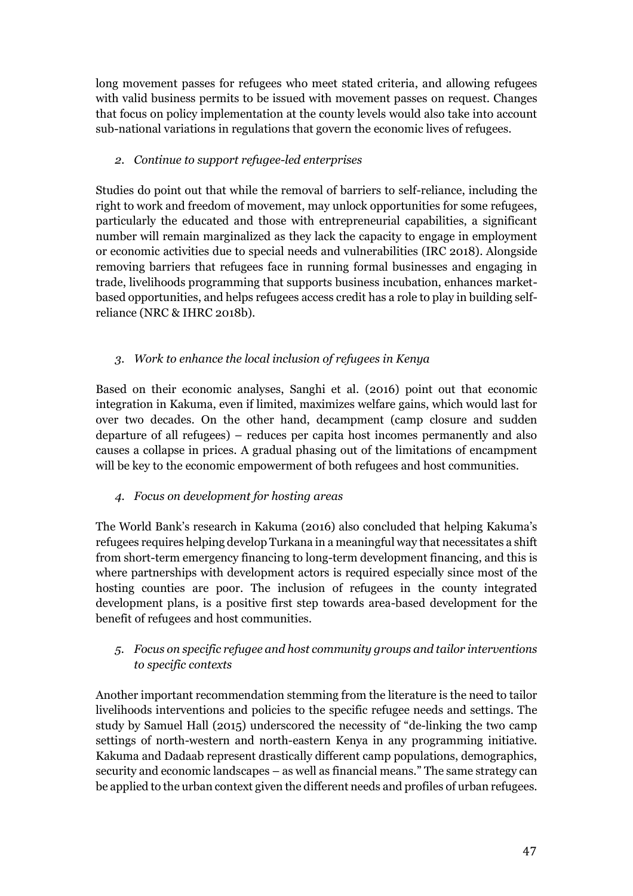long movement passes for refugees who meet stated criteria, and allowing refugees with valid business permits to be issued with movement passes on request. Changes that focus on policy implementation at the county levels would also take into account sub-national variations in regulations that govern the economic lives of refugees.

*2. Continue to support refugee-led enterprises*

Studies do point out that while the removal of barriers to self-reliance, including the right to work and freedom of movement, may unlock opportunities for some refugees, particularly the educated and those with entrepreneurial capabilities, a significant number will remain marginalized as they lack the capacity to engage in employment or economic activities due to special needs and vulnerabilities (IRC 2018). Alongside removing barriers that refugees face in running formal businesses and engaging in trade, livelihoods programming that supports business incubation, enhances market-based opportunities, and helps refugees access credit has a role to play in building self-reliance (NRC & IHRC 2018b).

*3. Work to enhance the local inclusion of refugees in Kenya*

Based on their economic analyses, Sanghi et al. (2016) point out that economic integration in Kakuma, even if limited, maximizes welfare gains, which would last for over two decades. On the other hand, decampment (camp closure and sudden departure of all refugees) – reduces per capita host incomes permanently and also causes a collapse in prices. A gradual phasing out of the limitations of encampment will be key to the economic empowerment of both refugees and host communities.

*4. Focus on development for hosting areas*

The World Bank's research in Kakuma (2016) also concluded that helping Kakuma's refugees requires helping develop Turkana in a meaningful way that necessitates a shift from short-term emergency financing to long-term development financing, and this is where partnerships with development actors is required especially since most of the hosting counties are poor. The inclusion of refugees in the county integrated development plans, is a positive first step towards area-based development for the benefit of refugees and host communities.

*5. Focus on specific refugee and host community groups and tailor interventions to specific contexts*

Another important recommendation stemming from the literature is the need to tailor livelihoods interventions and policies to the specific refugee needs and settings. The study by Samuel Hall (2015) underscored the necessity of "de-linking the two camp settings of north-western and north-eastern Kenya in any programming initiative. Kakuma and Dadaab represent drastically different camp populations, demographics, security and economic landscapes – as well as financial means." The same strategy can be applied to the urban context given the different needs and profiles of urban refugees.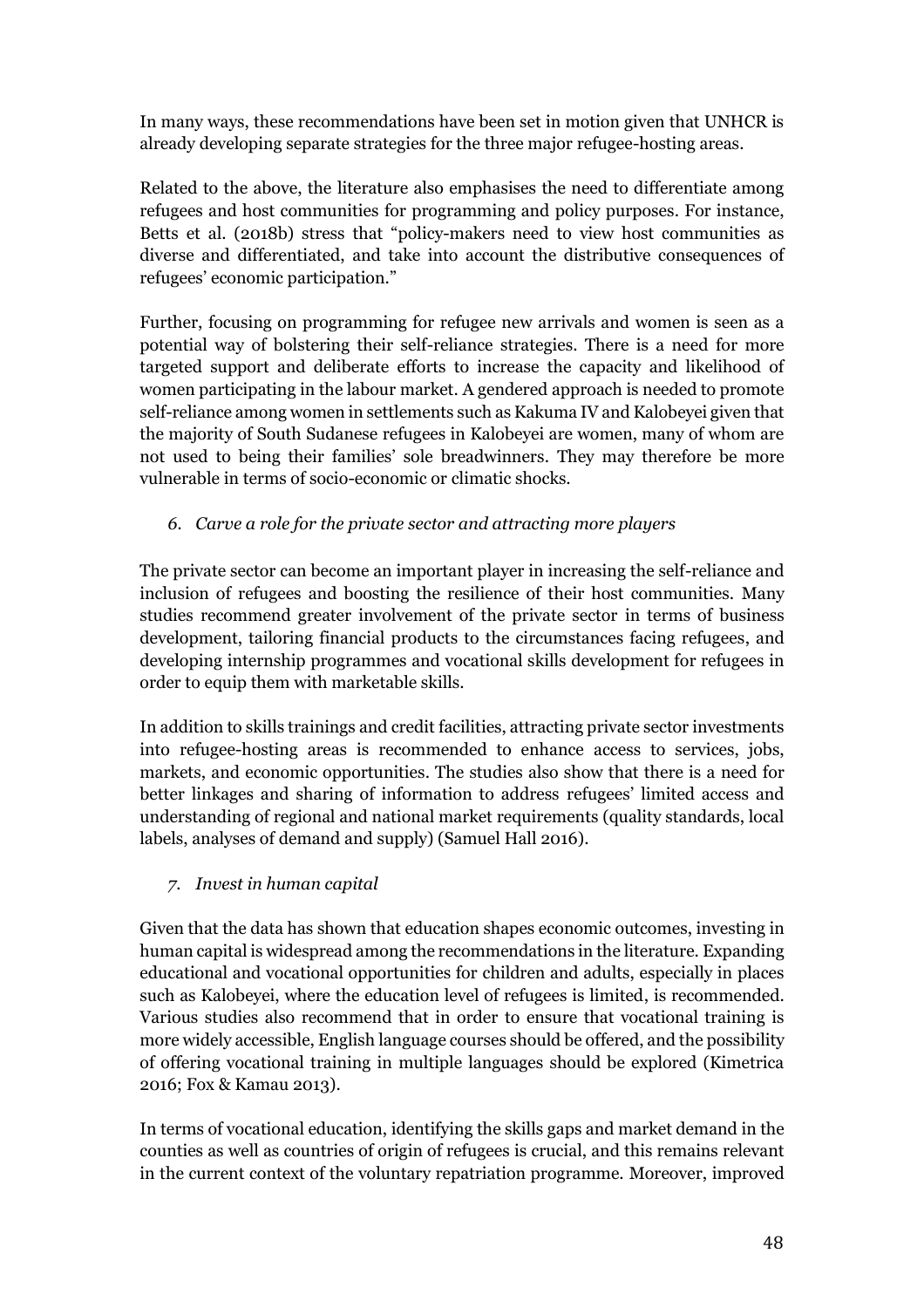In many ways, these recommendations have been set in motion given that UNHCR is already developing separate strategies for the three major refugee-hosting areas.

Related to the above, the literature also emphasises the need to differentiate among refugees and host communities for programming and policy purposes. For instance, Betts et al. (2018b) stress that "policy-makers need to view host communities as diverse and differentiated, and take into account the distributive consequences of refugees' economic participation."

Further, focusing on programming for refugee new arrivals and women is seen as a potential way of bolstering their self-reliance strategies. There is a need for more targeted support and deliberate efforts to increase the capacity and likelihood of women participating in the labour market. A gendered approach is needed to promote self-reliance among women in settlements such as Kakuma IV and Kalobeyei given that the majority of South Sudanese refugees in Kalobeyei are women, many of whom are not used to being their families' sole breadwinners. They may therefore be more vulnerable in terms of socio-economic or climatic shocks.

*6. Carve a role for the private sector and attracting more players*

The private sector can become an important player in increasing the self-reliance and inclusion of refugees and boosting the resilience of their host communities. Many studies recommend greater involvement of the private sector in terms of business development, tailoring financial products to the circumstances facing refugees, and developing internship programmes and vocational skills development for refugees in order to equip them with marketable skills.

In addition to skills trainings and credit facilities, attracting private sector investments into refugee-hosting areas is recommended to enhance access to services, jobs, markets, and economic opportunities. The studies also show that there is a need for better linkages and sharing of information to address refugees' limited access and understanding of regional and national market requirements (quality standards, local labels, analyses of demand and supply) (Samuel Hall 2016).

*7. Invest in human capital*

Given that the data has shown that education shapes economic outcomes, investing in human capital is widespread among the recommendations in the literature. Expanding educational and vocational opportunities for children and adults, especially in places such as Kalobeyei, where the education level of refugees is limited, is recommended. Various studies also recommend that in order to ensure that vocational training is more widely accessible, English language courses should be offered, and the possibility of offering vocational training in multiple languages should be explored (Kimetrica 2016; Fox & Kamau 2013).

In terms of vocational education, identifying the skills gaps and market demand in the counties as well as countries of origin of refugees is crucial, and this remains relevant in the current context of the voluntary repatriation programme. Moreover, improved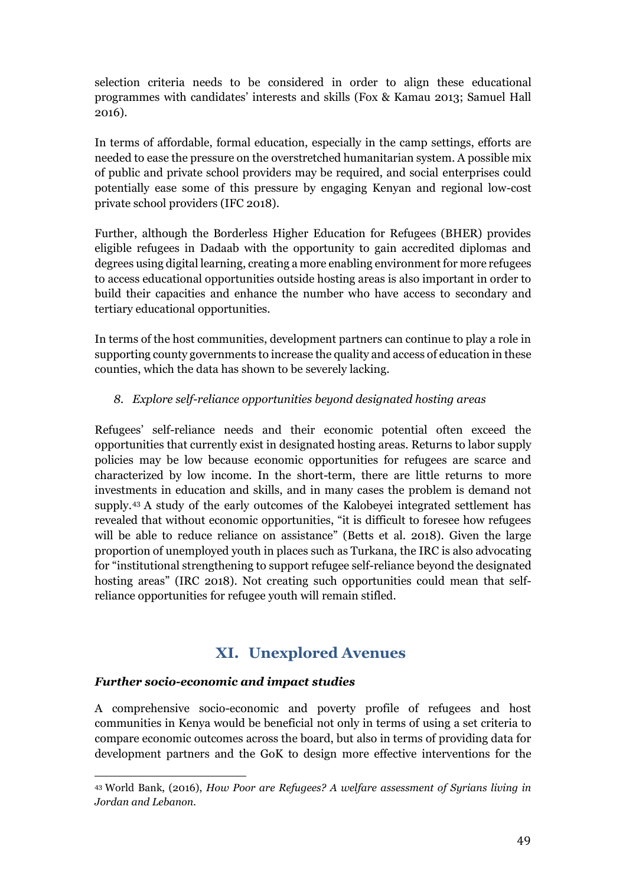selection criteria needs to be considered in order to align these educational programmes with candidates' interests and skills (Fox & Kamau 2013; Samuel Hall 2016).

In terms of affordable, formal education, especially in the camp settings, efforts are needed to ease the pressure on the overstretched humanitarian system. A possible mix of public and private school providers may be required, and social enterprises could potentially ease some of this pressure by engaging Kenyan and regional low-cost private school providers (IFC 2018).

Further, although the Borderless Higher Education for Refugees (BHER) provides eligible refugees in Dadaab with the opportunity to gain accredited diplomas and degrees using digital learning, creating a more enabling environment for more refugees to access educational opportunities outside hosting areas is also important in order to build their capacities and enhance the number who have access to secondary and tertiary educational opportunities.

In terms of the host communities, development partners can continue to play a role in supporting county governments to increase the quality and access of education in these counties, which the data has shown to be severely lacking.

*8. Explore self-reliance opportunities beyond designated hosting areas*

Refugees' self-reliance needs and their economic potential often exceed the opportunities that currently exist in designated hosting areas. Returns to labor supply policies may be low because economic opportunities for refugees are scarce and characterized by low income. In the short-term, there are little returns to more investments in education and skills, and in many cases the problem is demand not supply.[43] A study of the early outcomes of the Kalobeyei integrated settlement has revealed that without economic opportunities, "it is difficult to foresee how refugees will be able to reduce reliance on assistance" (Betts et al. 2018). Given the large proportion of unemployed youth in places such as Turkana, the IRC is also advocating for "institutional strengthening to support refugee self-reliance beyond the designated hosting areas" (IRC 2018). Not creating such opportunities could mean that self-reliance opportunities for refugee youth will remain stifled.

## XI. Unexplored Avenues

***Further socio-economic and impact studies***

A comprehensive socio-economic and poverty profile of refugees and host communities in Kenya would be beneficial not only in terms of using a set criteria to compare economic outcomes across the board, but also in terms of providing data for development partners and the GoK to design more effective interventions for the

[43] World Bank, (2016), *How Poor are Refugees? A welfare assessment of Syrians living in Jordan and Lebanon.*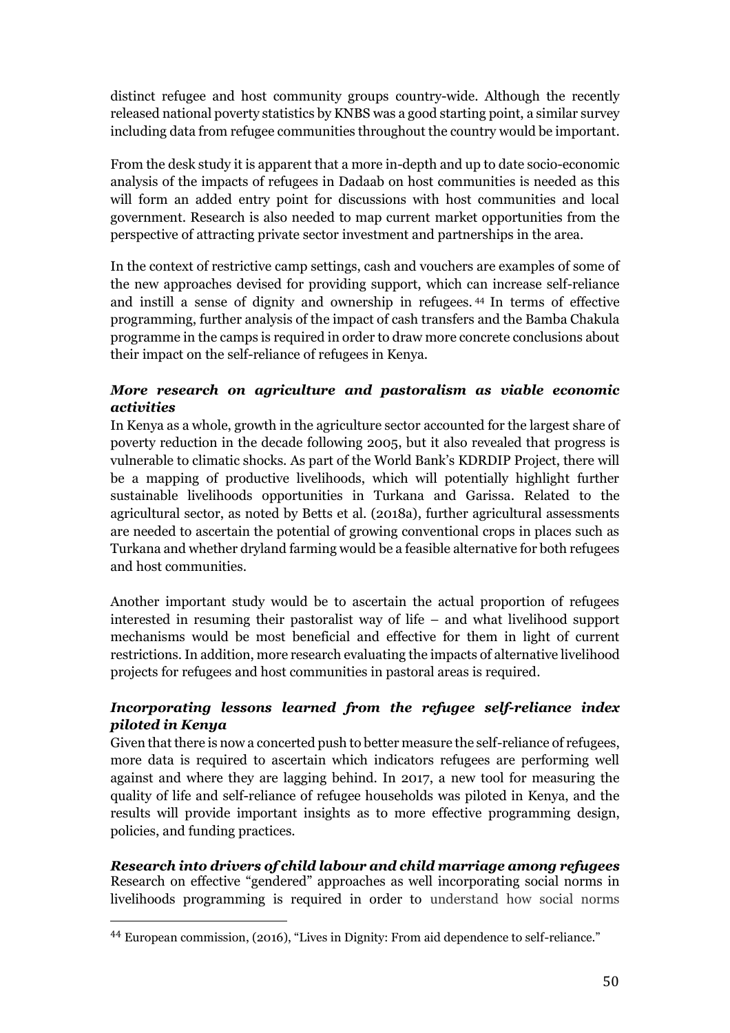distinct refugee and host community groups country-wide. Although the recently released national poverty statistics by KNBS was a good starting point, a similar survey including data from refugee communities throughout the country would be important.

From the desk study it is apparent that a more in-depth and up to date socio-economic analysis of the impacts of refugees in Dadaab on host communities is needed as this will form an added entry point for discussions with host communities and local government. Research is also needed to map current market opportunities from the perspective of attracting private sector investment and partnerships in the area.

In the context of restrictive camp settings, cash and vouchers are examples of some of the new approaches devised for providing support, which can increase self-reliance and instill a sense of dignity and ownership in refugees. [44] In terms of effective programming, further analysis of the impact of cash transfers and the Bamba Chakula programme in the camps is required in order to draw more concrete conclusions about their impact on the self-reliance of refugees in Kenya.

***More research on agriculture and pastoralism as viable economic activities***

In Kenya as a whole, growth in the agriculture sector accounted for the largest share of poverty reduction in the decade following 2005, but it also revealed that progress is vulnerable to climatic shocks. As part of the World Bank's KDRDIP Project, there will be a mapping of productive livelihoods, which will potentially highlight further sustainable livelihoods opportunities in Turkana and Garissa. Related to the agricultural sector, as noted by Betts et al. (2018a), further agricultural assessments are needed to ascertain the potential of growing conventional crops in places such as Turkana and whether dryland farming would be a feasible alternative for both refugees and host communities.

Another important study would be to ascertain the actual proportion of refugees interested in resuming their pastoralist way of life – and what livelihood support mechanisms would be most beneficial and effective for them in light of current restrictions. In addition, more research evaluating the impacts of alternative livelihood projects for refugees and host communities in pastoral areas is required.

***Incorporating lessons learned from the refugee self-reliance index piloted in Kenya***

Given that there is now a concerted push to better measure the self-reliance of refugees, more data is required to ascertain which indicators refugees are performing well against and where they are lagging behind. In 2017, a new tool for measuring the quality of life and self-reliance of refugee households was piloted in Kenya, and the results will provide important insights as to more effective programming design, policies, and funding practices.

***Research into drivers of child labour and child marriage among refugees***

Research on effective "gendered" approaches as well incorporating social norms in livelihoods programming is required in order to understand how social norms

[44] European commission, (2016), "Lives in Dignity: From aid dependence to self-reliance."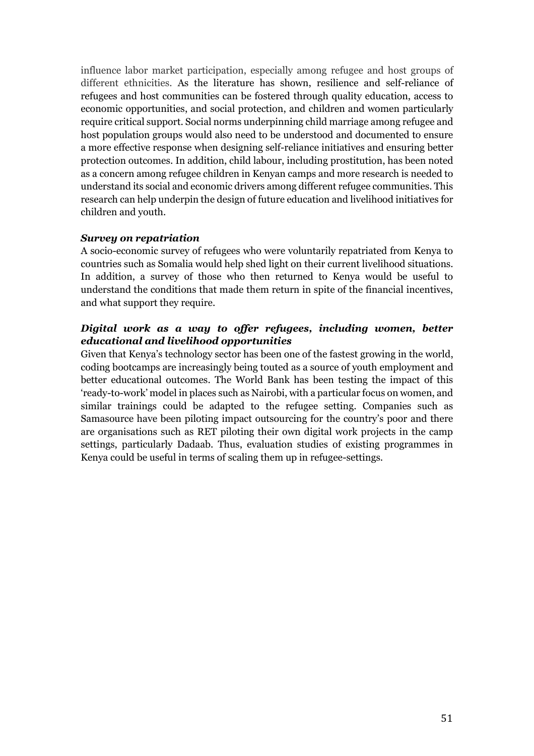influence labor market participation, especially among refugee and host groups of different ethnicities. As the literature has shown, resilience and self-reliance of refugees and host communities can be fostered through quality education, access to economic opportunities, and social protection, and children and women particularly require critical support. Social norms underpinning child marriage among refugee and host population groups would also need to be understood and documented to ensure a more effective response when designing self-reliance initiatives and ensuring better protection outcomes. In addition, child labour, including prostitution, has been noted as a concern among refugee children in Kenyan camps and more research is needed to understand its social and economic drivers among different refugee communities. This research can help underpin the design of future education and livelihood initiatives for children and youth.

***Survey on repatriation***

A socio-economic survey of refugees who were voluntarily repatriated from Kenya to countries such as Somalia would help shed light on their current livelihood situations. In addition, a survey of those who then returned to Kenya would be useful to understand the conditions that made them return in spite of the financial incentives, and what support they require.

***Digital work as a way to offer refugees, including women, better educational and livelihood opportunities***

Given that Kenya's technology sector has been one of the fastest growing in the world, coding bootcamps are increasingly being touted as a source of youth employment and better educational outcomes. The World Bank has been testing the impact of this 'ready-to-work' model in places such as Nairobi, with a particular focus on women, and similar trainings could be adapted to the refugee setting. Companies such as Samasource have been piloting impact outsourcing for the country's poor and there are organisations such as RET piloting their own digital work projects in the camp settings, particularly Dadaab. Thus, evaluation studies of existing programmes in Kenya could be useful in terms of scaling them up in refugee-settings.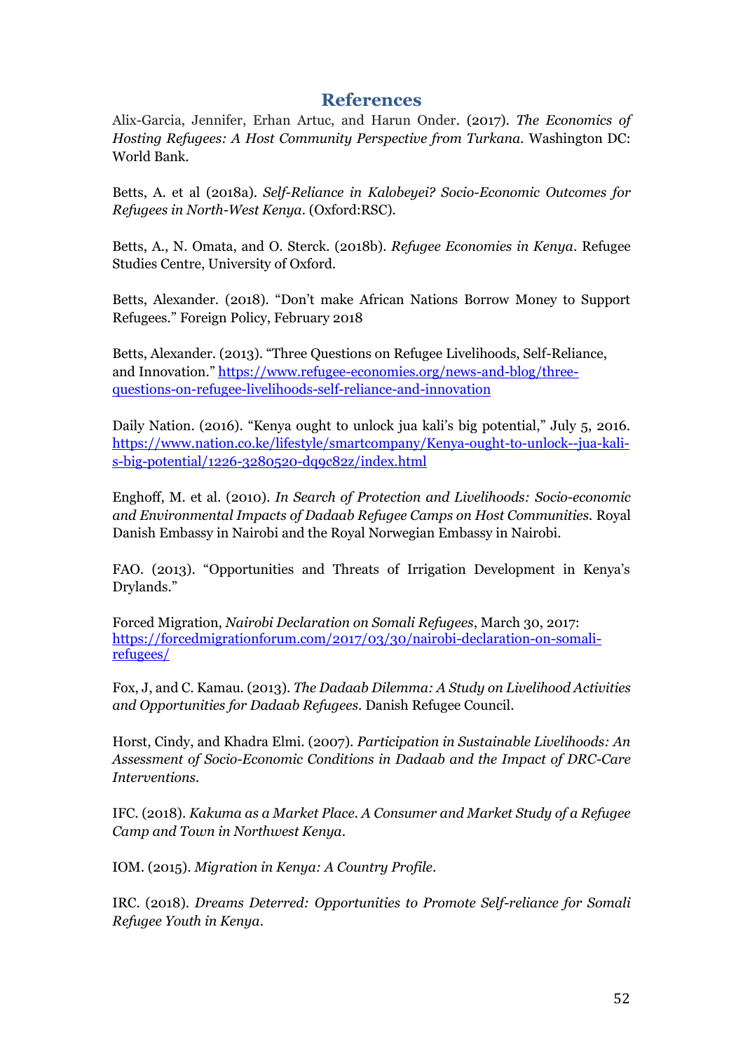# References

Alix-Garcia, Jennifer, Erhan Artuc, and Harun Onder. (2017). *The Economics of Hosting Refugees: A Host Community Perspective from Turkana*. Washington DC: World Bank.

Betts, A. et al (2018a). *Self-Reliance in Kalobeyei? Socio-Economic Outcomes for Refugees in North-West Kenya*. (Oxford:RSC).

Betts, A., N. Omata, and O. Sterck. (2018b). *Refugee Economies in Kenya*. Refugee Studies Centre, University of Oxford.

Betts, Alexander. (2018). "Don't make African Nations Borrow Money to Support Refugees." Foreign Policy, February 2018

Betts, Alexander. (2013). "Three Questions on Refugee Livelihoods, Self-Reliance, and Innovation." https://www.refugee-economies.org/news-and-blog/three-questions-on-refugee-livelihoods-self-reliance-and-innovation

Daily Nation. (2016). "Kenya ought to unlock jua kali's big potential," July 5, 2016. https://www.nation.co.ke/lifestyle/smartcompany/Kenya-ought-to-unlock--jua-kali-s-big-potential/1226-3280520-dq9c82z/index.html

Enghoff, M. et al. (2010). *In Search of Protection and Livelihoods: Socio-economic and Environmental Impacts of Dadaab Refugee Camps on Host Communities*. Royal Danish Embassy in Nairobi and the Royal Norwegian Embassy in Nairobi.

FAO. (2013). "Opportunities and Threats of Irrigation Development in Kenya's Drylands."

Forced Migration, *Nairobi Declaration on Somali Refugees*, March 30, 2017: https://forcedmigrationforum.com/2017/03/30/nairobi-declaration-on-somali-refugees/

Fox, J, and C. Kamau. (2013). *The Dadaab Dilemma: A Study on Livelihood Activities and Opportunities for Dadaab Refugees*. Danish Refugee Council.

Horst, Cindy, and Khadra Elmi. (2007). *Participation in Sustainable Livelihoods: An Assessment of Socio-Economic Conditions in Dadaab and the Impact of DRC-Care Interventions*.

IFC. (2018). *Kakuma as a Market Place. A Consumer and Market Study of a Refugee Camp and Town in Northwest Kenya*.

IOM. (2015). *Migration in Kenya: A Country Profile*.

IRC. (2018). *Dreams Deterred: Opportunities to Promote Self-reliance for Somali Refugee Youth in Kenya*.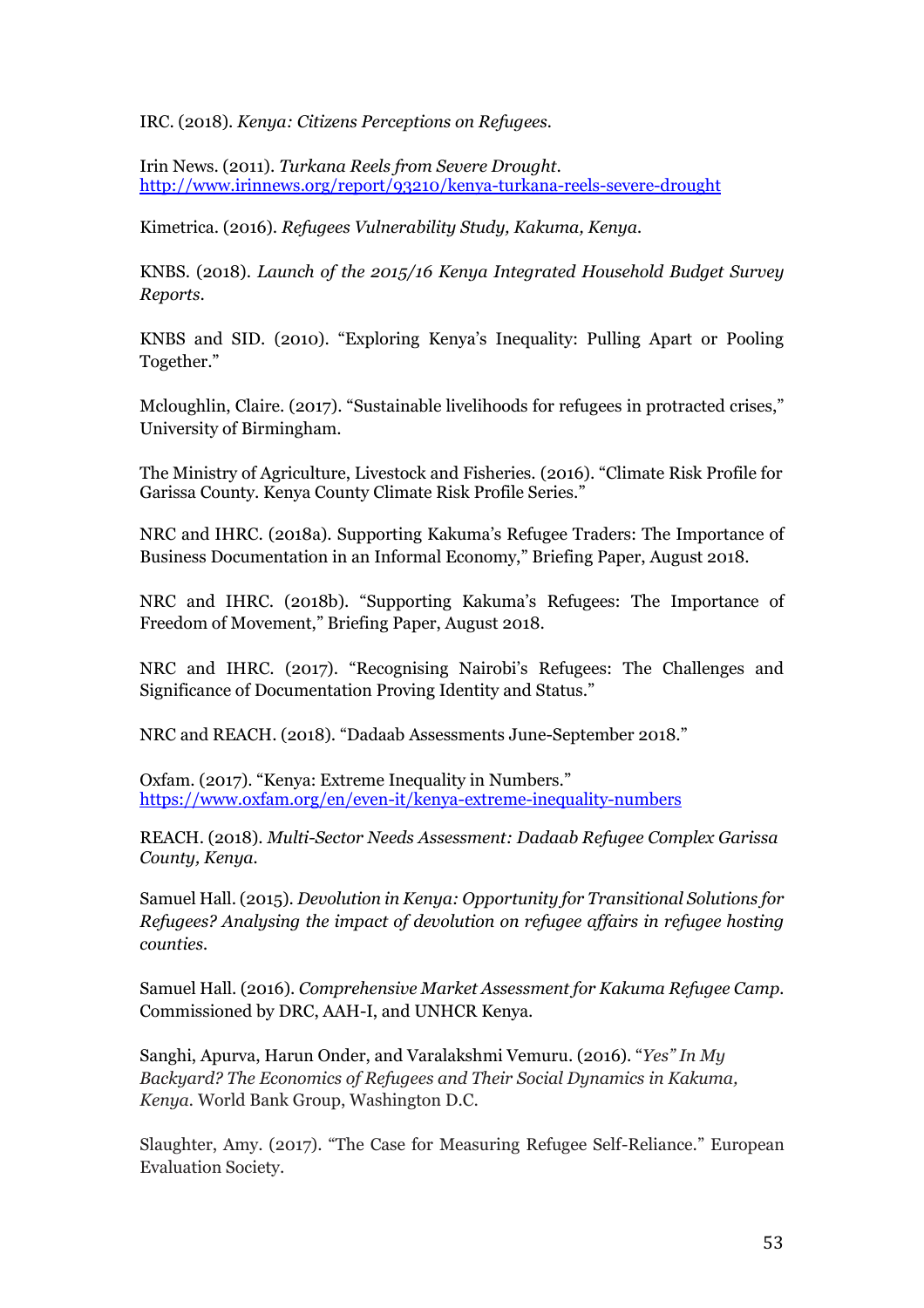IRC. (2018). *Kenya: Citizens Perceptions on Refugees.*

Irin News. (2011). *Turkana Reels from Severe Drought*. http://www.irinnews.org/report/93210/kenya-turkana-reels-severe-drought

Kimetrica. (2016). *Refugees Vulnerability Study, Kakuma, Kenya.*

KNBS. (2018). *Launch of the 2015/16 Kenya Integrated Household Budget Survey Reports.*

KNBS and SID. (2010). "Exploring Kenya's Inequality: Pulling Apart or Pooling Together."

Mcloughlin, Claire. (2017). "Sustainable livelihoods for refugees in protracted crises," University of Birmingham.

The Ministry of Agriculture, Livestock and Fisheries. (2016). "Climate Risk Profile for Garissa County. Kenya County Climate Risk Profile Series."

NRC and IHRC. (2018a). Supporting Kakuma's Refugee Traders: The Importance of Business Documentation in an Informal Economy," Briefing Paper, August 2018.

NRC and IHRC. (2018b). "Supporting Kakuma's Refugees: The Importance of Freedom of Movement," Briefing Paper, August 2018.

NRC and IHRC. (2017). "Recognising Nairobi's Refugees: The Challenges and Significance of Documentation Proving Identity and Status."

NRC and REACH. (2018). "Dadaab Assessments June-September 2018."

Oxfam. (2017). "Kenya: Extreme Inequality in Numbers." https://www.oxfam.org/en/even-it/kenya-extreme-inequality-numbers

REACH. (2018). *Multi-Sector Needs Assessment: Dadaab Refugee Complex Garissa County, Kenya.*

Samuel Hall. (2015). *Devolution in Kenya: Opportunity for Transitional Solutions for Refugees? Analysing the impact of devolution on refugee affairs in refugee hosting counties.*

Samuel Hall. (2016). *Comprehensive Market Assessment for Kakuma Refugee Camp.* Commissioned by DRC, AAH-I, and UNHCR Kenya.

Sanghi, Apurva, Harun Onder, and Varalakshmi Vemuru. (2016). "*Yes" In My Backyard? The Economics of Refugees and Their Social Dynamics in Kakuma, Kenya.* World Bank Group, Washington D.C.

Slaughter, Amy. (2017). "The Case for Measuring Refugee Self-Reliance." European Evaluation Society.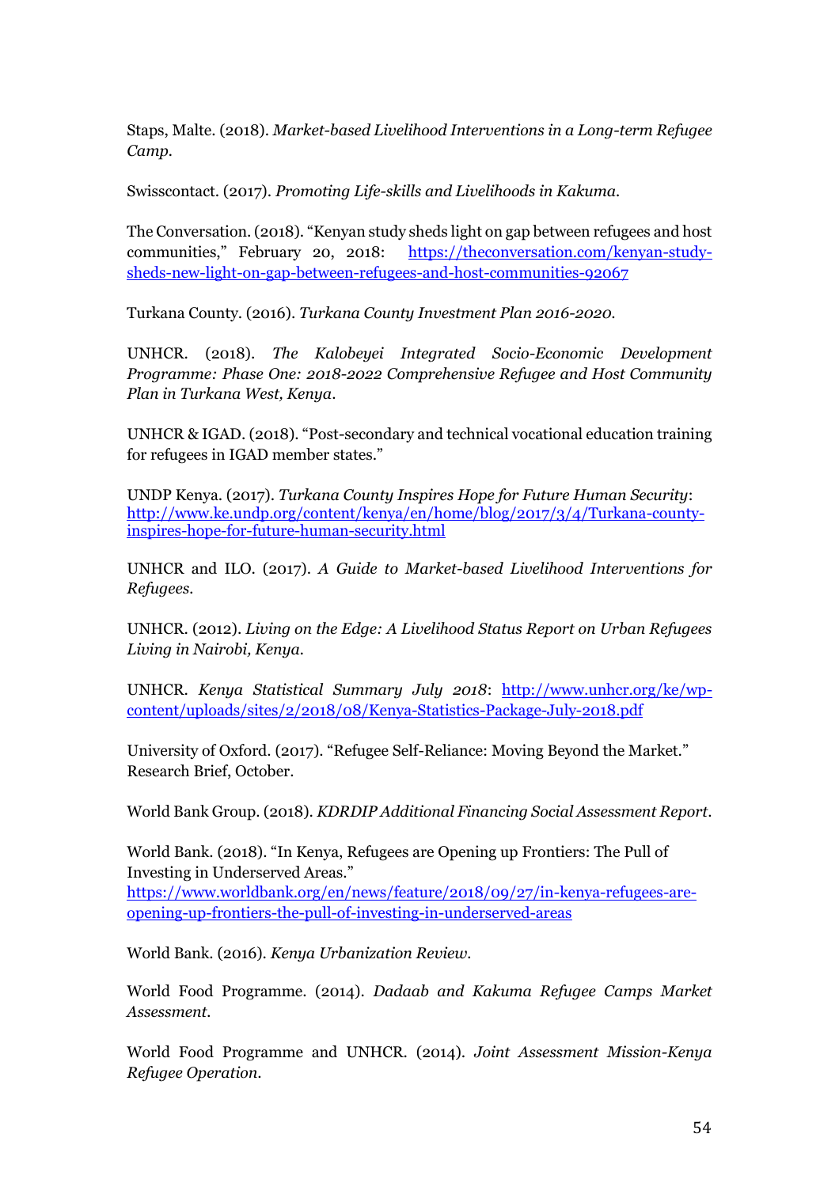Staps, Malte. (2018). *Market-based Livelihood Interventions in a Long-term Refugee Camp.*

Swisscontact. (2017). *Promoting Life-skills and Livelihoods in Kakuma.*

The Conversation. (2018). "Kenyan study sheds light on gap between refugees and host communities," February 20, 2018: https://theconversation.com/kenyan-study-sheds-new-light-on-gap-between-refugees-and-host-communities-92067

Turkana County. (2016). *Turkana County Investment Plan 2016-2020.*

UNHCR. (2018). *The Kalobeyei Integrated Socio-Economic Development Programme: Phase One: 2018-2022 Comprehensive Refugee and Host Community Plan in Turkana West, Kenya.*

UNHCR & IGAD. (2018). "Post-secondary and technical vocational education training for refugees in IGAD member states."

UNDP Kenya. (2017). *Turkana County Inspires Hope for Future Human Security*: http://www.ke.undp.org/content/kenya/en/home/blog/2017/3/4/Turkana-county-inspires-hope-for-future-human-security.html

UNHCR and ILO. (2017). *A Guide to Market-based Livelihood Interventions for Refugees.*

UNHCR. (2012). *Living on the Edge: A Livelihood Status Report on Urban Refugees Living in Nairobi, Kenya.*

UNHCR. *Kenya Statistical Summary July 2018*: http://www.unhcr.org/ke/wp-content/uploads/sites/2/2018/08/Kenya-Statistics-Package-July-2018.pdf

University of Oxford. (2017). "Refugee Self-Reliance: Moving Beyond the Market." Research Brief, October.

World Bank Group. (2018). *KDRDIP Additional Financing Social Assessment Report.*

World Bank. (2018). "In Kenya, Refugees are Opening up Frontiers: The Pull of Investing in Underserved Areas." https://www.worldbank.org/en/news/feature/2018/09/27/in-kenya-refugees-are-opening-up-frontiers-the-pull-of-investing-in-underserved-areas

World Bank. (2016). *Kenya Urbanization Review.*

World Food Programme. (2014). *Dadaab and Kakuma Refugee Camps Market Assessment.*

World Food Programme and UNHCR. (2014). *Joint Assessment Mission-Kenya Refugee Operation.*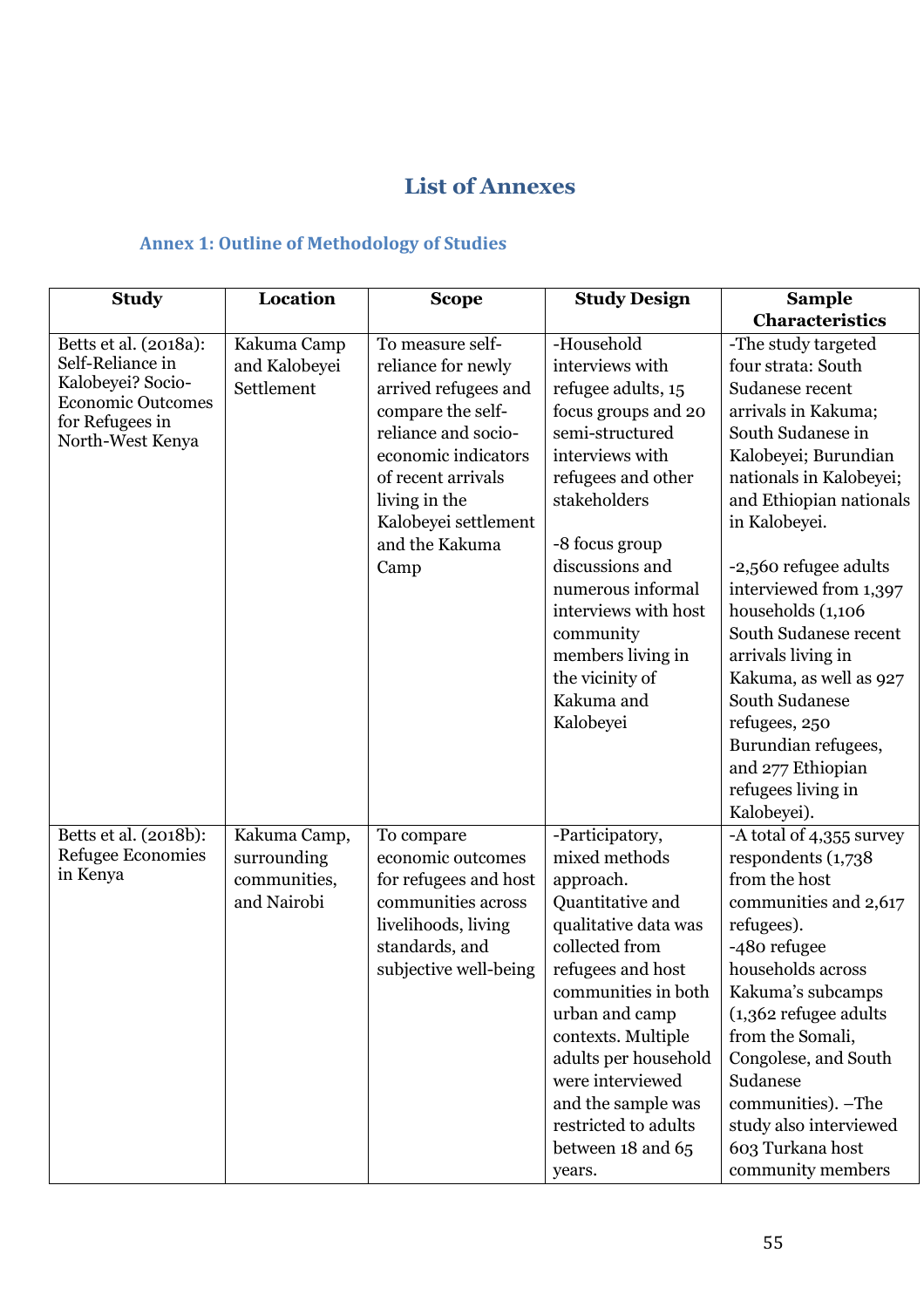# List of Annexes

## Annex 1: Outline of Methodology of Studies

| Study | Location | Scope | Study Design | Sample Characteristics |
|---|---|---|---|---|
| Betts et al. (2018a): Self-Reliance in Kalobeyei? Socio-Economic Outcomes for Refugees in North-West Kenya | Kakuma Camp and Kalobeyei Settlement | To measure self-reliance for newly arrived refugees and compare the self-reliance and socio-economic indicators of recent arrivals living in the Kalobeyei settlement and the Kakuma Camp | -Household interviews with refugee adults, 15 focus groups and 20 semi-structured interviews with refugees and other stakeholders<br><br>-8 focus group discussions and numerous informal interviews with host community members living in the vicinity of Kakuma and Kalobeyei | -The study targeted four strata: South Sudanese recent arrivals in Kakuma; South Sudanese in Kalobeyei; Burundian nationals in Kalobeyei; and Ethiopian nationals in Kalobeyei.<br><br>-2,560 refugee adults interviewed from 1,397 households (1,106 South Sudanese recent arrivals living in Kakuma, as well as 927 South Sudanese refugees, 250 Burundian refugees, and 277 Ethiopian refugees living in Kalobeyei). |
| Betts et al. (2018b): Refugee Economies in Kenya | Kakuma Camp, surrounding communities, and Nairobi | To compare economic outcomes for refugees and host communities across livelihoods, living standards, and subjective well-being | -Participatory, mixed methods approach. Quantitative and qualitative data was collected from refugees and host communities in both urban and camp contexts. Multiple adults per household were interviewed and the sample was restricted to adults between 18 and 65 years. | -A total of 4,355 survey respondents (1,738 from the host communities and 2,617 refugees).<br>-480 refugee households across Kakuma's subcamps (1,362 refugee adults from the Somali, Congolese, and South Sudanese communities). –The study also interviewed 603 Turkana host community members |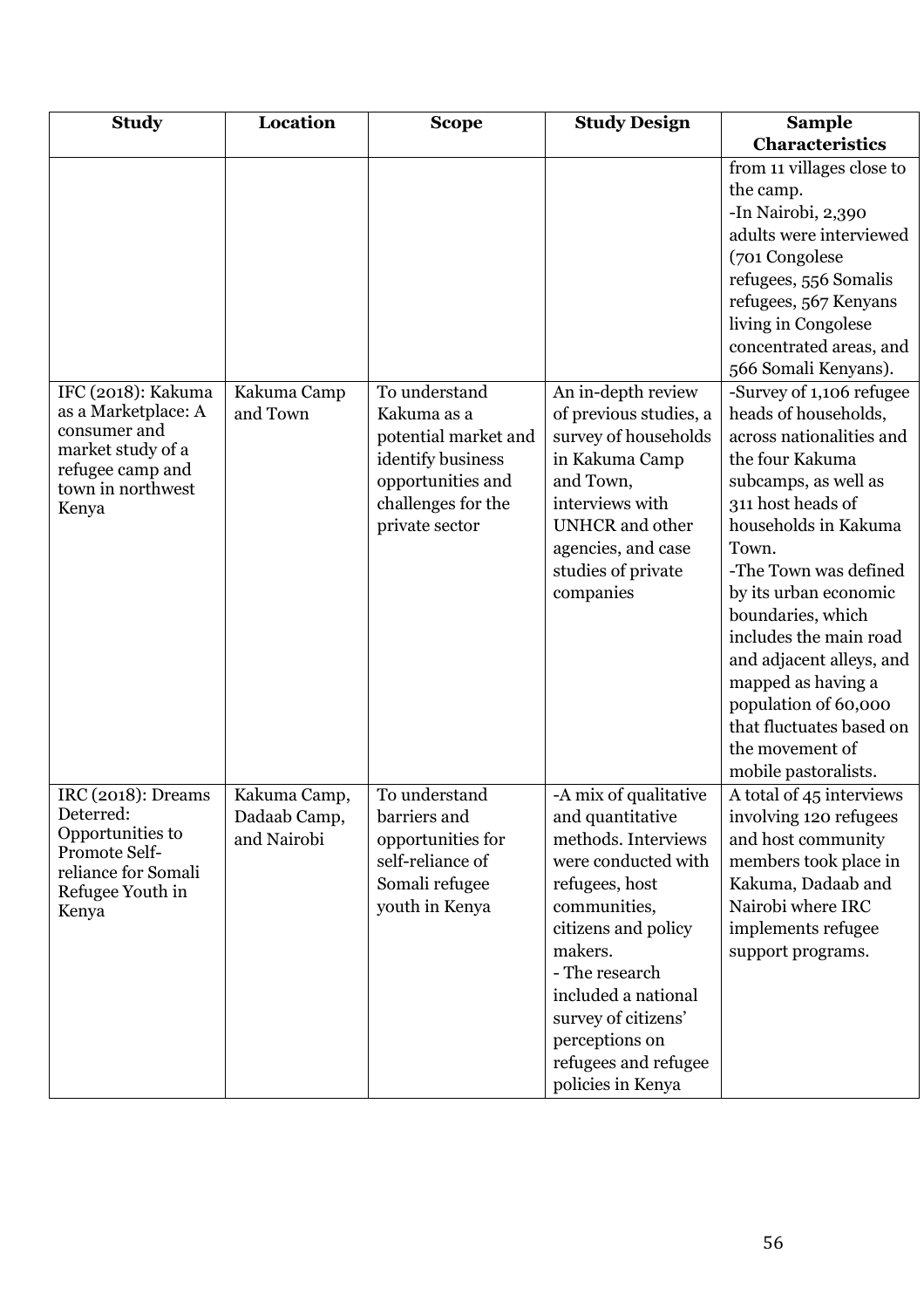| Study | Location | Scope | Study Design | Sample Characteristics |
|---|---|---|---|---|
| | | | | from 11 villages close to the camp.<br>-In Nairobi, 2,390 adults were interviewed (701 Congolese refugees, 556 Somalis refugees, 567 Kenyans living in Congolese concentrated areas, and 566 Somali Kenyans). |
| IFC (2018): Kakuma as a Marketplace: A consumer and market study of a refugee camp and town in northwest Kenya | Kakuma Camp and Town | To understand Kakuma as a potential market and identify business opportunities and challenges for the private sector | An in-depth review of previous studies, a survey of households in Kakuma Camp and Town, interviews with UNHCR and other agencies, and case studies of private companies | -Survey of 1,106 refugee heads of households, across nationalities and the four Kakuma subcamps, as well as 311 host heads of households in Kakuma Town.<br>-The Town was defined by its urban economic boundaries, which includes the main road and adjacent alleys, and mapped as having a population of 60,000 that fluctuates based on the movement of mobile pastoralists. |
| IRC (2018): Dreams Deterred: Opportunities to Promote Self-reliance for Somali Refugee Youth in Kenya | Kakuma Camp, Dadaab Camp, and Nairobi | To understand barriers and opportunities for self-reliance of Somali refugee youth in Kenya | -A mix of qualitative and quantitative methods. Interviews were conducted with refugees, host communities, citizens and policy makers.<br>- The research included a national survey of citizens' perceptions on refugees and refugee policies in Kenya | A total of 45 interviews involving 120 refugees and host community members took place in Kakuma, Dadaab and Nairobi where IRC implements refugee support programs. |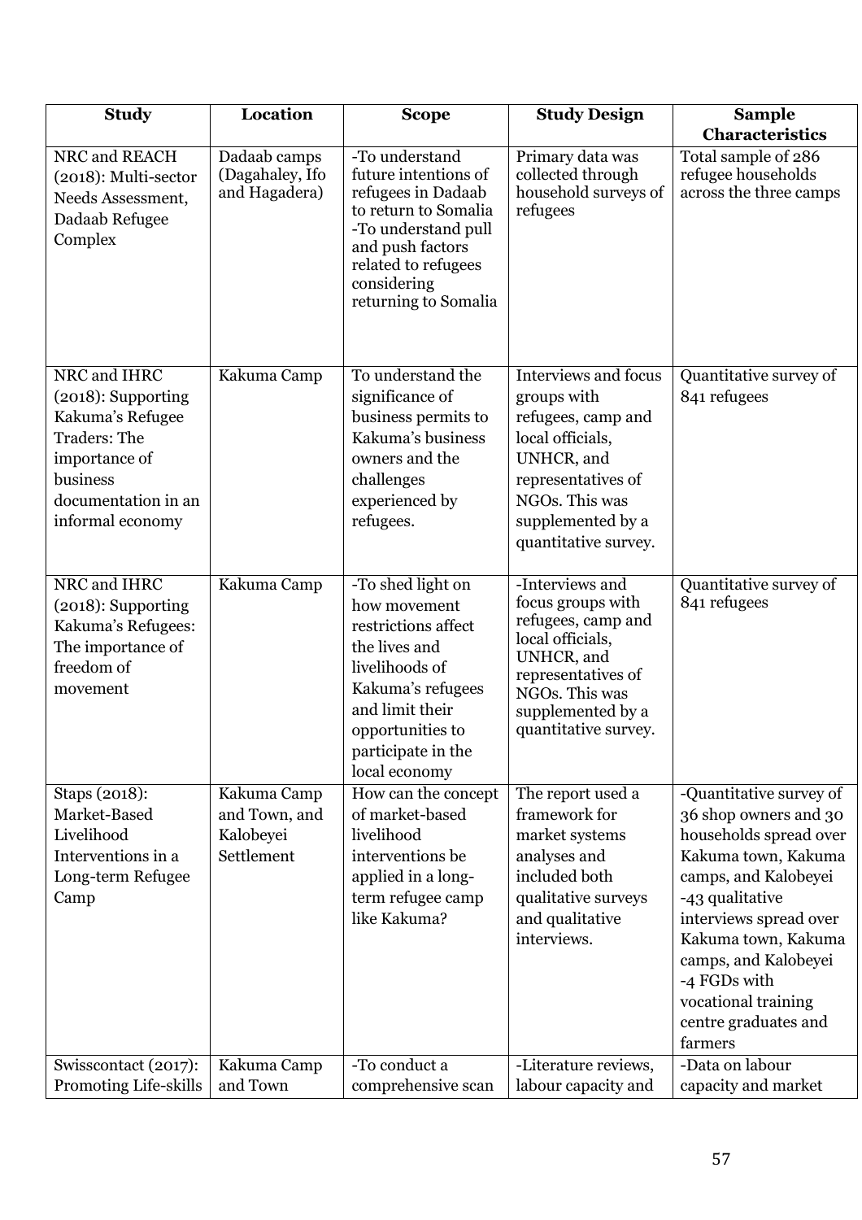| Study | Location | Scope | Study Design | Sample Characteristics |
|---|---|---|---|---|
| NRC and REACH (2018): Multi-sector Needs Assessment, Dadaab Refugee Complex | Dadaab camps (Dagahaley, Ifo and Hagadera) | -To understand future intentions of refugees in Dadaab to return to Somalia<br>-To understand pull and push factors related to refugees considering returning to Somalia | Primary data was collected through household surveys of refugees | Total sample of 286 refugee households across the three camps |
| NRC and IHRC (2018): Supporting Kakuma's Refugee Traders: The importance of business documentation in an informal economy | Kakuma Camp | To understand the significance of business permits to Kakuma's business owners and the challenges experienced by refugees. | Interviews and focus groups with refugees, camp and local officials, UNHCR, and representatives of NGOs. This was supplemented by a quantitative survey. | Quantitative survey of 841 refugees |
| NRC and IHRC (2018): Supporting Kakuma's Refugees: The importance of freedom of movement | Kakuma Camp | -To shed light on how movement restrictions affect the lives and livelihoods of Kakuma's refugees and limit their opportunities to participate in the local economy | -Interviews and focus groups with refugees, camp and local officials, UNHCR, and representatives of NGOs. This was supplemented by a quantitative survey. | Quantitative survey of 841 refugees |
| Staps (2018): Market-Based Livelihood Interventions in a Long-term Refugee Camp | Kakuma Camp and Town, and Kalobeyei Settlement | How can the concept of market-based livelihood interventions be applied in a long-term refugee camp like Kakuma? | The report used a framework for market systems analyses and included both qualitative surveys and qualitative interviews. | -Quantitative survey of 36 shop owners and 30 households spread over Kakuma town, Kakuma camps, and Kalobeyei<br>-43 qualitative interviews spread over Kakuma town, Kakuma camps, and Kalobeyei<br>-4 FGDs with vocational training centre graduates and farmers |
| Swisscontact (2017): Promoting Life-skills | Kakuma Camp and Town | -To conduct a comprehensive scan | -Literature reviews, labour capacity and | -Data on labour capacity and market |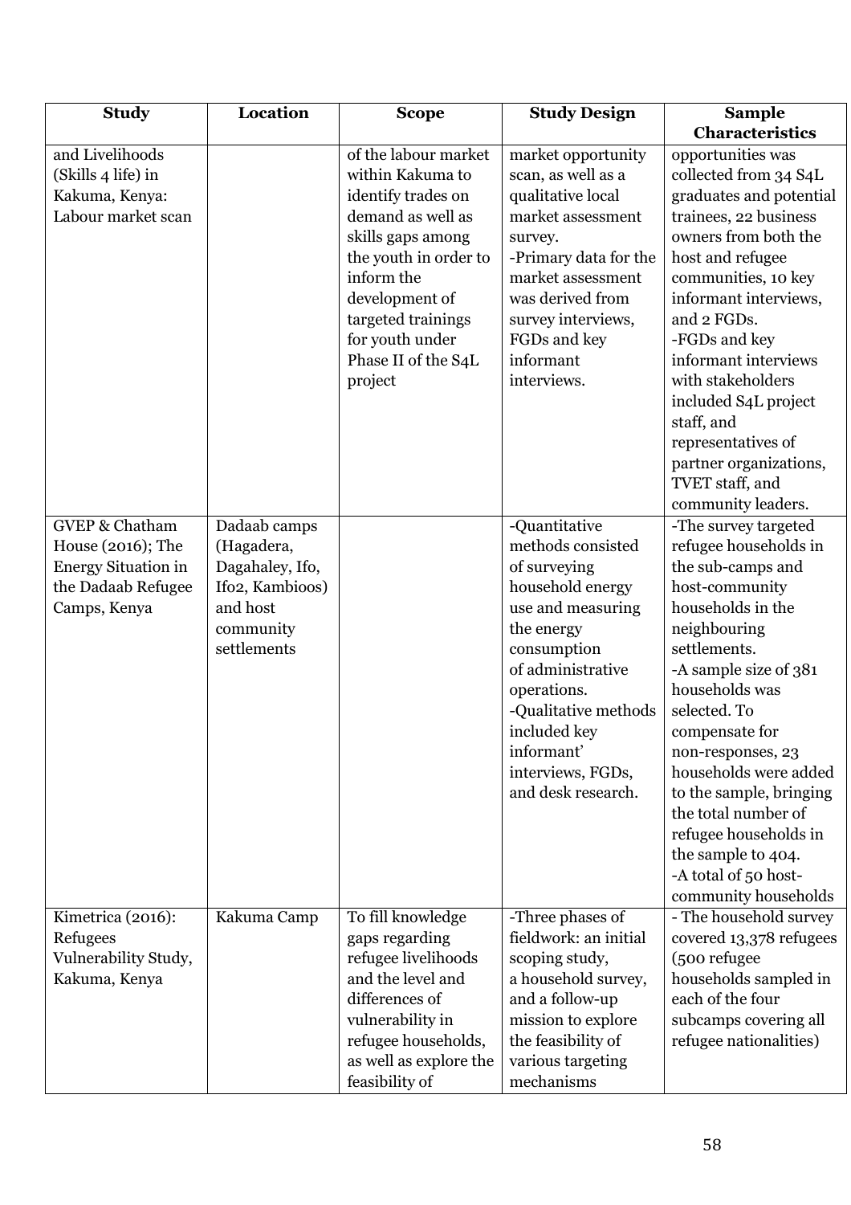| Study | Location | Scope | Study Design | Sample Characteristics |
|---|---|---|---|---|
| and Livelihoods (Skills 4 life) in Kakuma, Kenya: Labour market scan | | of the labour market within Kakuma to identify trades on demand as well as skills gaps among the youth in order to inform the development of targeted trainings for youth under Phase II of the S4L project | market opportunity scan, as well as a qualitative local market assessment survey. -Primary data for the market assessment was derived from survey interviews, FGDs and key informant interviews. | opportunities was collected from 34 S4L graduates and potential trainees, 22 business owners from both the host and refugee communities, 10 key informant interviews, and 2 FGDs. -FGDs and key informant interviews with stakeholders included S4L project staff, and representatives of partner organizations, TVET staff, and community leaders. |
| GVEP & Chatham House (2016); The Energy Situation in the Dadaab Refugee Camps, Kenya | Dadaab camps (Hagadera, Dagahaley, Ifo, Ifo2, Kambioos) and host community settlements | | -Quantitative methods consisted of surveying household energy use and measuring the energy consumption of administrative operations. -Qualitative methods included key informant' interviews, FGDs, and desk research. | -The survey targeted refugee households in the sub-camps and host-community households in the neighbouring settlements. -A sample size of 381 households was selected. To compensate for non-responses, 23 households were added to the sample, bringing the total number of refugee households in the sample to 404. -A total of 50 host-community households |
| Kimetrica (2016): Refugees Vulnerability Study, Kakuma, Kenya | Kakuma Camp | To fill knowledge gaps regarding refugee livelihoods and the level and differences of vulnerability in refugee households, as well as explore the feasibility of | -Three phases of fieldwork: an initial scoping study, a household survey, and a follow-up mission to explore the feasibility of various targeting mechanisms | - The household survey covered 13,378 refugees (500 refugee households sampled in each of the four subcamps covering all refugee nationalities) |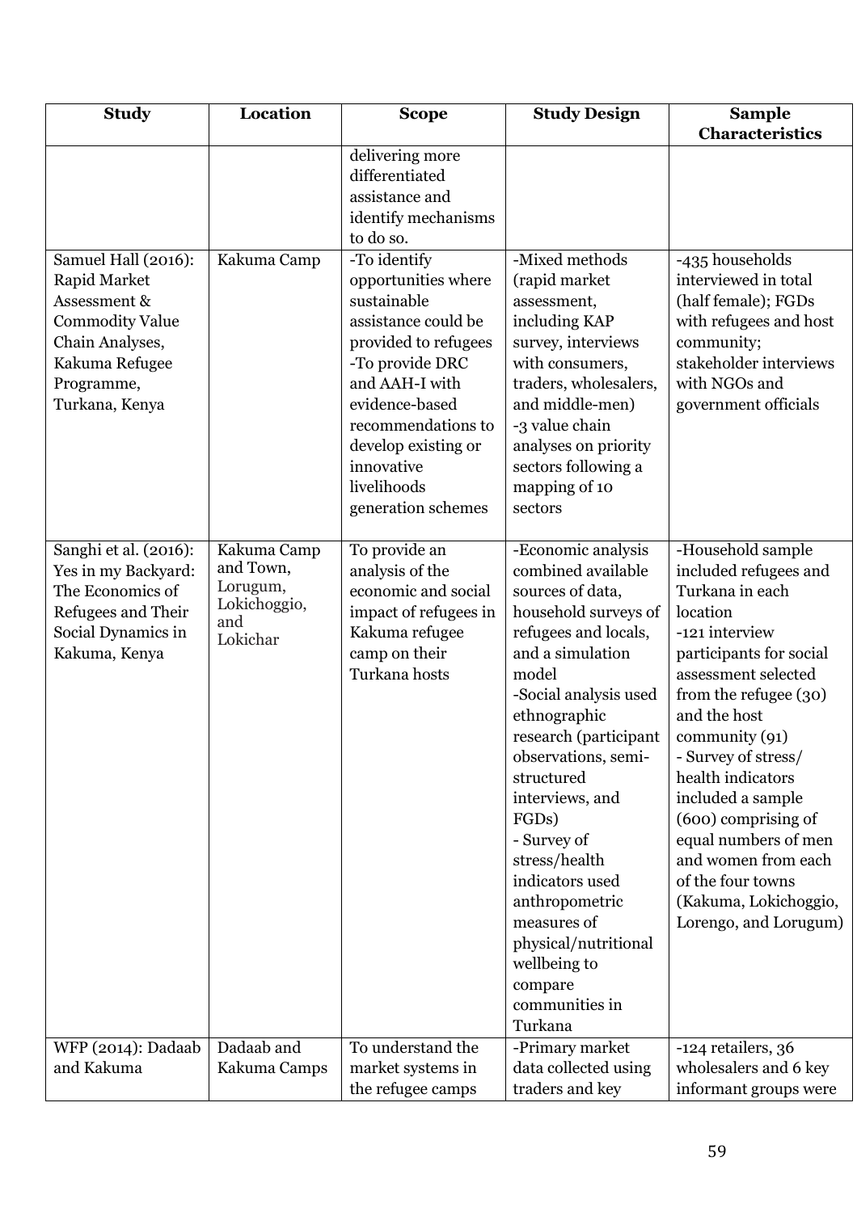| Study | Location | Scope | Study Design | Sample Characteristics |
|---|---|---|---|---|
| | | delivering more differentiated assistance and identify mechanisms to do so. | | |
| Samuel Hall (2016): Rapid Market Assessment & Commodity Value Chain Analyses, Kakuma Refugee Programme, Turkana, Kenya | Kakuma Camp | -To identify opportunities where sustainable assistance could be provided to refugees<br>-To provide DRC and AAH-I with evidence-based recommendations to develop existing or innovative livelihoods generation schemes | -Mixed methods (rapid market assessment, including KAP survey, interviews with consumers, traders, wholesalers, and middle-men)<br>-3 value chain analyses on priority sectors following a mapping of 10 sectors | -435 households interviewed in total (half female); FGDs with refugees and host community; stakeholder interviews with NGOs and government officials |
| Sanghi et al. (2016): Yes in my Backyard: The Economics of Refugees and Their Social Dynamics in Kakuma, Kenya | Kakuma Camp and Town, Lorugum, Lokichoggio, and Lokichar | To provide an analysis of the economic and social impact of refugees in Kakuma refugee camp on their Turkana hosts | -Economic analysis combined available sources of data, household surveys of refugees and locals, and a simulation model<br>-Social analysis used ethnographic research (participant observations, semi-structured interviews, and FGDs)<br>- Survey of stress/health indicators used anthropometric measures of physical/nutritional wellbeing to compare communities in Turkana | -Household sample included refugees and Turkana in each location<br>-121 interview participants for social assessment selected from the refugee (30) and the host community (91)<br>- Survey of stress/ health indicators included a sample (600) comprising of equal numbers of men and women from each of the four towns (Kakuma, Lokichoggio, Lorengo, and Lorugum) |
| WFP (2014): Dadaab and Kakuma | Dadaab and Kakuma Camps | To understand the market systems in the refugee camps | -Primary market data collected using traders and key | -124 retailers, 36 wholesalers and 6 key informant groups were |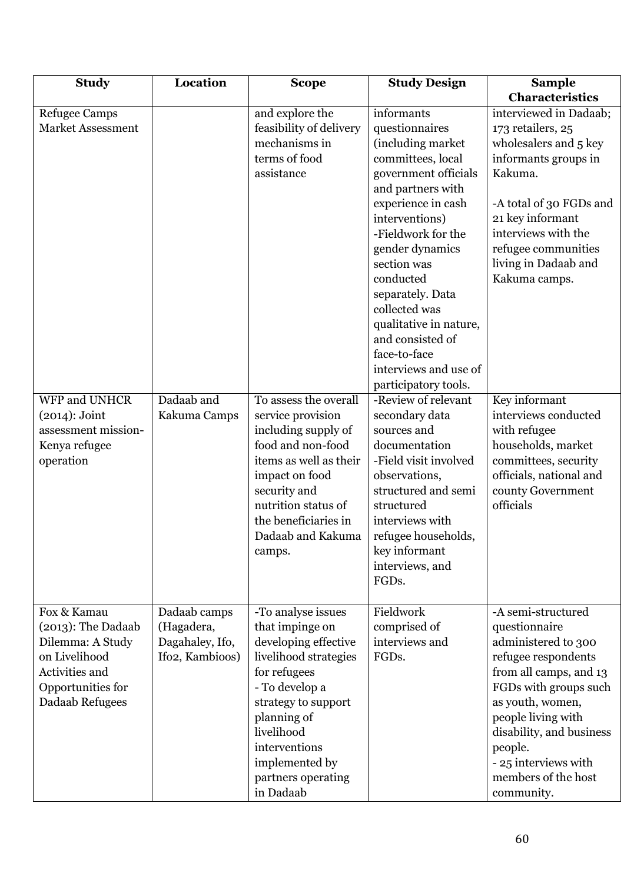| Study | Location | Scope | Study Design | Sample Characteristics |
|---|---|---|---|---|
| Refugee Camps Market Assessment | | and explore the feasibility of delivery mechanisms in terms of food assistance | informants questionnaires (including market committees, local government officials and partners with experience in cash interventions) -Fieldwork for the gender dynamics section was conducted separately. Data collected was qualitative in nature, and consisted of face-to-face interviews and use of participatory tools. | interviewed in Dadaab; 173 retailers, 25 wholesalers and 5 key informants groups in Kakuma. -A total of 30 FGDs and 21 key informant interviews with the refugee communities living in Dadaab and Kakuma camps. |
| WFP and UNHCR (2014): Joint assessment mission-Kenya refugee operation | Dadaab and Kakuma Camps | To assess the overall service provision including supply of food and non-food items as well as their impact on food security and nutrition status of the beneficiaries in Dadaab and Kakuma camps. | -Review of relevant secondary data sources and documentation -Field visit involved observations, structured and semi structured interviews with refugee households, key informant interviews, and FGDs. | Key informant interviews conducted with refugee households, market committees, security officials, national and county Government officials |
| Fox & Kamau (2013): The Dadaab Dilemma: A Study on Livelihood Activities and Opportunities for Dadaab Refugees | Dadaab camps (Hagadera, Dagahaley, Ifo, Ifo2, Kambioos) | -To analyse issues that impinge on developing effective livelihood strategies for refugees - To develop a strategy to support planning of livelihood interventions implemented by partners operating in Dadaab | Fieldwork comprised of interviews and FGDs. | -A semi-structured questionnaire administered to 300 refugee respondents from all camps, and 13 FGDs with groups such as youth, women, people living with disability, and business people. - 25 interviews with members of the host community. |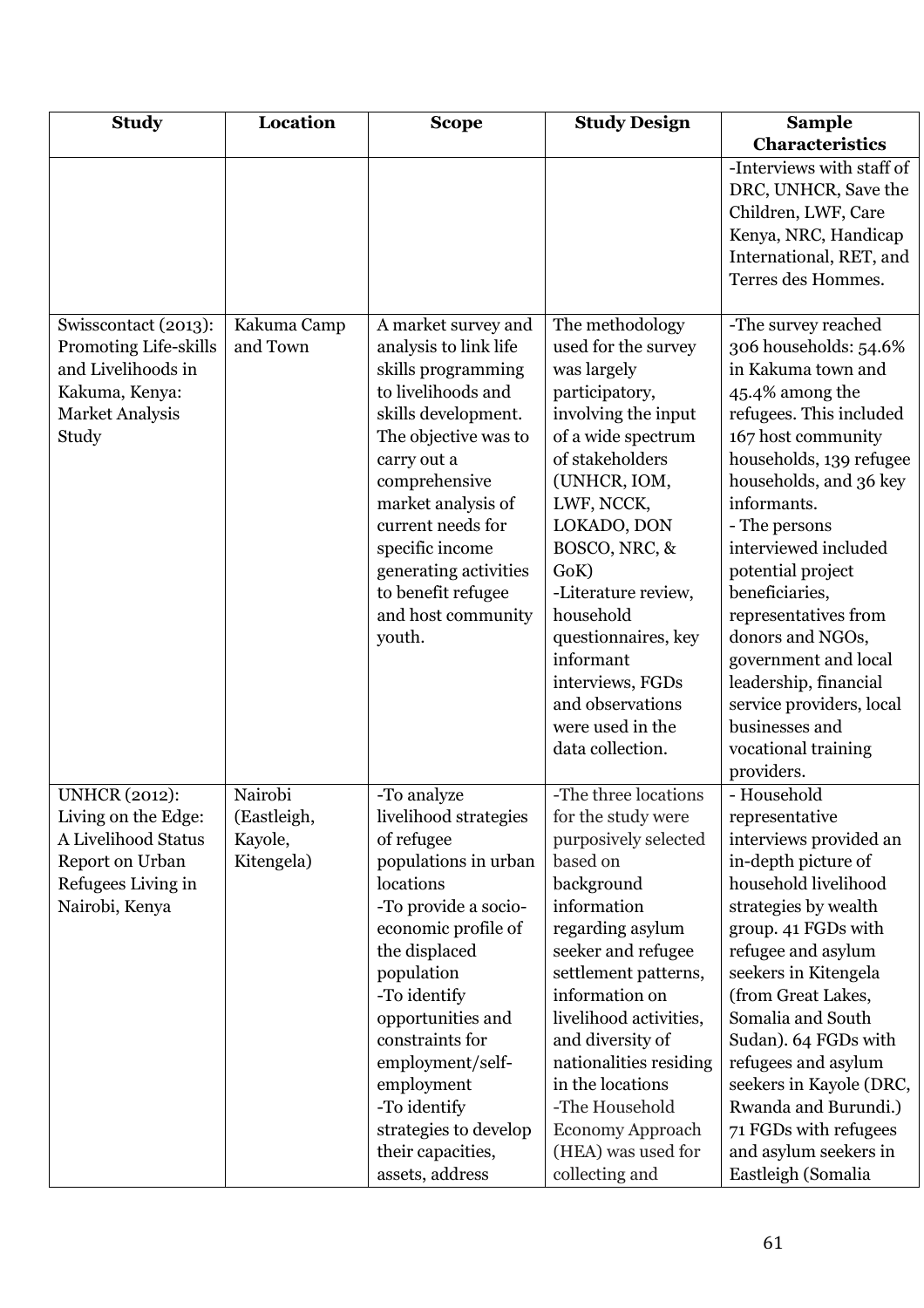| Study | Location | Scope | Study Design | Sample Characteristics |
|---|---|---|---|---|
| | | | | -Interviews with staff of DRC, UNHCR, Save the Children, LWF, Care Kenya, NRC, Handicap International, RET, and Terres des Hommes. |
| Swisscontact (2013): Promoting Life-skills and Livelihoods in Kakuma, Kenya: Market Analysis Study | Kakuma Camp and Town | A market survey and analysis to link life skills programming to livelihoods and skills development. The objective was to carry out a comprehensive market analysis of current needs for specific income generating activities to benefit refugee and host community youth. | The methodology used for the survey was largely participatory, involving the input of a wide spectrum of stakeholders (UNHCR, IOM, LWF, NCCK, LOKADO, DON BOSCO, NRC, & GoK)<br>-Literature review, household questionnaires, key informant interviews, FGDs and observations were used in the data collection. | -The survey reached 306 households: 54.6% in Kakuma town and 45.4% among the refugees. This included 167 host community households, 139 refugee households, and 36 key informants.<br>- The persons interviewed included potential project beneficiaries, representatives from donors and NGOs, government and local leadership, financial service providers, local businesses and vocational training providers. |
| UNHCR (2012): Living on the Edge: A Livelihood Status Report on Urban Refugees Living in Nairobi, Kenya | Nairobi (Eastleigh, Kayole, Kitengela) | -To analyze livelihood strategies of refugee populations in urban locations<br>-To provide a socio-economic profile of the displaced population<br>-To identify opportunities and constraints for employment/self-employment<br>-To identify strategies to develop their capacities, assets, address | -The three locations for the study were purposively selected based on background information regarding asylum seeker and refugee settlement patterns, information on livelihood activities, and diversity of nationalities residing in the locations<br>-The Household Economy Approach (HEA) was used for collecting and | - Household representative interviews provided an in-depth picture of household livelihood strategies by wealth group. 41 FGDs with refugee and asylum seekers in Kitengela (from Great Lakes, Somalia and South Sudan). 64 FGDs with refugees and asylum seekers in Kayole (DRC, Rwanda and Burundi.) 71 FGDs with refugees and asylum seekers in Eastleigh (Somalia |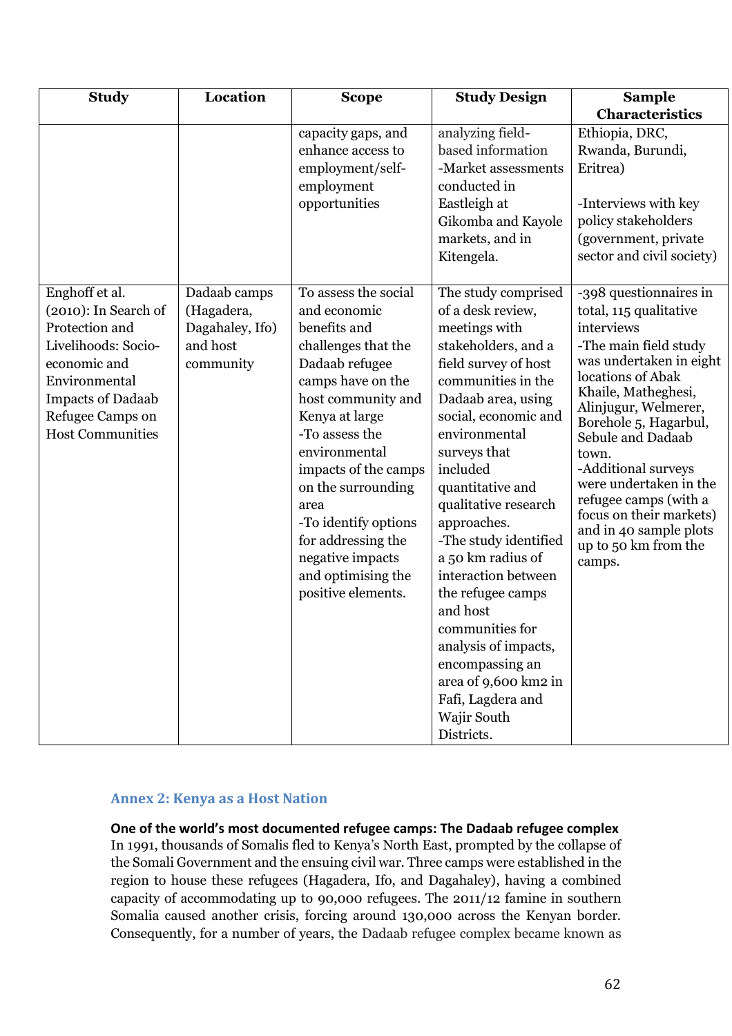| Study | Location | Scope | Study Design | Sample Characteristics |
|---|---|---|---|---|
| | | capacity gaps, and enhance access to employment/self-employment opportunities | analyzing field-based information<br>-Market assessments conducted in Eastleigh at Gikomba and Kayole markets, and in Kitengela. | Ethiopia, DRC, Rwanda, Burundi, Eritrea)<br><br>-Interviews with key policy stakeholders (government, private sector and civil society) |
| Enghoff et al. (2010): In Search of Protection and Livelihoods: Socio-economic and Environmental Impacts of Dadaab Refugee Camps on Host Communities | Dadaab camps (Hagadera, Dagahaley, Ifo) and host community | To assess the social and economic benefits and challenges that the Dadaab refugee camps have on the host community and Kenya at large<br>-To assess the environmental impacts of the camps on the surrounding area<br>-To identify options for addressing the negative impacts and optimising the positive elements. | The study comprised of a desk review, meetings with stakeholders, and a field survey of host communities in the Dadaab area, using social, economic and environmental surveys that included quantitative and qualitative research approaches.<br>-The study identified a 50 km radius of interaction between the refugee camps and host communities for analysis of impacts, encompassing an area of 9,600 km2 in Fafi, Lagdera and Wajir South Districts. | -398 questionnaires in total, 115 qualitative interviews<br>-The main field study was undertaken in eight locations of Abak Khaile, Matheghesi, Alinjugur, Welmerer, Borehole 5, Hagarbul, Sebule and Dadaab town.<br>-Additional surveys were undertaken in the refugee camps (with a focus on their markets) and in 40 sample plots up to 50 km from the camps. |

## Annex 2: Kenya as a Host Nation

**One of the world's most documented refugee camps: The Dadaab refugee complex**

In 1991, thousands of Somalis fled to Kenya's North East, prompted by the collapse of the Somali Government and the ensuing civil war. Three camps were established in the region to house these refugees (Hagadera, Ifo, and Dagahaley), having a combined capacity of accommodating up to 90,000 refugees. The 2011/12 famine in southern Somalia caused another crisis, forcing around 130,000 across the Kenyan border. Consequently, for a number of years, the Dadaab refugee complex became known as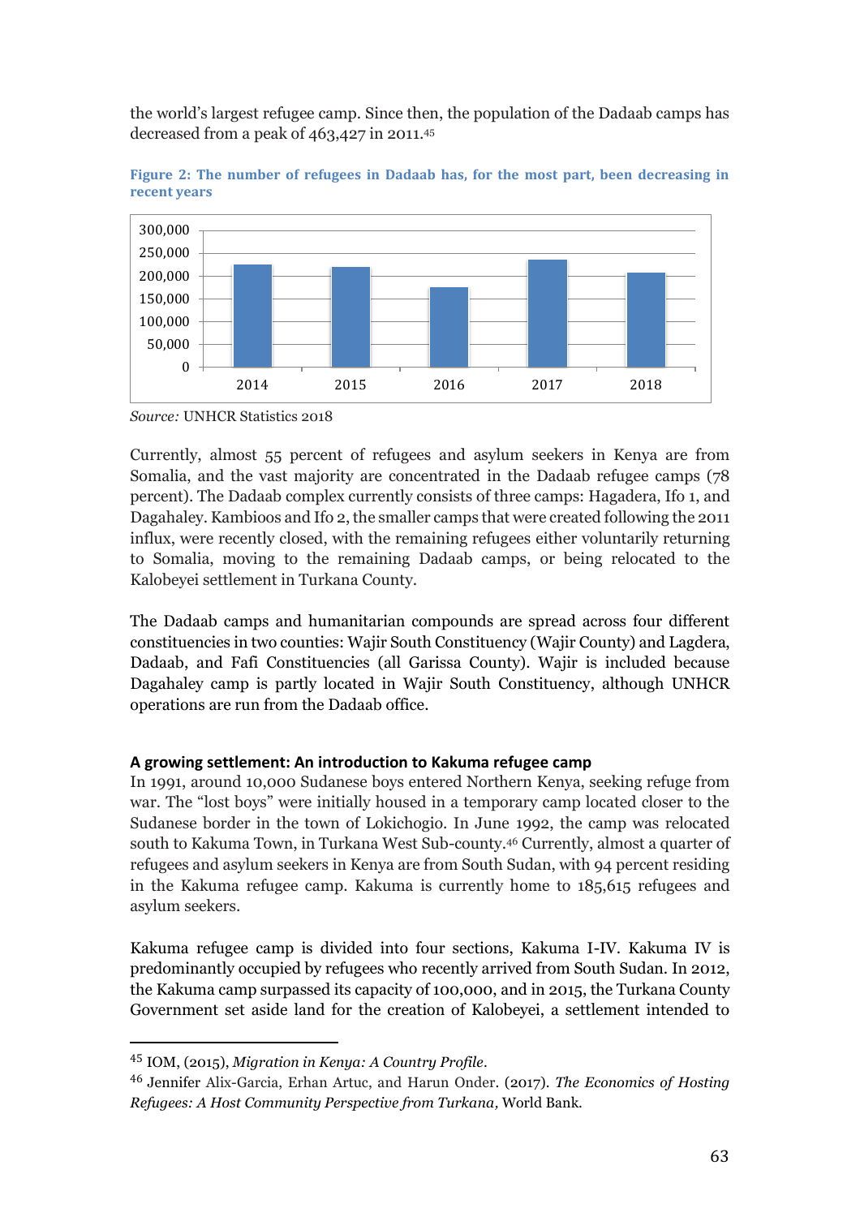the world's largest refugee camp. Since then, the population of the Dadaab camps has decreased from a peak of 463,427 in 2011.[45]

**Figure 2: The number of refugees in Dadaab has, for the most part, been decreasing in recent years**

*Source:* UNHCR Statistics 2018

Currently, almost 55 percent of refugees and asylum seekers in Kenya are from Somalia, and the vast majority are concentrated in the Dadaab refugee camps (78 percent). The Dadaab complex currently consists of three camps: Hagadera, Ifo 1, and Dagahaley. Kambioos and Ifo 2, the smaller camps that were created following the 2011 influx, were recently closed, with the remaining refugees either voluntarily returning to Somalia, moving to the remaining Dadaab camps, or being relocated to the Kalobeyei settlement in Turkana County.

The Dadaab camps and humanitarian compounds are spread across four different constituencies in two counties: Wajir South Constituency (Wajir County) and Lagdera, Dadaab, and Fafi Constituencies (all Garissa County). Wajir is included because Dagahaley camp is partly located in Wajir South Constituency, although UNHCR operations are run from the Dadaab office.

### A growing settlement: An introduction to Kakuma refugee camp

In 1991, around 10,000 Sudanese boys entered Northern Kenya, seeking refuge from war. The "lost boys" were initially housed in a temporary camp located closer to the Sudanese border in the town of Lokichogio. In June 1992, the camp was relocated south to Kakuma Town, in Turkana West Sub-county.[46] Currently, almost a quarter of refugees and asylum seekers in Kenya are from South Sudan, with 94 percent residing in the Kakuma refugee camp. Kakuma is currently home to 185,615 refugees and asylum seekers.

Kakuma refugee camp is divided into four sections, Kakuma I-IV. Kakuma IV is predominantly occupied by refugees who recently arrived from South Sudan. In 2012, the Kakuma camp surpassed its capacity of 100,000, and in 2015, the Turkana County Government set aside land for the creation of Kalobeyei, a settlement intended to

---

[45] IOM, (2015), *Migration in Kenya: A Country Profile*.

[46] Jennifer Alix-Garcia, Erhan Artuc, and Harun Onder. (2017). *The Economics of Hosting Refugees: A Host Community Perspective from Turkana,* World Bank.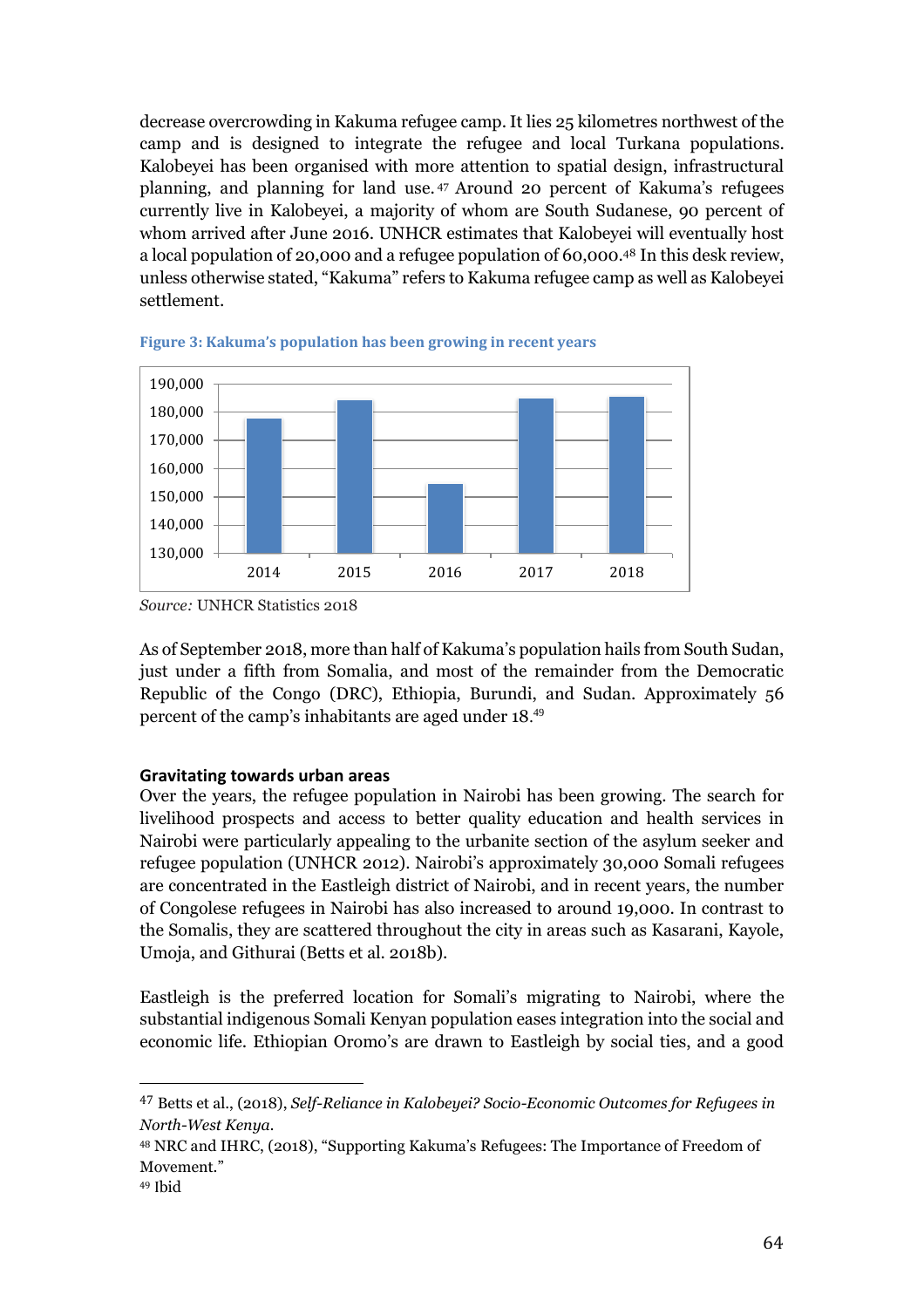decrease overcrowding in Kakuma refugee camp. It lies 25 kilometres northwest of the camp and is designed to integrate the refugee and local Turkana populations. Kalobeyei has been organised with more attention to spatial design, infrastructural planning, and planning for land use.[47] Around 20 percent of Kakuma's refugees currently live in Kalobeyei, a majority of whom are South Sudanese, 90 percent of whom arrived after June 2016. UNHCR estimates that Kalobeyei will eventually host a local population of 20,000 and a refugee population of 60,000.[48] In this desk review, unless otherwise stated, "Kakuma" refers to Kakuma refugee camp as well as Kalobeyei settlement.

**Figure 3: Kakuma's population has been growing in recent years**

*Source:* UNHCR Statistics 2018

As of September 2018, more than half of Kakuma's population hails from South Sudan, just under a fifth from Somalia, and most of the remainder from the Democratic Republic of the Congo (DRC), Ethiopia, Burundi, and Sudan. Approximately 56 percent of the camp's inhabitants are aged under 18.[49]

**Gravitating towards urban areas**

Over the years, the refugee population in Nairobi has been growing. The search for livelihood prospects and access to better quality education and health services in Nairobi were particularly appealing to the urbanite section of the asylum seeker and refugee population (UNHCR 2012). Nairobi's approximately 30,000 Somali refugees are concentrated in the Eastleigh district of Nairobi, and in recent years, the number of Congolese refugees in Nairobi has also increased to around 19,000. In contrast to the Somalis, they are scattered throughout the city in areas such as Kasarani, Kayole, Umoja, and Githurai (Betts et al. 2018b).

Eastleigh is the preferred location for Somali's migrating to Nairobi, where the substantial indigenous Somali Kenyan population eases integration into the social and economic life. Ethiopian Oromo's are drawn to Eastleigh by social ties, and a good

---

[47] Betts et al., (2018), *Self-Reliance in Kalobeyei? Socio-Economic Outcomes for Refugees in North-West Kenya.*

[48] NRC and IHRC, (2018), "Supporting Kakuma's Refugees: The Importance of Freedom of Movement."

[49] Ibid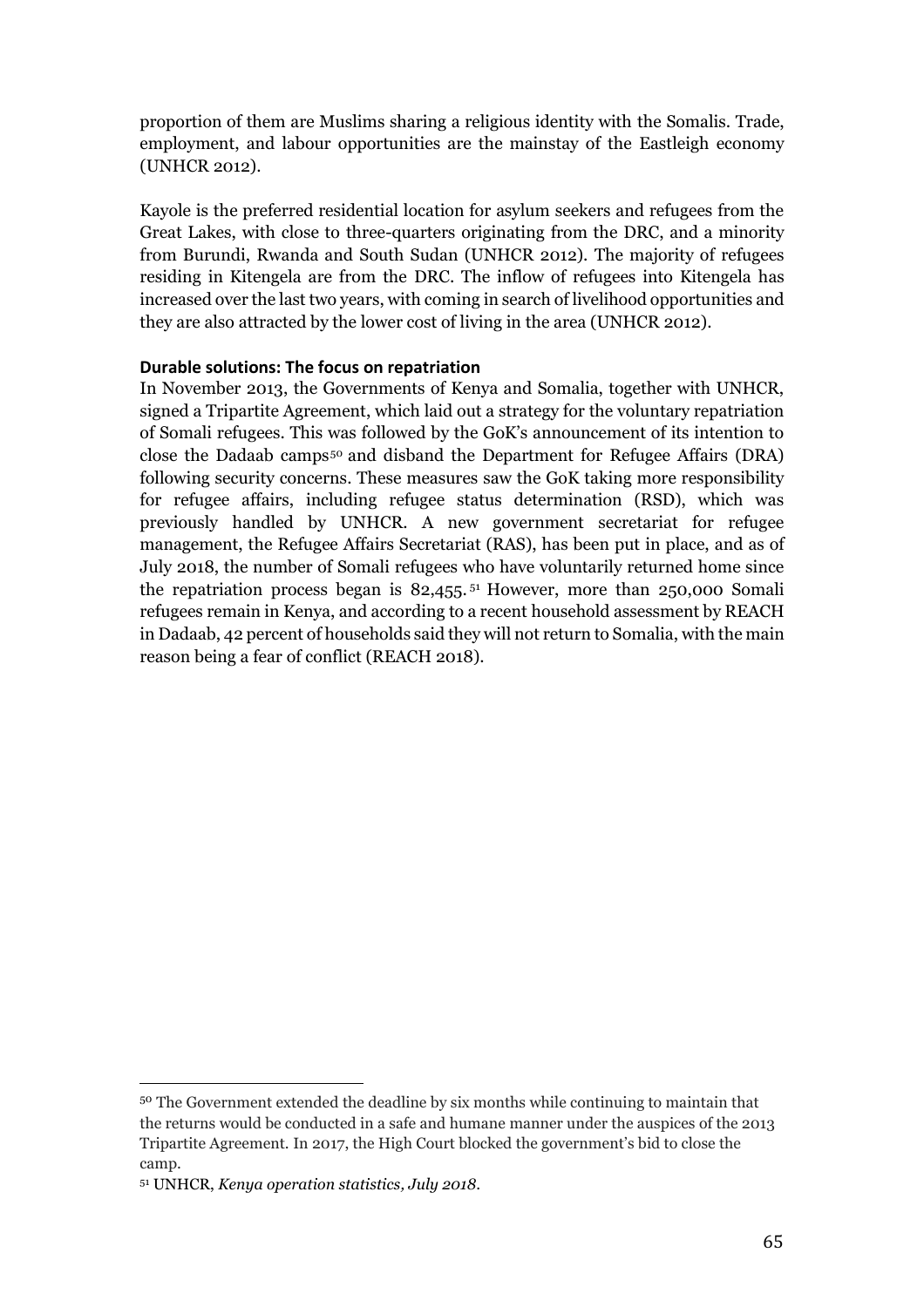proportion of them are Muslims sharing a religious identity with the Somalis. Trade, employment, and labour opportunities are the mainstay of the Eastleigh economy (UNHCR 2012).

Kayole is the preferred residential location for asylum seekers and refugees from the Great Lakes, with close to three-quarters originating from the DRC, and a minority from Burundi, Rwanda and South Sudan (UNHCR 2012). The majority of refugees residing in Kitengela are from the DRC. The inflow of refugees into Kitengela has increased over the last two years, with coming in search of livelihood opportunities and they are also attracted by the lower cost of living in the area (UNHCR 2012).

**Durable solutions: The focus on repatriation**

In November 2013, the Governments of Kenya and Somalia, together with UNHCR, signed a Tripartite Agreement, which laid out a strategy for the voluntary repatriation of Somali refugees. This was followed by the GoK's announcement of its intention to close the Dadaab camps[50] and disband the Department for Refugee Affairs (DRA) following security concerns. These measures saw the GoK taking more responsibility for refugee affairs, including refugee status determination (RSD), which was previously handled by UNHCR. A new government secretariat for refugee management, the Refugee Affairs Secretariat (RAS), has been put in place, and as of July 2018, the number of Somali refugees who have voluntarily returned home since the repatriation process began is 82,455.[51] However, more than 250,000 Somali refugees remain in Kenya, and according to a recent household assessment by REACH in Dadaab, 42 percent of households said they will not return to Somalia, with the main reason being a fear of conflict (REACH 2018).

---

[50] The Government extended the deadline by six months while continuing to maintain that the returns would be conducted in a safe and humane manner under the auspices of the 2013 Tripartite Agreement. In 2017, the High Court blocked the government's bid to close the camp.

[51] UNHCR, *Kenya operation statistics, July 2018*.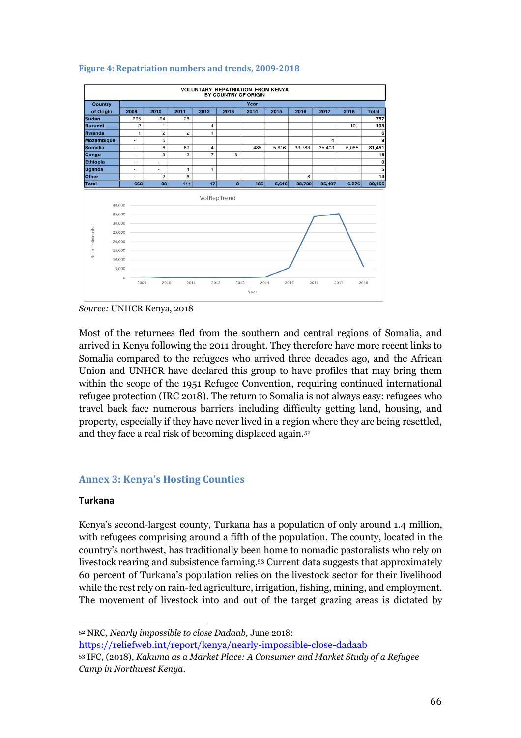**Figure 4: Repatriation numbers and trends, 2009-2018**

| VOLUNTARY REPATRIATION FROM KENYA BY COUNTRY OF ORIGIN | | | | | | | | | | | |
|---|---|---|---|---|---|---|---|---|---|---|---|
| Country of Origin | Year | | | | | | | | | | |
| | 2009 | 2010 | 2011 | 2012 | 2013 | 2014 | 2015 | 2016 | 2017 | 2018 | Total |
| Sudan | 665 | 64 | 28 | | | | | | | | 757 |
| Burundi | 2 | 1 | | 4 | | | | | | 191 | 198 |
| Rwanda | 1 | 2 | 2 | 1 | | | | | | | 6 |
| Mozambique | - | 5 | | | | | | | 4 | | 9 |
| Somalia | - | 6 | 69 | 4 | | 485 | 5,616 | 33,783 | 35,403 | 6,085 | 81,451 |
| Congo | - | 3 | 2 | 7 | 3 | | | | | | 15 |
| Ethiopia | - | - | | | | | | | | | 0 |
| Uganda | - | - | 4 | 1 | | | | | | | 5 |
| Other | - | 2 | 6 | | | | | 6 | | | 14 |
| Total | 668 | 83 | 111 | 17 | 3 | 485 | 5,616 | 33,789 | 35,407 | 6,276 | 82,455 |

*Source:* UNHCR Kenya, 2018

Most of the returnees fled from the southern and central regions of Somalia, and arrived in Kenya following the 2011 drought. They therefore have more recent links to Somalia compared to the refugees who arrived three decades ago, and the African Union and UNHCR have declared this group to have profiles that may bring them within the scope of the 1951 Refugee Convention, requiring continued international refugee protection (IRC 2018). The return to Somalia is not always easy: refugees who travel back face numerous barriers including difficulty getting land, housing, and property, especially if they have never lived in a region where they are being resettled, and they face a real risk of becoming displaced again.[52]

## Annex 3: Kenya's Hosting Counties

### Turkana

Kenya's second-largest county, Turkana has a population of only around 1.4 million, with refugees comprising around a fifth of the population. The county, located in the country's northwest, has traditionally been home to nomadic pastoralists who rely on livestock rearing and subsistence farming.[53] Current data suggests that approximately 60 percent of Turkana's population relies on the livestock sector for their livelihood while the rest rely on rain-fed agriculture, irrigation, fishing, mining, and employment. The movement of livestock into and out of the target grazing areas is dictated by

[52] NRC, *Nearly impossible to close Dadaab,* June 2018: https://reliefweb.int/report/kenya/nearly-impossible-close-dadaab

[53] IFC, (2018), *Kakuma as a Market Place: A Consumer and Market Study of a Refugee Camp in Northwest Kenya*.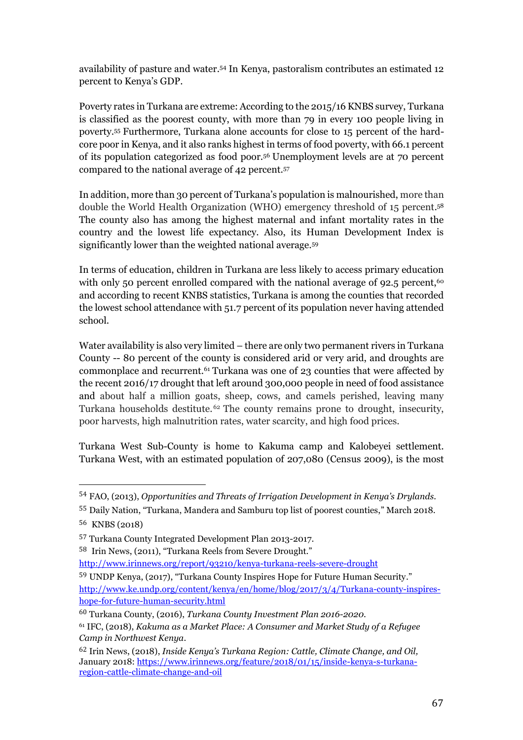availability of pasture and water.[54] In Kenya, pastoralism contributes an estimated 12 percent to Kenya's GDP.

Poverty rates in Turkana are extreme: According to the 2015/16 KNBS survey, Turkana is classified as the poorest county, with more than 79 in every 100 people living in poverty.[55] Furthermore, Turkana alone accounts for close to 15 percent of the hard-core poor in Kenya, and it also ranks highest in terms of food poverty, with 66.1 percent of its population categorized as food poor.[56] Unemployment levels are at 70 percent compared to the national average of 42 percent.[57]

In addition, more than 30 percent of Turkana's population is malnourished, more than double the World Health Organization (WHO) emergency threshold of 15 percent.[58] The county also has among the highest maternal and infant mortality rates in the country and the lowest life expectancy. Also, its Human Development Index is significantly lower than the weighted national average.[59]

In terms of education, children in Turkana are less likely to access primary education with only 50 percent enrolled compared with the national average of 92.5 percent,[60] and according to recent KNBS statistics, Turkana is among the counties that recorded the lowest school attendance with 51.7 percent of its population never having attended school.

Water availability is also very limited – there are only two permanent rivers in Turkana County -- 80 percent of the county is considered arid or very arid, and droughts are commonplace and recurrent.[61] Turkana was one of 23 counties that were affected by the recent 2016/17 drought that left around 300,000 people in need of food assistance and about half a million goats, sheep, cows, and camels perished, leaving many Turkana households destitute.[62] The county remains prone to drought, insecurity, poor harvests, high malnutrition rates, water scarcity, and high food prices.

Turkana West Sub-County is home to Kakuma camp and Kalobeyei settlement. Turkana West, with an estimated population of 207,080 (Census 2009), is the most

---

[54] FAO, (2013), *Opportunities and Threats of Irrigation Development in Kenya's Drylands.*

[55] Daily Nation, "Turkana, Mandera and Samburu top list of poorest counties," March 2018.

[56] KNBS (2018)

[57] Turkana County Integrated Development Plan 2013-2017.

[58] Irin News, (2011), "Turkana Reels from Severe Drought." http://www.irinnews.org/report/93210/kenya-turkana-reels-severe-drought

[59] UNDP Kenya, (2017), "Turkana County Inspires Hope for Future Human Security." http://www.ke.undp.org/content/kenya/en/home/blog/2017/3/4/Turkana-county-inspires-hope-for-future-human-security.html

[60] Turkana County, (2016), *Turkana County Investment Plan 2016-2020.*

[61] IFC, (2018), *Kakuma as a Market Place: A Consumer and Market Study of a Refugee Camp in Northwest Kenya.*

[62] Irin News, (2018), *Inside Kenya's Turkana Region: Cattle, Climate Change, and Oil,* January 2018: https://www.irinnews.org/feature/2018/01/15/inside-kenya-s-turkana-region-cattle-climate-change-and-oil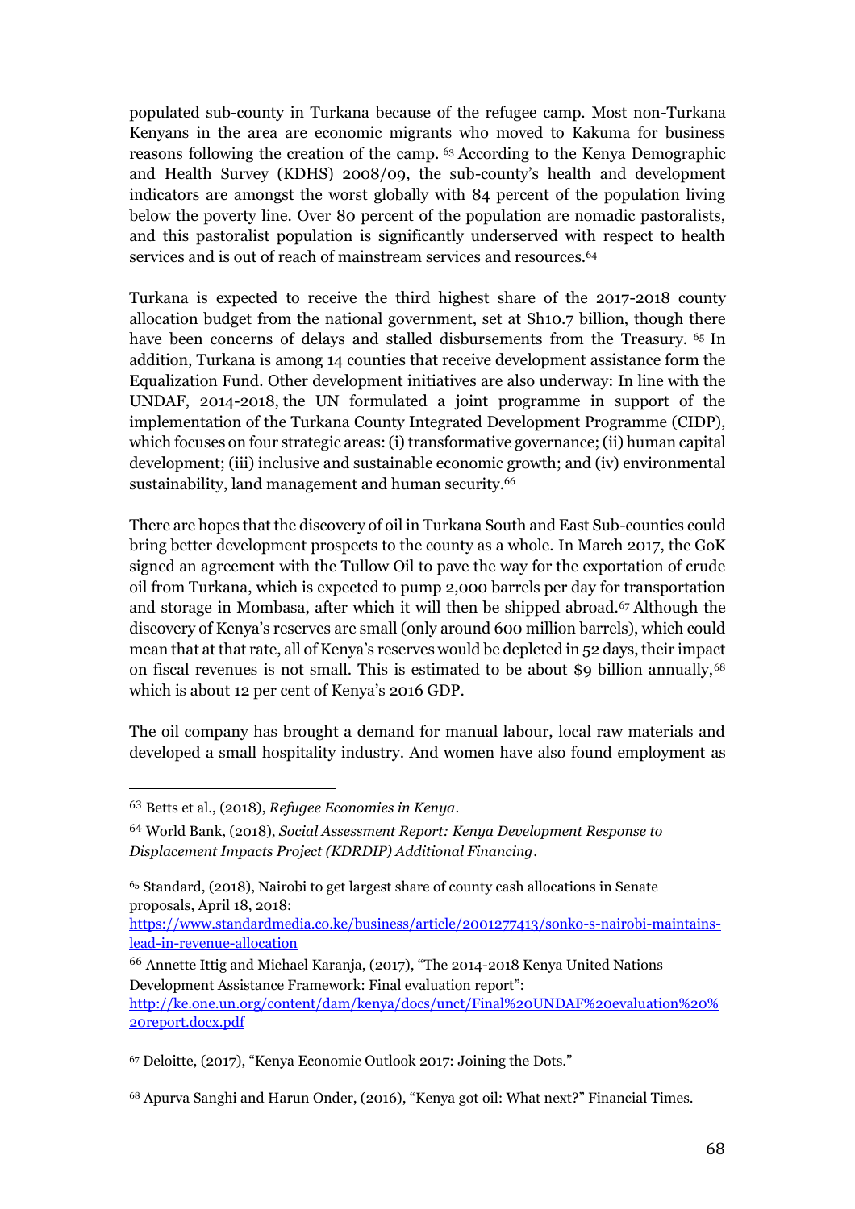populated sub-county in Turkana because of the refugee camp. Most non-Turkana Kenyans in the area are economic migrants who moved to Kakuma for business reasons following the creation of the camp. [63] According to the Kenya Demographic and Health Survey (KDHS) 2008/09, the sub-county's health and development indicators are amongst the worst globally with 84 percent of the population living below the poverty line. Over 80 percent of the population are nomadic pastoralists, and this pastoralist population is significantly underserved with respect to health services and is out of reach of mainstream services and resources.[64]

Turkana is expected to receive the third highest share of the 2017-2018 county allocation budget from the national government, set at Sh10.7 billion, though there have been concerns of delays and stalled disbursements from the Treasury. [65] In addition, Turkana is among 14 counties that receive development assistance form the Equalization Fund. Other development initiatives are also underway: In line with the UNDAF, 2014-2018, the UN formulated a joint programme in support of the implementation of the Turkana County Integrated Development Programme (CIDP), which focuses on four strategic areas: (i) transformative governance; (ii) human capital development; (iii) inclusive and sustainable economic growth; and (iv) environmental sustainability, land management and human security.[66]

There are hopes that the discovery of oil in Turkana South and East Sub-counties could bring better development prospects to the county as a whole. In March 2017, the GoK signed an agreement with the Tullow Oil to pave the way for the exportation of crude oil from Turkana, which is expected to pump 2,000 barrels per day for transportation and storage in Mombasa, after which it will then be shipped abroad.[67] Although the discovery of Kenya's reserves are small (only around 600 million barrels), which could mean that at that rate, all of Kenya's reserves would be depleted in 52 days, their impact on fiscal revenues is not small. This is estimated to be about $9 billion annually,[68] which is about 12 per cent of Kenya's 2016 GDP.

The oil company has brought a demand for manual labour, local raw materials and developed a small hospitality industry. And women have also found employment as

---

[63] Betts et al., (2018), *Refugee Economies in Kenya*.

[64] World Bank, (2018), *Social Assessment Report: Kenya Development Response to Displacement Impacts Project (KDRDIP) Additional Financing*.

[65] Standard, (2018), Nairobi to get largest share of county cash allocations in Senate proposals, April 18, 2018: https://www.standardmedia.co.ke/business/article/2001277413/sonko-s-nairobi-maintains-lead-in-revenue-allocation

[66] Annette Ittig and Michael Karanja, (2017), "The 2014-2018 Kenya United Nations Development Assistance Framework: Final evaluation report": http://ke.one.un.org/content/dam/kenya/docs/unct/Final%20UNDAF%20evaluation%20%20report.docx.pdf

[67] Deloitte, (2017), "Kenya Economic Outlook 2017: Joining the Dots."

[68] Apurva Sanghi and Harun Onder, (2016), "Kenya got oil: What next?" Financial Times.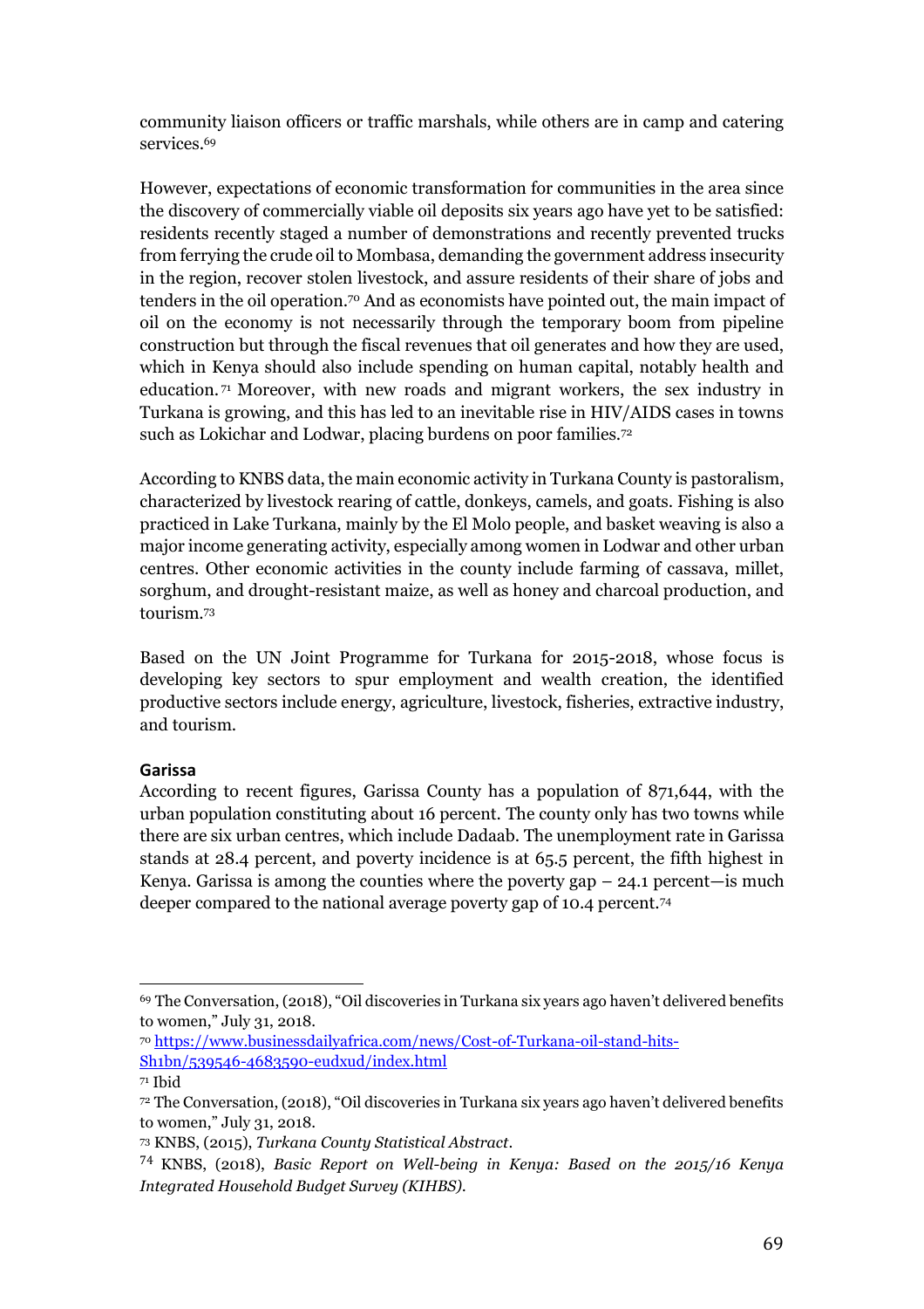community liaison officers or traffic marshals, while others are in camp and catering services.[69]

However, expectations of economic transformation for communities in the area since the discovery of commercially viable oil deposits six years ago have yet to be satisfied: residents recently staged a number of demonstrations and recently prevented trucks from ferrying the crude oil to Mombasa, demanding the government address insecurity in the region, recover stolen livestock, and assure residents of their share of jobs and tenders in the oil operation.[70] And as economists have pointed out, the main impact of oil on the economy is not necessarily through the temporary boom from pipeline construction but through the fiscal revenues that oil generates and how they are used, which in Kenya should also include spending on human capital, notably health and education.[71] Moreover, with new roads and migrant workers, the sex industry in Turkana is growing, and this has led to an inevitable rise in HIV/AIDS cases in towns such as Lokichar and Lodwar, placing burdens on poor families.[72]

According to KNBS data, the main economic activity in Turkana County is pastoralism, characterized by livestock rearing of cattle, donkeys, camels, and goats. Fishing is also practiced in Lake Turkana, mainly by the El Molo people, and basket weaving is also a major income generating activity, especially among women in Lodwar and other urban centres. Other economic activities in the county include farming of cassava, millet, sorghum, and drought-resistant maize, as well as honey and charcoal production, and tourism.[73]

Based on the UN Joint Programme for Turkana for 2015-2018, whose focus is developing key sectors to spur employment and wealth creation, the identified productive sectors include energy, agriculture, livestock, fisheries, extractive industry, and tourism.

**Garissa**

According to recent figures, Garissa County has a population of 871,644, with the urban population constituting about 16 percent. The county only has two towns while there are six urban centres, which include Dadaab. The unemployment rate in Garissa stands at 28.4 percent, and poverty incidence is at 65.5 percent, the fifth highest in Kenya. Garissa is among the counties where the poverty gap – 24.1 percent—is much deeper compared to the national average poverty gap of 10.4 percent.[74]

---

[69] The Conversation, (2018), "Oil discoveries in Turkana six years ago haven't delivered benefits to women," July 31, 2018.

[70] https://www.businessdailyafrica.com/news/Cost-of-Turkana-oil-stand-hits-Sh1bn/539546-4683590-eudxud/index.html

[71] Ibid

[72] The Conversation, (2018), "Oil discoveries in Turkana six years ago haven't delivered benefits to women," July 31, 2018.

[73] KNBS, (2015), *Turkana County Statistical Abstract*.

[74] KNBS, (2018), *Basic Report on Well-being in Kenya: Based on the 2015/16 Kenya Integrated Household Budget Survey (KIHBS).*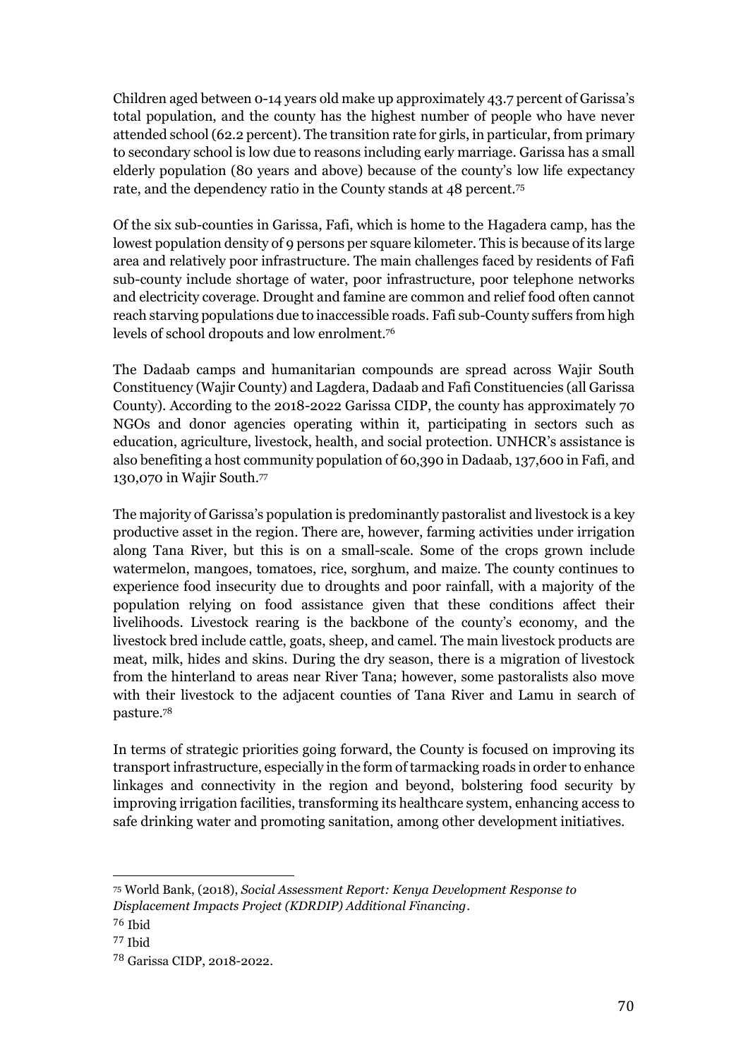Children aged between 0-14 years old make up approximately 43.7 percent of Garissa's total population, and the county has the highest number of people who have never attended school (62.2 percent). The transition rate for girls, in particular, from primary to secondary school is low due to reasons including early marriage. Garissa has a small elderly population (80 years and above) because of the county's low life expectancy rate, and the dependency ratio in the County stands at 48 percent.[75]

Of the six sub-counties in Garissa, Fafi, which is home to the Hagadera camp, has the lowest population density of 9 persons per square kilometer. This is because of its large area and relatively poor infrastructure. The main challenges faced by residents of Fafi sub-county include shortage of water, poor infrastructure, poor telephone networks and electricity coverage. Drought and famine are common and relief food often cannot reach starving populations due to inaccessible roads. Fafi sub-County suffers from high levels of school dropouts and low enrolment.[76]

The Dadaab camps and humanitarian compounds are spread across Wajir South Constituency (Wajir County) and Lagdera, Dadaab and Fafi Constituencies (all Garissa County). According to the 2018-2022 Garissa CIDP, the county has approximately 70 NGOs and donor agencies operating within it, participating in sectors such as education, agriculture, livestock, health, and social protection. UNHCR's assistance is also benefiting a host community population of 60,390 in Dadaab, 137,600 in Fafi, and 130,070 in Wajir South.[77]

The majority of Garissa's population is predominantly pastoralist and livestock is a key productive asset in the region. There are, however, farming activities under irrigation along Tana River, but this is on a small-scale. Some of the crops grown include watermelon, mangoes, tomatoes, rice, sorghum, and maize. The county continues to experience food insecurity due to droughts and poor rainfall, with a majority of the population relying on food assistance given that these conditions affect their livelihoods. Livestock rearing is the backbone of the county's economy, and the livestock bred include cattle, goats, sheep, and camel. The main livestock products are meat, milk, hides and skins. During the dry season, there is a migration of livestock from the hinterland to areas near River Tana; however, some pastoralists also move with their livestock to the adjacent counties of Tana River and Lamu in search of pasture.[78]

In terms of strategic priorities going forward, the County is focused on improving its transport infrastructure, especially in the form of tarmacking roads in order to enhance linkages and connectivity in the region and beyond, bolstering food security by improving irrigation facilities, transforming its healthcare system, enhancing access to safe drinking water and promoting sanitation, among other development initiatives.

---

[75] World Bank, (2018), *Social Assessment Report: Kenya Development Response to Displacement Impacts Project (KDRDIP) Additional Financing*.

[76] Ibid

[77] Ibid

[78] Garissa CIDP, 2018-2022.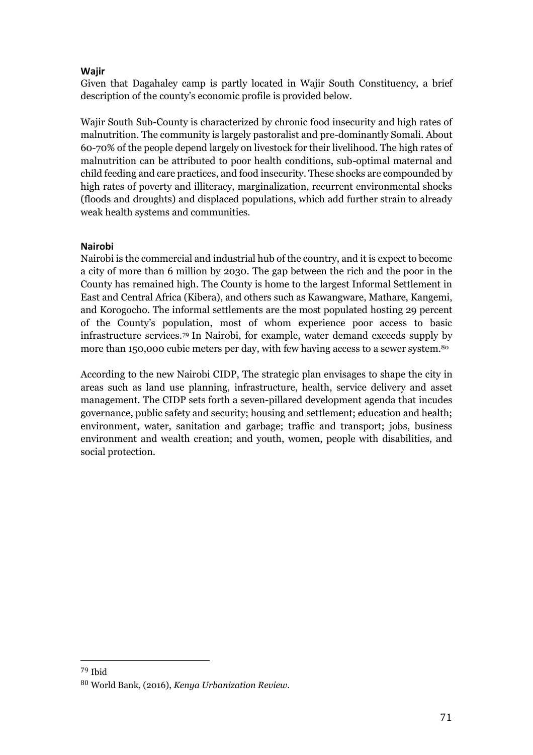### Wajir

Given that Dagahaley camp is partly located in Wajir South Constituency, a brief description of the county's economic profile is provided below.

Wajir South Sub-County is characterized by chronic food insecurity and high rates of malnutrition. The community is largely pastoralist and pre-dominantly Somali. About 60-70% of the people depend largely on livestock for their livelihood. The high rates of malnutrition can be attributed to poor health conditions, sub-optimal maternal and child feeding and care practices, and food insecurity. These shocks are compounded by high rates of poverty and illiteracy, marginalization, recurrent environmental shocks (floods and droughts) and displaced populations, which add further strain to already weak health systems and communities.

### Nairobi

Nairobi is the commercial and industrial hub of the country, and it is expect to become a city of more than 6 million by 2030. The gap between the rich and the poor in the County has remained high. The County is home to the largest Informal Settlement in East and Central Africa (Kibera), and others such as Kawangware, Mathare, Kangemi, and Korogocho. The informal settlements are the most populated hosting 29 percent of the County's population, most of whom experience poor access to basic infrastructure services.[79] In Nairobi, for example, water demand exceeds supply by more than 150,000 cubic meters per day, with few having access to a sewer system.[80]

According to the new Nairobi CIDP, The strategic plan envisages to shape the city in areas such as land use planning, infrastructure, health, service delivery and asset management. The CIDP sets forth a seven-pillared development agenda that incudes governance, public safety and security; housing and settlement; education and health; environment, water, sanitation and garbage; traffic and transport; jobs, business environment and wealth creation; and youth, women, people with disabilities, and social protection.

---

[79] Ibid

[80] World Bank, (2016), *Kenya Urbanization Review*.